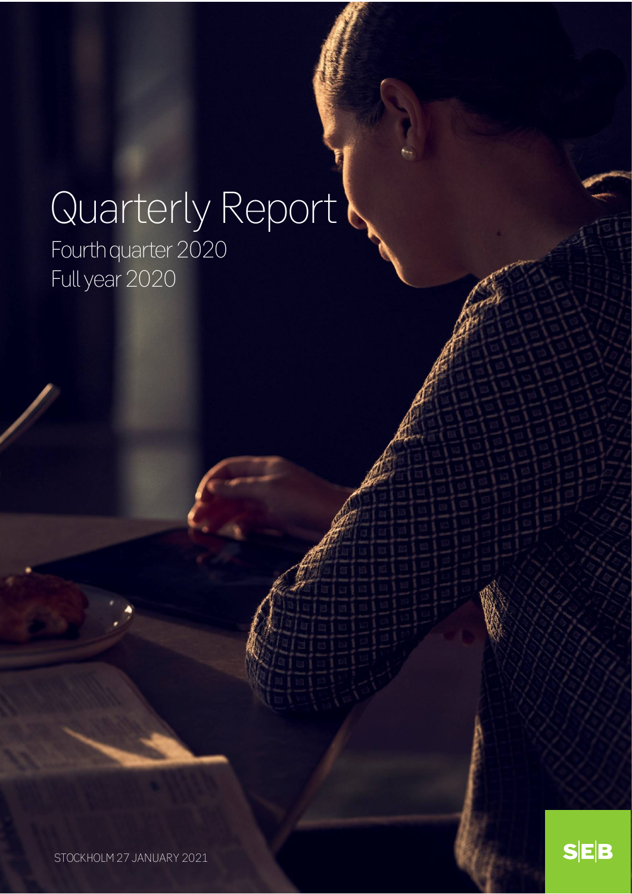# Quarterly Report

Fourth quarter 2020

Full year 2020

STOCKHOLM 27 JANUARY 2021

SEB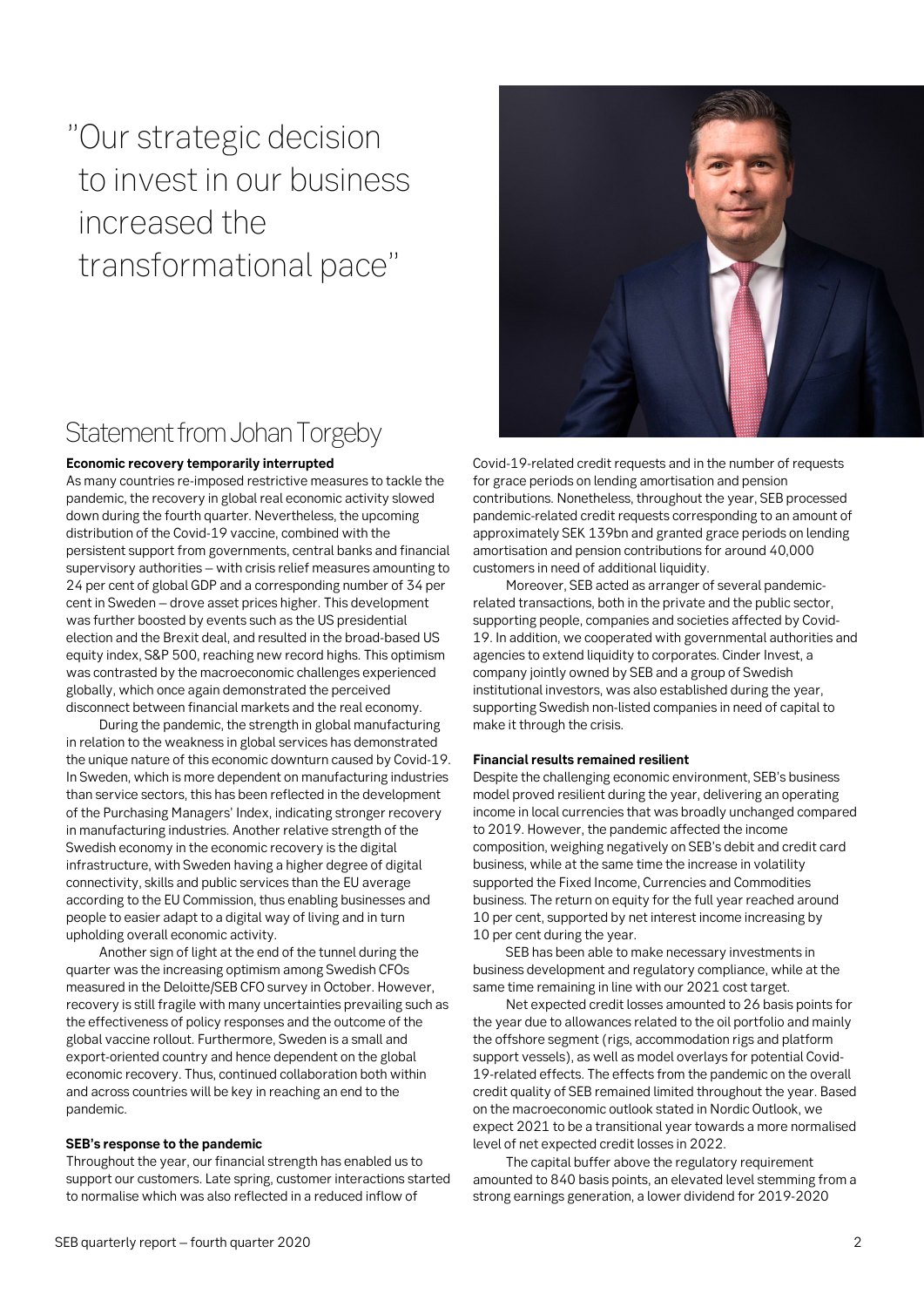"Our strategic decision to invest in our business increased the transformational pace"

## Statement from Johan Torgeby

**Economic recovery temporarily interrupted**

As many countries re-imposed restrictive measures to tackle the pandemic, the recovery in global real economic activity slowed down during the fourth quarter. Nevertheless, the upcoming distribution of the Covid-19 vaccine, combined with the persistent support from governments, central banks and financial supervisory authorities – with crisis relief measures amounting to 24 per cent of global GDP and a corresponding number of 34 per cent in Sweden – drove asset prices higher. This development was further boosted by events such as the US presidential election and the Brexit deal, and resulted in the broad-based US equity index, S&P 500, reaching new record highs. This optimism was contrasted by the macroeconomic challenges experienced globally, which once again demonstrated the perceived disconnect between financial markets and the real economy.

During the pandemic, the strength in global manufacturing in relation to the weakness in global services has demonstrated the unique nature of this economic downturn caused by Covid-19. In Sweden, which is more dependent on manufacturing industries than service sectors, this has been reflected in the development of the Purchasing Managers' Index, indicating stronger recovery in manufacturing industries. Another relative strength of the Swedish economy in the economic recovery is the digital infrastructure, with Sweden having a higher degree of digital connectivity, skills and public services than the EU average according to the EU Commission, thus enabling businesses and people to easier adapt to a digital way of living and in turn upholding overall economic activity.

Another sign of light at the end of the tunnel during the quarter was the increasing optimism among Swedish CFOs measured in the Deloitte/SEB CFO survey in October. However, recovery is still fragile with many uncertainties prevailing such as the effectiveness of policy responses and the outcome of the global vaccine rollout. Furthermore, Sweden is a small and export-oriented country and hence dependent on the global economic recovery. Thus, continued collaboration both within and across countries will be key in reaching an end to the pandemic.

**SEB's response to the pandemic**

Throughout the year, our financial strength has enabled us to support our customers. Late spring, customer interactions started to normalise which was also reflected in a reduced inflow of Covid-19-related credit requests and in the number of requests for grace periods on lending amortisation and pension contributions. Nonetheless, throughout the year, SEB processed pandemic-related credit requests corresponding to an amount of approximately SEK 139bn and granted grace periods on lending amortisation and pension contributions for around 40,000 customers in need of additional liquidity.

Moreover, SEB acted as arranger of several pandemic-related transactions, both in the private and the public sector, supporting people, companies and societies affected by Covid-19. In addition, we cooperated with governmental authorities and agencies to extend liquidity to corporates. Cinder Invest, a company jointly owned by SEB and a group of Swedish institutional investors, was also established during the year, supporting Swedish non-listed companies in need of capital to make it through the crisis.

**Financial results remained resilient**

Despite the challenging economic environment, SEB's business model proved resilient during the year, delivering an operating income in local currencies that was broadly unchanged compared to 2019. However, the pandemic affected the income composition, weighing negatively on SEB's debit and credit card business, while at the same time the increase in volatility supported the Fixed Income, Currencies and Commodities business. The return on equity for the full year reached around 10 per cent, supported by net interest income increasing by 10 per cent during the year.

SEB has been able to make necessary investments in business development and regulatory compliance, while at the same time remaining in line with our 2021 cost target.

Net expected credit losses amounted to 26 basis points for the year due to allowances related to the oil portfolio and mainly the offshore segment (rigs, accommodation rigs and platform support vessels), as well as model overlays for potential Covid-19-related effects. The effects from the pandemic on the overall credit quality of SEB remained limited throughout the year. Based on the macroeconomic outlook stated in Nordic Outlook, we expect 2021 to be a transitional year towards a more normalised level of net expected credit losses in 2022.

The capital buffer above the regulatory requirement amounted to 840 basis points, an elevated level stemming from a strong earnings generation, a lower dividend for 2019-2020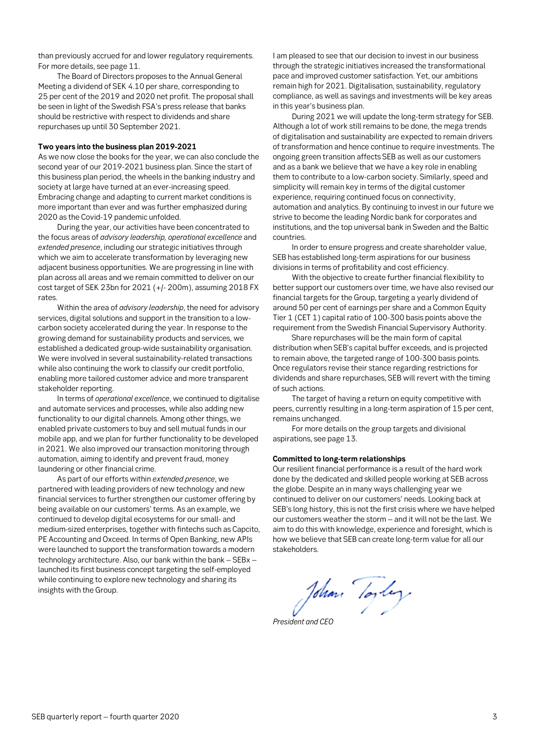than previously accrued for and lower regulatory requirements. For more details, see page 11.

The Board of Directors proposes to the Annual General Meeting a dividend of SEK 4.10 per share, corresponding to 25 per cent of the 2019 and 2020 net profit. The proposal shall be seen in light of the Swedish FSA's press release that banks should be restrictive with respect to dividends and share repurchases up until 30 September 2021.

**Two years into the business plan 2019-2021**

As we now close the books for the year, we can also conclude the second year of our 2019-2021 business plan. Since the start of this business plan period, the wheels in the banking industry and society at large have turned at an ever-increasing speed. Embracing change and adapting to current market conditions is more important than ever and was further emphasized during 2020 as the Covid-19 pandemic unfolded.

During the year, our activities have been concentrated to the focus areas of *advisory leadership, operational excellence* and *extended presence*, including our strategic initiatives through which we aim to accelerate transformation by leveraging new adjacent business opportunities. We are progressing in line with plan across all areas and we remain committed to deliver on our cost target of SEK 23bn for 2021 (+/- 200m), assuming 2018 FX rates.

Within the area of *advisory leadership*, the need for advisory services, digital solutions and support in the transition to a low-carbon society accelerated during the year. In response to the growing demand for sustainability products and services, we established a dedicated group-wide sustainability organisation. We were involved in several sustainability-related transactions while also continuing the work to classify our credit portfolio, enabling more tailored customer advice and more transparent stakeholder reporting.

In terms of *operational excellence*, we continued to digitalise and automate services and processes, while also adding new functionality to our digital channels. Among other things, we enabled private customers to buy and sell mutual funds in our mobile app, and we plan for further functionality to be developed in 2021. We also improved our transaction monitoring through automation, aiming to identify and prevent fraud, money laundering or other financial crime.

As part of our efforts within *extended presence*, we partnered with leading providers of new technology and new financial services to further strengthen our customer offering by being available on our customers' terms. As an example, we continued to develop digital ecosystems for our small- and medium-sized enterprises, together with fintechs such as Capcito, PE Accounting and Oxceed. In terms of Open Banking, new APIs were launched to support the transformation towards a modern technology architecture. Also, our bank within the bank – SEBx – launched its first business concept targeting the self-employed while continuing to explore new technology and sharing its insights with the Group.

I am pleased to see that our decision to invest in our business through the strategic initiatives increased the transformational pace and improved customer satisfaction. Yet, our ambitions remain high for 2021. Digitalisation, sustainability, regulatory compliance, as well as savings and investments will be key areas in this year's business plan.

During 2021 we will update the long-term strategy for SEB. Although a lot of work still remains to be done, the mega trends of digitalisation and sustainability are expected to remain drivers of transformation and hence continue to require investments. The ongoing green transition affects SEB as well as our customers and as a bank we believe that we have a key role in enabling them to contribute to a low-carbon society. Similarly, speed and simplicity will remain key in terms of the digital customer experience, requiring continued focus on connectivity, automation and analytics. By continuing to invest in our future we strive to become the leading Nordic bank for corporates and institutions, and the top universal bank in Sweden and the Baltic countries.

In order to ensure progress and create shareholder value, SEB has established long-term aspirations for our business divisions in terms of profitability and cost efficiency.

With the objective to create further financial flexibility to better support our customers over time, we have also revised our financial targets for the Group, targeting a yearly dividend of around 50 per cent of earnings per share and a Common Equity Tier 1 (CET 1) capital ratio of 100-300 basis points above the requirement from the Swedish Financial Supervisory Authority.

Share repurchases will be the main form of capital distribution when SEB's capital buffer exceeds, and is projected to remain above, the targeted range of 100-300 basis points. Once regulators revise their stance regarding restrictions for dividends and share repurchases, SEB will revert with the timing of such actions.

The target of having a return on equity competitive with peers, currently resulting in a long-term aspiration of 15 per cent, remains unchanged.

For more details on the group targets and divisional aspirations, see page 13.

**Committed to long-term relationships**

Our resilient financial performance is a result of the hard work done by the dedicated and skilled people working at SEB across the globe. Despite an in many ways challenging year we continued to deliver on our customers' needs. Looking back at SEB's long history, this is not the first crisis where we have helped our customers weather the storm – and it will not be the last. We aim to do this with knowledge, experience and foresight, which is how we believe that SEB can create long-term value for all our stakeholders.

Johan Torgeby

*President and CEO*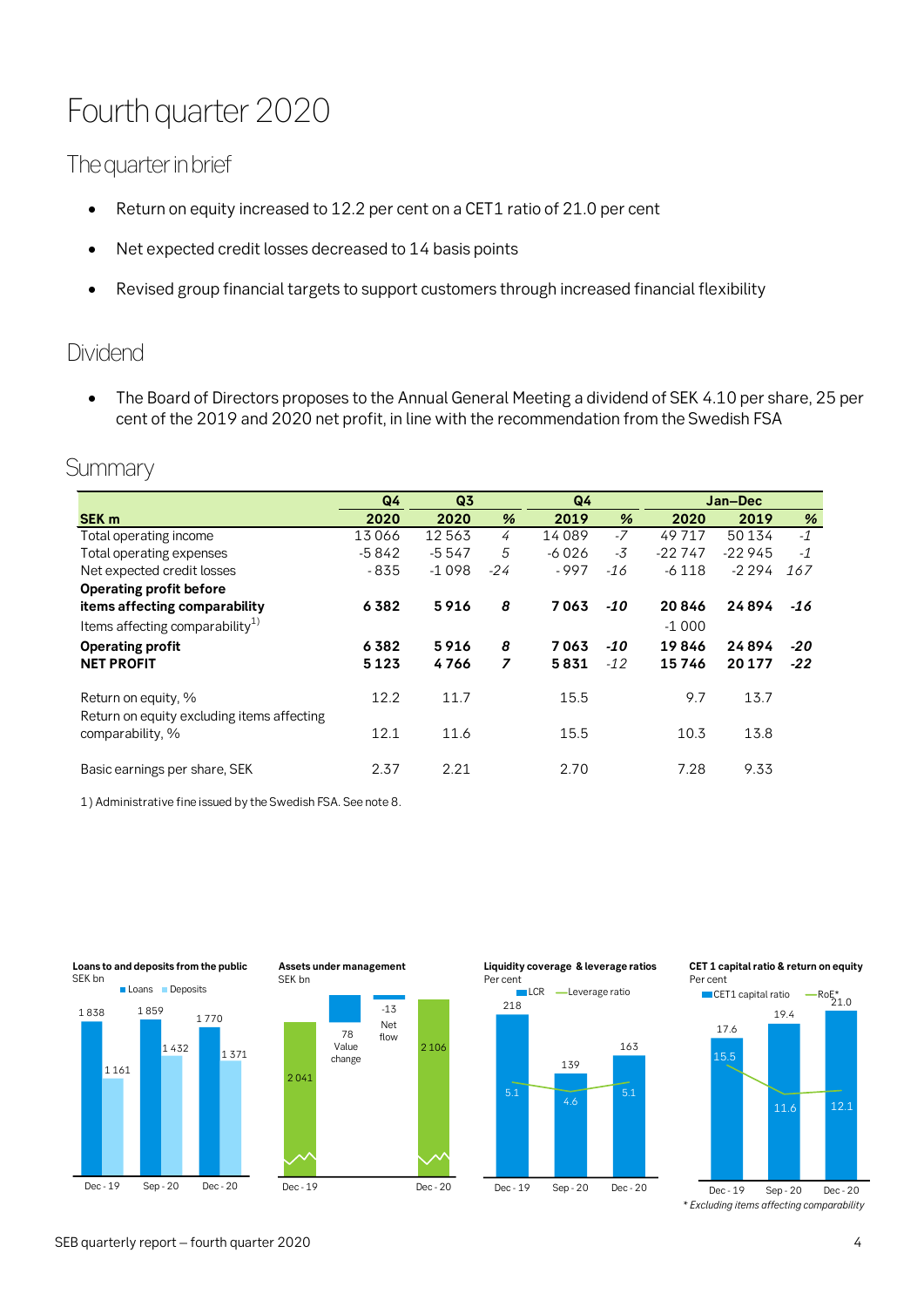# Fourth quarter 2020

## The quarter in brief

- Return on equity increased to 12.2 per cent on a CET1 ratio of 21.0 per cent
- Net expected credit losses decreased to 14 basis points
- Revised group financial targets to support customers through increased financial flexibility

## Dividend

- The Board of Directors proposes to the Annual General Meeting a dividend of SEK 4.10 per share, 25 per cent of the 2019 and 2020 net profit, in line with the recommendation from the Swedish FSA

## Summary

| SEK m | Q4 2020 | Q3 2020 | % | Q4 2019 | % | Jan–Dec 2020 | Jan–Dec 2019 | % |
|---|---|---|---|---|---|---|---|---|
| Total operating income | 13 066 | 12 563 | *4* | 14 089 | *-7* | 49 717 | 50 134 | *-1* |
| Total operating expenses | -5 842 | -5 547 | *5* | -6 026 | *-3* | -22 747 | -22 945 | *-1* |
| Net expected credit losses | -835 | -1 098 | *-24* | -997 | *-16* | -6 118 | -2 294 | *167* |
| **Operating profit before items affecting comparability** | **6 382** | **5 916** | ***8*** | **7 063** | ***-10*** | **20 846** | **24 894** | ***-16*** |
| Items affecting comparability[1] | | | | | | -1 000 | | |
| **Operating profit** | **6 382** | **5 916** | ***8*** | **7 063** | ***-10*** | **19 846** | **24 894** | ***-20*** |
| **NET PROFIT** | **5 123** | **4 766** | ***7*** | **5 831** | ***-12*** | **15 746** | **20 177** | ***-22*** |
| Return on equity, % | 12.2 | 11.7 | | 15.5 | | 9.7 | 13.7 | |
| Return on equity excluding items affecting comparability, % | 12.1 | 11.6 | | 15.5 | | 10.3 | 13.8 | |
| Basic earnings per share, SEK | 2.37 | 2.21 | | 2.70 | | 7.28 | 9.33 | |

1) Administrative fine issued by the Swedish FSA. See note 8.

**Loans to and deposits from the public**
SEK bn

| | Loans | Deposits |
|---|---|---|
| Dec - 19 | 1 838 | 1 161 |
| Sep - 20 | 1 859 | 1 432 |
| Dec - 20 | 1 770 | 1 371 |

**Assets under management**
SEK bn

| Dec - 19 | Value change | Net flow | Dec - 20 |
|---|---|---|---|
| 2 041 | 78 | -13 | 2 106 |

**Liquidity coverage & leverage ratios**
Per cent

| | LCR | Leverage ratio |
|---|---|---|
| Dec - 19 | 218 | 5.1 |
| Sep - 20 | 139 | 4.6 |
| Dec - 20 | 163 | 5.1 |

**CET 1 capital ratio & return on equity**
Per cent

| | CET1 capital ratio | RoE* |
|---|---|---|
| Dec - 19 | 17.6 | 15.5 |
| Sep - 20 | 19.4 | 11.6 |
| Dec - 20 | 21.0 | 12.1 |

*\* Excluding items affecting comparability*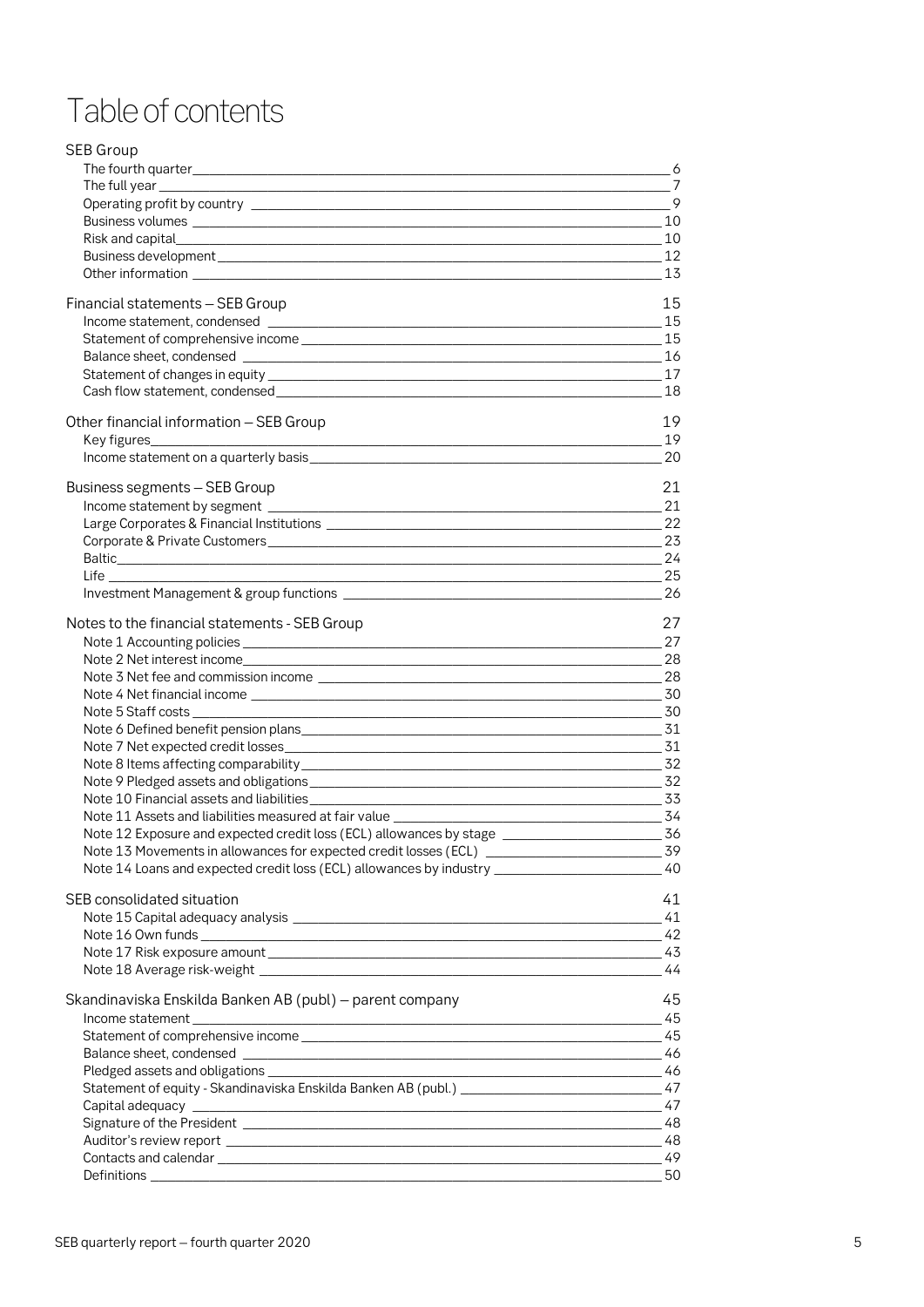# Table of contents

| | |
|---|---|
| **SEB Group** | |
| The fourth quarter | 6 |
| The full year | 7 |
| Operating profit by country | 9 |
| Business volumes | 10 |
| Risk and capital | 10 |
| Business development | 12 |
| Other information | 13 |
| **Financial statements – SEB Group** | **15** |
| Income statement, condensed | 15 |
| Statement of comprehensive income | 15 |
| Balance sheet, condensed | 16 |
| Statement of changes in equity | 17 |
| Cash flow statement, condensed | 18 |
| **Other financial information – SEB Group** | **19** |
| Key figures | 19 |
| Income statement on a quarterly basis | 20 |
| **Business segments – SEB Group** | **21** |
| Income statement by segment | 21 |
| Large Corporates & Financial Institutions | 22 |
| Corporate & Private Customers | 23 |
| Baltic | 24 |
| Life | 25 |
| Investment Management & group functions | 26 |
| **Notes to the financial statements - SEB Group** | **27** |
| Note 1 Accounting policies | 27 |
| Note 2 Net interest income | 28 |
| Note 3 Net fee and commission income | 28 |
| Note 4 Net financial income | 30 |
| Note 5 Staff costs | 30 |
| Note 6 Defined benefit pension plans | 31 |
| Note 7 Net expected credit losses | 31 |
| Note 8 Items affecting comparability | 32 |
| Note 9 Pledged assets and obligations | 32 |
| Note 10 Financial assets and liabilities | 33 |
| Note 11 Assets and liabilities measured at fair value | 34 |
| Note 12 Exposure and expected credit loss (ECL) allowances by stage | 36 |
| Note 13 Movements in allowances for expected credit losses (ECL) | 39 |
| Note 14 Loans and expected credit loss (ECL) allowances by industry | 40 |
| **SEB consolidated situation** | **41** |
| Note 15 Capital adequacy analysis | 41 |
| Note 16 Own funds | 42 |
| Note 17 Risk exposure amount | 43 |
| Note 18 Average risk-weight | 44 |
| **Skandinaviska Enskilda Banken AB (publ) – parent company** | **45** |
| Income statement | 45 |
| Statement of comprehensive income | 45 |
| Balance sheet, condensed | 46 |
| Pledged assets and obligations | 46 |
| Statement of equity - Skandinaviska Enskilda Banken AB (publ.) | 47 |
| Capital adequacy | 47 |
| Signature of the President | 48 |
| Auditor's review report | 48 |
| Contacts and calendar | 49 |
| Definitions | 50 |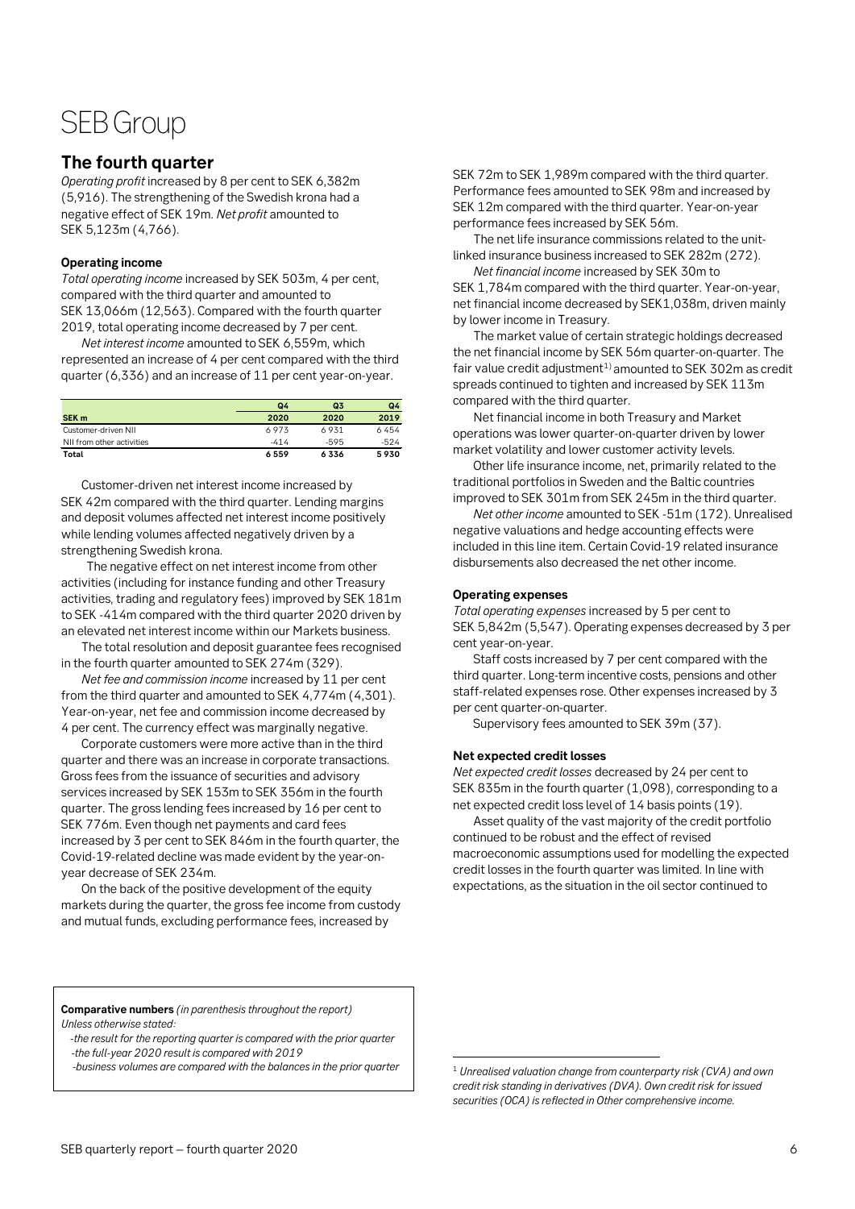# SEB Group

## The fourth quarter

*Operating profit* increased by 8 per cent to SEK 6,382m (5,916). The strengthening of the Swedish krona had a negative effect of SEK 19m. *Net profit* amounted to SEK 5,123m (4,766).

### Operating income

*Total operating income* increased by SEK 503m, 4 per cent, compared with the third quarter and amounted to SEK 13,066m (12,563). Compared with the fourth quarter 2019, total operating income decreased by 7 per cent.

*Net interest income* amounted to SEK 6,559m, which represented an increase of 4 per cent compared with the third quarter (6,336) and an increase of 11 per cent year-on-year.

| SEK m | Q4 2020 | Q3 2020 | Q4 2019 |
|---|---|---|---|
| Customer-driven NII | 6 973 | 6 931 | 6 454 |
| NII from other activities | -414 | -595 | -524 |
| **Total** | **6 559** | **6 336** | **5 930** |

Customer-driven net interest income increased by SEK 42m compared with the third quarter. Lending margins and deposit volumes affected net interest income positively while lending volumes affected negatively driven by a strengthening Swedish krona.

The negative effect on net interest income from other activities (including for instance funding and other Treasury activities, trading and regulatory fees) improved by SEK 181m to SEK -414m compared with the third quarter 2020 driven by an elevated net interest income within our Markets business.

The total resolution and deposit guarantee fees recognised in the fourth quarter amounted to SEK 274m (329).

*Net fee and commission income* increased by 11 per cent from the third quarter and amounted to SEK 4,774m (4,301). Year-on-year, net fee and commission income decreased by 4 per cent. The currency effect was marginally negative.

Corporate customers were more active than in the third quarter and there was an increase in corporate transactions. Gross fees from the issuance of securities and advisory services increased by SEK 153m to SEK 356m in the fourth quarter. The gross lending fees increased by 16 per cent to SEK 776m. Even though net payments and card fees increased by 3 per cent to SEK 846m in the fourth quarter, the Covid-19-related decline was made evident by the year-on-year decrease of SEK 234m.

On the back of the positive development of the equity markets during the quarter, the gross fee income from custody and mutual funds, excluding performance fees, increased by SEK 72m to SEK 1,989m compared with the third quarter. Performance fees amounted to SEK 98m and increased by SEK 12m compared with the third quarter. Year-on-year performance fees increased by SEK 56m.

The net life insurance commissions related to the unit-linked insurance business increased to SEK 282m (272).

*Net financial income* increased by SEK 30m to SEK 1,784m compared with the third quarter. Year-on-year, net financial income decreased by SEK1,038m, driven mainly by lower income in Treasury.

The market value of certain strategic holdings decreased the net financial income by SEK 56m quarter-on-quarter. The fair value credit adjustment[1] amounted to SEK 302m as credit spreads continued to tighten and increased by SEK 113m compared with the third quarter.

Net financial income in both Treasury and Market operations was lower quarter-on-quarter driven by lower market volatility and lower customer activity levels.

Other life insurance income, net, primarily related to the traditional portfolios in Sweden and the Baltic countries improved to SEK 301m from SEK 245m in the third quarter.

*Net other income* amounted to SEK -51m (172). Unrealised negative valuations and hedge accounting effects were included in this line item. Certain Covid-19 related insurance disbursements also decreased the net other income.

### Operating expenses

*Total operating expenses* increased by 5 per cent to SEK 5,842m (5,547). Operating expenses decreased by 3 per cent year-on-year.

Staff costs increased by 7 per cent compared with the third quarter. Long-term incentive costs, pensions and other staff-related expenses rose. Other expenses increased by 3 per cent quarter-on-quarter.

Supervisory fees amounted to SEK 39m (37).

### Net expected credit losses

*Net expected credit losses* decreased by 24 per cent to SEK 835m in the fourth quarter (1,098), corresponding to a net expected credit loss level of 14 basis points (19).

Asset quality of the vast majority of the credit portfolio continued to be robust and the effect of revised macroeconomic assumptions used for modelling the expected credit losses in the fourth quarter was limited. In line with expectations, as the situation in the oil sector continued to

**Comparative numbers** *(in parenthesis throughout the report)*
*Unless otherwise stated:*

*-the result for the reporting quarter is compared with the prior quarter*
*-the full-year 2020 result is compared with 2019*
*-business volumes are compared with the balances in the prior quarter*

[1] *Unrealised valuation change from counterparty risk (CVA) and own credit risk standing in derivatives (DVA). Own credit risk for issued securities (OCA) is reflected in Other comprehensive income.*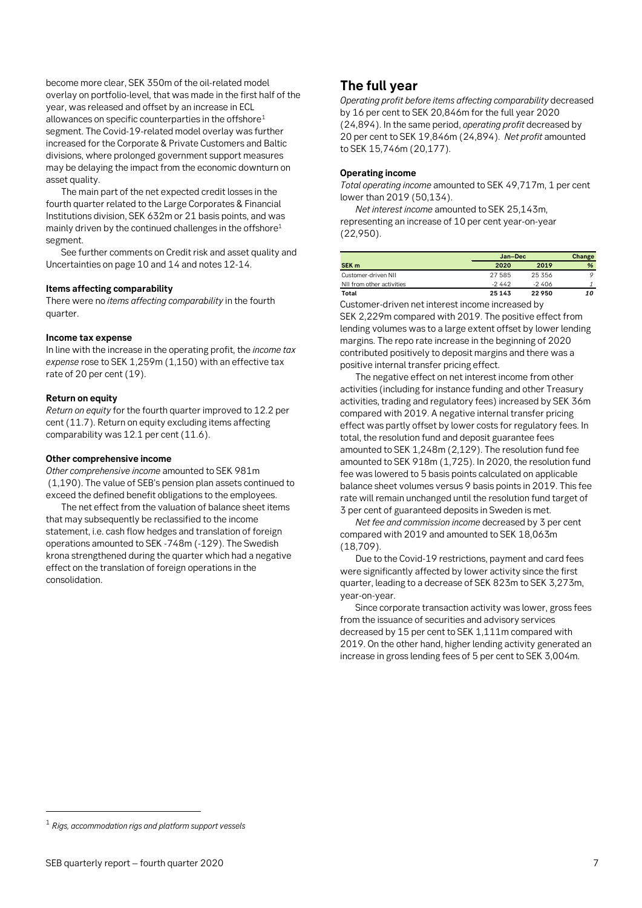become more clear, SEK 350m of the oil-related model overlay on portfolio-level, that was made in the first half of the year, was released and offset by an increase in ECL allowances on specific counterparties in the offshore[1] segment. The Covid-19-related model overlay was further increased for the Corporate & Private Customers and Baltic divisions, where prolonged government support measures may be delaying the impact from the economic downturn on asset quality.

The main part of the net expected credit losses in the fourth quarter related to the Large Corporates & Financial Institutions division, SEK 632m or 21 basis points, and was mainly driven by the continued challenges in the offshore[1] segment.

See further comments on Credit risk and asset quality and Uncertainties on page 10 and 14 and notes 12-14.

#### Items affecting comparability

There were no *items affecting comparability* in the fourth quarter.

#### Income tax expense

In line with the increase in the operating profit, the *income tax expense* rose to SEK 1,259m (1,150) with an effective tax rate of 20 per cent (19).

#### Return on equity

*Return on equity* for the fourth quarter improved to 12.2 per cent (11.7). Return on equity excluding items affecting comparability was 12.1 per cent (11.6).

#### Other comprehensive income

*Other comprehensive income* amounted to SEK 981m (1,190). The value of SEB's pension plan assets continued to exceed the defined benefit obligations to the employees.

The net effect from the valuation of balance sheet items that may subsequently be reclassified to the income statement, i.e. cash flow hedges and translation of foreign operations amounted to SEK -748m (-129). The Swedish krona strengthened during the quarter which had a negative effect on the translation of foreign operations in the consolidation.

## The full year

*Operating profit before items affecting comparability* decreased by 16 per cent to SEK 20,846m for the full year 2020 (24,894). In the same period, *operating profit* decreased by 20 per cent to SEK 19,846m (24,894). *Net profit* amounted to SEK 15,746m (20,177).

#### Operating income

*Total operating income* amounted to SEK 49,717m, 1 per cent lower than 2019 (50,134).

*Net interest income* amounted to SEK 25,143m, representing an increase of 10 per cent year-on-year (22,950).

| | Jan–Dec | | Change |
|---|---|---|---|
| **SEK m** | **2020** | **2019** | **%** |
| Customer-driven NII | 27 585 | 25 356 | *9* |
| NII from other activities | -2 442 | -2 406 | *1* |
| **Total** | **25 143** | **22 950** | ***10*** |

Customer-driven net interest income increased by SEK 2,229m compared with 2019. The positive effect from lending volumes was to a large extent offset by lower lending margins. The repo rate increase in the beginning of 2020 contributed positively to deposit margins and there was a positive internal transfer pricing effect.

The negative effect on net interest income from other activities (including for instance funding and other Treasury activities, trading and regulatory fees) increased by SEK 36m compared with 2019. A negative internal transfer pricing effect was partly offset by lower costs for regulatory fees. In total, the resolution fund and deposit guarantee fees amounted to SEK 1,248m (2,129). The resolution fund fee amounted to SEK 918m (1,725). In 2020, the resolution fund fee was lowered to 5 basis points calculated on applicable balance sheet volumes versus 9 basis points in 2019. This fee rate will remain unchanged until the resolution fund target of 3 per cent of guaranteed deposits in Sweden is met.

*Net fee and commission income* decreased by 3 per cent compared with 2019 and amounted to SEK 18,063m (18,709).

Due to the Covid-19 restrictions, payment and card fees were significantly affected by lower activity since the first quarter, leading to a decrease of SEK 823m to SEK 3,273m, year-on-year.

Since corporate transaction activity was lower, gross fees from the issuance of securities and advisory services decreased by 15 per cent to SEK 1,111m compared with 2019. On the other hand, higher lending activity generated an increase in gross lending fees of 5 per cent to SEK 3,004m.

[1] *Rigs, accommodation rigs and platform support vessels*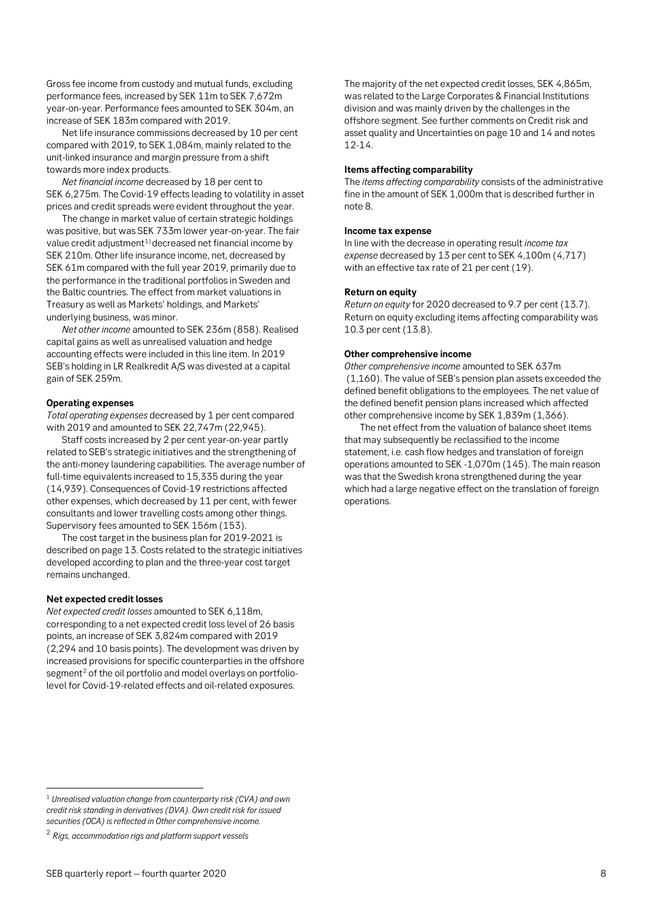Gross fee income from custody and mutual funds, excluding performance fees, increased by SEK 11m to SEK 7,672m year-on-year. Performance fees amounted to SEK 304m, an increase of SEK 183m compared with 2019.

Net life insurance commissions decreased by 10 per cent compared with 2019, to SEK 1,084m, mainly related to the unit-linked insurance and margin pressure from a shift towards more index products.

*Net financial income* decreased by 18 per cent to SEK 6,275m. The Covid-19 effects leading to volatility in asset prices and credit spreads were evident throughout the year.

The change in market value of certain strategic holdings was positive, but was SEK 733m lower year-on-year. The fair value credit adjustment[1] decreased net financial income by SEK 210m. Other life insurance income, net, decreased by SEK 61m compared with the full year 2019, primarily due to the performance in the traditional portfolios in Sweden and the Baltic countries. The effect from market valuations in Treasury as well as Markets' holdings, and Markets' underlying business, was minor.

*Net other income* amounted to SEK 236m (858). Realised capital gains as well as unrealised valuation and hedge accounting effects were included in this line item. In 2019 SEB's holding in LR Realkredit A/S was divested at a capital gain of SEK 259m.

#### Operating expenses

*Total operating expenses* decreased by 1 per cent compared with 2019 and amounted to SEK 22,747m (22,945).

Staff costs increased by 2 per cent year-on-year partly related to SEB's strategic initiatives and the strengthening of the anti-money laundering capabilities. The average number of full-time equivalents increased to 15,335 during the year (14,939). Consequences of Covid-19 restrictions affected other expenses, which decreased by 11 per cent, with fewer consultants and lower travelling costs among other things. Supervisory fees amounted to SEK 156m (153).

The cost target in the business plan for 2019-2021 is described on page 13. Costs related to the strategic initiatives developed according to plan and the three-year cost target remains unchanged.

#### Net expected credit losses

*Net expected credit losses* amounted to SEK 6,118m, corresponding to a net expected credit loss level of 26 basis points, an increase of SEK 3,824m compared with 2019 (2,294 and 10 basis points). The development was driven by increased provisions for specific counterparties in the offshore segment[2] of the oil portfolio and model overlays on portfolio-level for Covid-19-related effects and oil-related exposures.

The majority of the net expected credit losses, SEK 4,865m, was related to the Large Corporates & Financial Institutions division and was mainly driven by the challenges in the offshore segment. See further comments on Credit risk and asset quality and Uncertainties on page 10 and 14 and notes 12-14.

#### Items affecting comparability

The *items affecting comparability* consists of the administrative fine in the amount of SEK 1,000m that is described further in note 8.

#### Income tax expense

In line with the decrease in operating result *income tax expense* decreased by 13 per cent to SEK 4,100m (4,717) with an effective tax rate of 21 per cent (19).

#### Return on equity

*Return on equity* for 2020 decreased to 9.7 per cent (13.7). Return on equity excluding items affecting comparability was 10.3 per cent (13.8).

#### Other comprehensive income

*Other comprehensive income* amounted to SEK 637m (1,160). The value of SEB's pension plan assets exceeded the defined benefit obligations to the employees. The net value of the defined benefit pension plans increased which affected other comprehensive income by SEK 1,839m (1,366).

The net effect from the valuation of balance sheet items that may subsequently be reclassified to the income statement, i.e. cash flow hedges and translation of foreign operations amounted to SEK -1,070m (145). The main reason was that the Swedish krona strengthened during the year which had a large negative effect on the translation of foreign operations.

---

[1] *Unrealised valuation change from counterparty risk (CVA) and own credit risk standing in derivatives (DVA). Own credit risk for issued securities (OCA) is reflected in Other comprehensive income.*

[2] *Rigs, accommodation rigs and platform support vessels*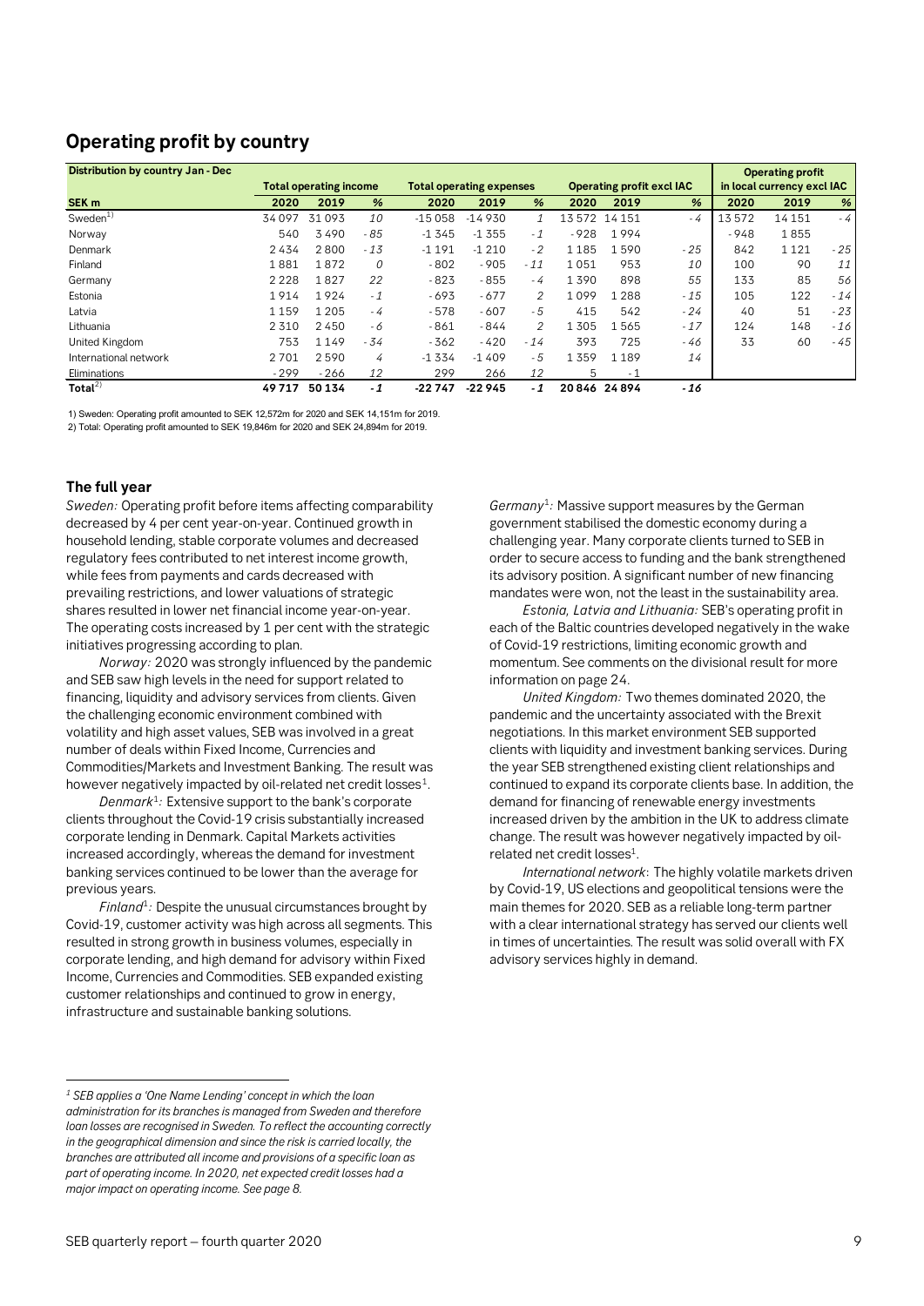## Operating profit by country

| Distribution by country Jan - Dec | Total operating income | | | Total operating expenses | | | Operating profit excl IAC | | | Operating profit in local currency excl IAC | | |
|---|---|---|---|---|---|---|---|---|---|---|---|---|
| SEK m | 2020 | 2019 | % | 2020 | 2019 | % | 2020 | 2019 | % | 2020 | 2019 | % |
| Sweden[1)] | 34 097 | 31 093 | 10 | -15 058 | -14 930 | 1 | 13 572 | 14 151 | -4 | 13 572 | 14 151 | -4 |
| Norway | 540 | 3 490 | -85 | -1 345 | -1 355 | -1 | -928 | 1 994 | | -948 | 1 855 | |
| Denmark | 2 434 | 2 800 | -13 | -1 191 | -1 210 | -2 | 1 185 | 1 590 | -25 | 842 | 1 121 | -25 |
| Finland | 1 881 | 1 872 | 0 | -802 | -905 | -11 | 1 051 | 953 | 10 | 100 | 90 | 11 |
| Germany | 2 228 | 1 827 | 22 | -823 | -855 | -4 | 1 390 | 898 | 55 | 133 | 85 | 56 |
| Estonia | 1 914 | 1 924 | -1 | -693 | -677 | 2 | 1 099 | 1 288 | -15 | 105 | 122 | -14 |
| Latvia | 1 159 | 1 205 | -4 | -578 | -607 | -5 | 415 | 542 | -24 | 40 | 51 | -23 |
| Lithuania | 2 310 | 2 450 | -6 | -861 | -844 | 2 | 1 305 | 1 565 | -17 | 124 | 148 | -16 |
| United Kingdom | 753 | 1 149 | -34 | -362 | -420 | -14 | 393 | 725 | -46 | 33 | 60 | -45 |
| International network | 2 701 | 2 590 | 4 | -1 334 | -1 409 | -5 | 1 359 | 1 189 | 14 | | | |
| Eliminations | -299 | -266 | 12 | 299 | 266 | 12 | 5 | -1 | | | | |
| **Total[2)]** | **49 717** | **50 134** | **-1** | **-22 747** | **-22 945** | **-1** | **20 846** | **24 894** | **-16** | | | |

1) Sweden: Operating profit amounted to SEK 12,572m for 2020 and SEK 14,151m for 2019.
2) Total: Operating profit amounted to SEK 19,846m for 2020 and SEK 24,894m for 2019.

### The full year

*Sweden:* Operating profit before items affecting comparability decreased by 4 per cent year-on-year. Continued growth in household lending, stable corporate volumes and decreased regulatory fees contributed to net interest income growth, while fees from payments and cards decreased with prevailing restrictions, and lower valuations of strategic shares resulted in lower net financial income year-on-year. The operating costs increased by 1 per cent with the strategic initiatives progressing according to plan.

*Norway:* 2020 was strongly influenced by the pandemic and SEB saw high levels in the need for support related to financing, liquidity and advisory services from clients. Given the challenging economic environment combined with volatility and high asset values, SEB was involved in a great number of deals within Fixed Income, Currencies and Commodities/Markets and Investment Banking. The result was however negatively impacted by oil-related net credit losses[1].

*Denmark*[1]*:* Extensive support to the bank's corporate clients throughout the Covid-19 crisis substantially increased corporate lending in Denmark. Capital Markets activities increased accordingly, whereas the demand for investment banking services continued to be lower than the average for previous years.

*Finland*[1]*:* Despite the unusual circumstances brought by Covid-19, customer activity was high across all segments. This resulted in strong growth in business volumes, especially in corporate lending, and high demand for advisory within Fixed Income, Currencies and Commodities. SEB expanded existing customer relationships and continued to grow in energy, infrastructure and sustainable banking solutions.

*Germany*[1]*:* Massive support measures by the German government stabilised the domestic economy during a challenging year. Many corporate clients turned to SEB in order to secure access to funding and the bank strengthened its advisory position. A significant number of new financing mandates were won, not the least in the sustainability area.

*Estonia, Latvia and Lithuania:* SEB's operating profit in each of the Baltic countries developed negatively in the wake of Covid-19 restrictions, limiting economic growth and momentum. See comments on the divisional result for more information on page 24.

*United Kingdom:* Two themes dominated 2020, the pandemic and the uncertainty associated with the Brexit negotiations. In this market environment SEB supported clients with liquidity and investment banking services. During the year SEB strengthened existing client relationships and continued to expand its corporate clients base. In addition, the demand for financing of renewable energy investments increased driven by the ambition in the UK to address climate change. The result was however negatively impacted by oil-related net credit losses[1].

*International network*: The highly volatile markets driven by Covid-19, US elections and geopolitical tensions were the main themes for 2020. SEB as a reliable long-term partner with a clear international strategy has served our clients well in times of uncertainties. The result was solid overall with FX advisory services highly in demand.

---

*[1] SEB applies a 'One Name Lending' concept in which the loan administration for its branches is managed from Sweden and therefore loan losses are recognised in Sweden. To reflect the accounting correctly in the geographical dimension and since the risk is carried locally, the branches are attributed all income and provisions of a specific loan as part of operating income. In 2020, net expected credit losses had a major impact on operating income. See page 8.*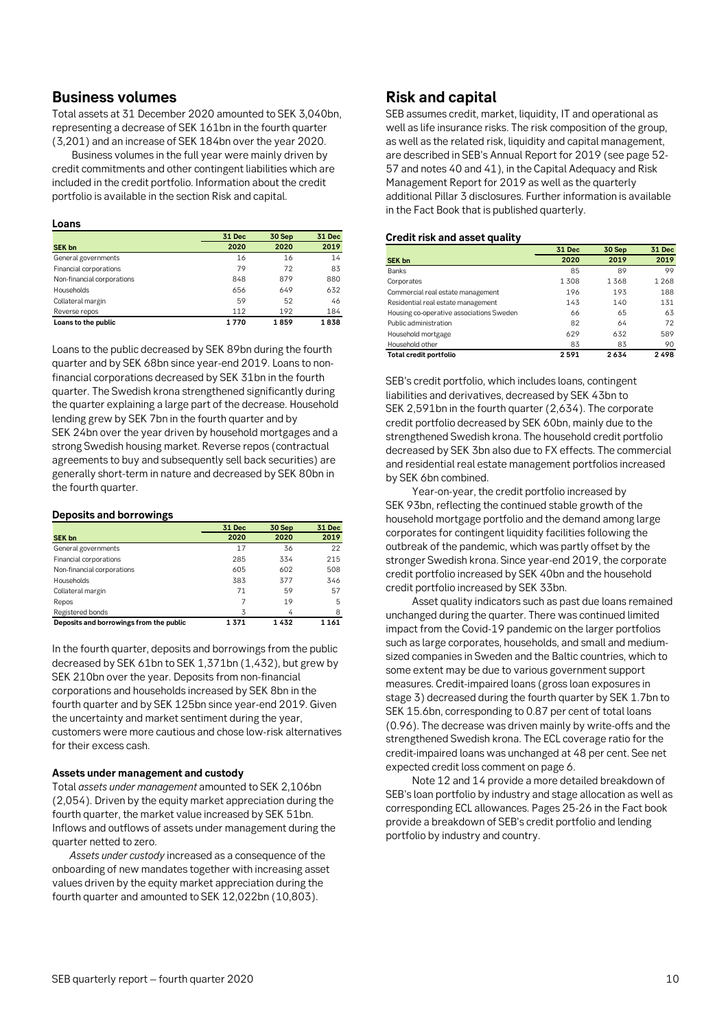## Business volumes

Total assets at 31 December 2020 amounted to SEK 3,040bn, representing a decrease of SEK 161bn in the fourth quarter (3,201) and an increase of SEK 184bn over the year 2020.

Business volumes in the full year were mainly driven by credit commitments and other contingent liabilities which are included in the credit portfolio. Information about the credit portfolio is available in the section Risk and capital.

### Loans

| SEK bn | 31 Dec 2020 | 30 Sep 2020 | 31 Dec 2019 |
|---|---|---|---|
| General governments | 16 | 16 | 14 |
| Financial corporations | 79 | 72 | 83 |
| Non-financial corporations | 848 | 879 | 880 |
| Households | 656 | 649 | 632 |
| Collateral margin | 59 | 52 | 46 |
| Reverse repos | 112 | 192 | 184 |
| **Loans to the public** | **1 770** | **1 859** | **1 838** |

Loans to the public decreased by SEK 89bn during the fourth quarter and by SEK 68bn since year-end 2019. Loans to non-financial corporations decreased by SEK 31bn in the fourth quarter. The Swedish krona strengthened significantly during the quarter explaining a large part of the decrease. Household lending grew by SEK 7bn in the fourth quarter and by SEK 24bn over the year driven by household mortgages and a strong Swedish housing market. Reverse repos (contractual agreements to buy and subsequently sell back securities) are generally short-term in nature and decreased by SEK 80bn in the fourth quarter.

### Deposits and borrowings

| SEK bn | 31 Dec 2020 | 30 Sep 2020 | 31 Dec 2019 |
|---|---|---|---|
| General governments | 17 | 36 | 22 |
| Financial corporations | 285 | 334 | 215 |
| Non-financial corporations | 605 | 602 | 508 |
| Households | 383 | 377 | 346 |
| Collateral margin | 71 | 59 | 57 |
| Repos | 7 | 19 | 5 |
| Registered bonds | 3 | 4 | 8 |
| **Deposits and borrowings from the public** | **1 371** | **1 432** | **1 161** |

In the fourth quarter, deposits and borrowings from the public decreased by SEK 61bn to SEK 1,371bn (1,432), but grew by SEK 210bn over the year. Deposits from non-financial corporations and households increased by SEK 8bn in the fourth quarter and by SEK 125bn since year-end 2019. Given the uncertainty and market sentiment during the year, customers were more cautious and chose low-risk alternatives for their excess cash.

### Assets under management and custody

Total *assets under management* amounted to SEK 2,106bn (2,054). Driven by the equity market appreciation during the fourth quarter, the market value increased by SEK 51bn. Inflows and outflows of assets under management during the quarter netted to zero.

*Assets under custody* increased as a consequence of the onboarding of new mandates together with increasing asset values driven by the equity market appreciation during the fourth quarter and amounted to SEK 12,022bn (10,803).

## Risk and capital

SEB assumes credit, market, liquidity, IT and operational as well as life insurance risks. The risk composition of the group, as well as the related risk, liquidity and capital management, are described in SEB's Annual Report for 2019 (see page 52-57 and notes 40 and 41), in the Capital Adequacy and Risk Management Report for 2019 as well as the quarterly additional Pillar 3 disclosures. Further information is available in the Fact Book that is published quarterly.

### Credit risk and asset quality

| SEK bn | 31 Dec 2020 | 30 Sep 2019 | 31 Dec 2019 |
|---|---|---|---|
| Banks | 85 | 89 | 99 |
| Corporates | 1 308 | 1 368 | 1 268 |
| Commercial real estate management | 196 | 193 | 188 |
| Residential real estate management | 143 | 140 | 131 |
| Housing co-operative associations Sweden | 66 | 65 | 63 |
| Public administration | 82 | 64 | 72 |
| Household mortgage | 629 | 632 | 589 |
| Household other | 83 | 83 | 90 |
| **Total credit portfolio** | **2 591** | **2 634** | **2 498** |

SEB's credit portfolio, which includes loans, contingent liabilities and derivatives, decreased by SEK 43bn to SEK 2,591bn in the fourth quarter (2,634). The corporate credit portfolio decreased by SEK 60bn, mainly due to the strengthened Swedish krona. The household credit portfolio decreased by SEK 3bn also due to FX effects. The commercial and residential real estate management portfolios increased by SEK 6bn combined.

Year-on-year, the credit portfolio increased by SEK 93bn, reflecting the continued stable growth of the household mortgage portfolio and the demand among large corporates for contingent liquidity facilities following the outbreak of the pandemic, which was partly offset by the stronger Swedish krona. Since year-end 2019, the corporate credit portfolio increased by SEK 40bn and the household credit portfolio increased by SEK 33bn.

Asset quality indicators such as past due loans remained unchanged during the quarter. There was continued limited impact from the Covid-19 pandemic on the larger portfolios such as large corporates, households, and small and medium-sized companies in Sweden and the Baltic countries, which to some extent may be due to various government support measures. Credit-impaired loans (gross loan exposures in stage 3) decreased during the fourth quarter by SEK 1.7bn to SEK 15.6bn, corresponding to 0.87 per cent of total loans (0.96). The decrease was driven mainly by write-offs and the strengthened Swedish krona. The ECL coverage ratio for the credit-impaired loans was unchanged at 48 per cent. See net expected credit loss comment on page 6.

Note 12 and 14 provide a more detailed breakdown of SEB's loan portfolio by industry and stage allocation as well as corresponding ECL allowances. Pages 25-26 in the Fact book provide a breakdown of SEB's credit portfolio and lending portfolio by industry and country.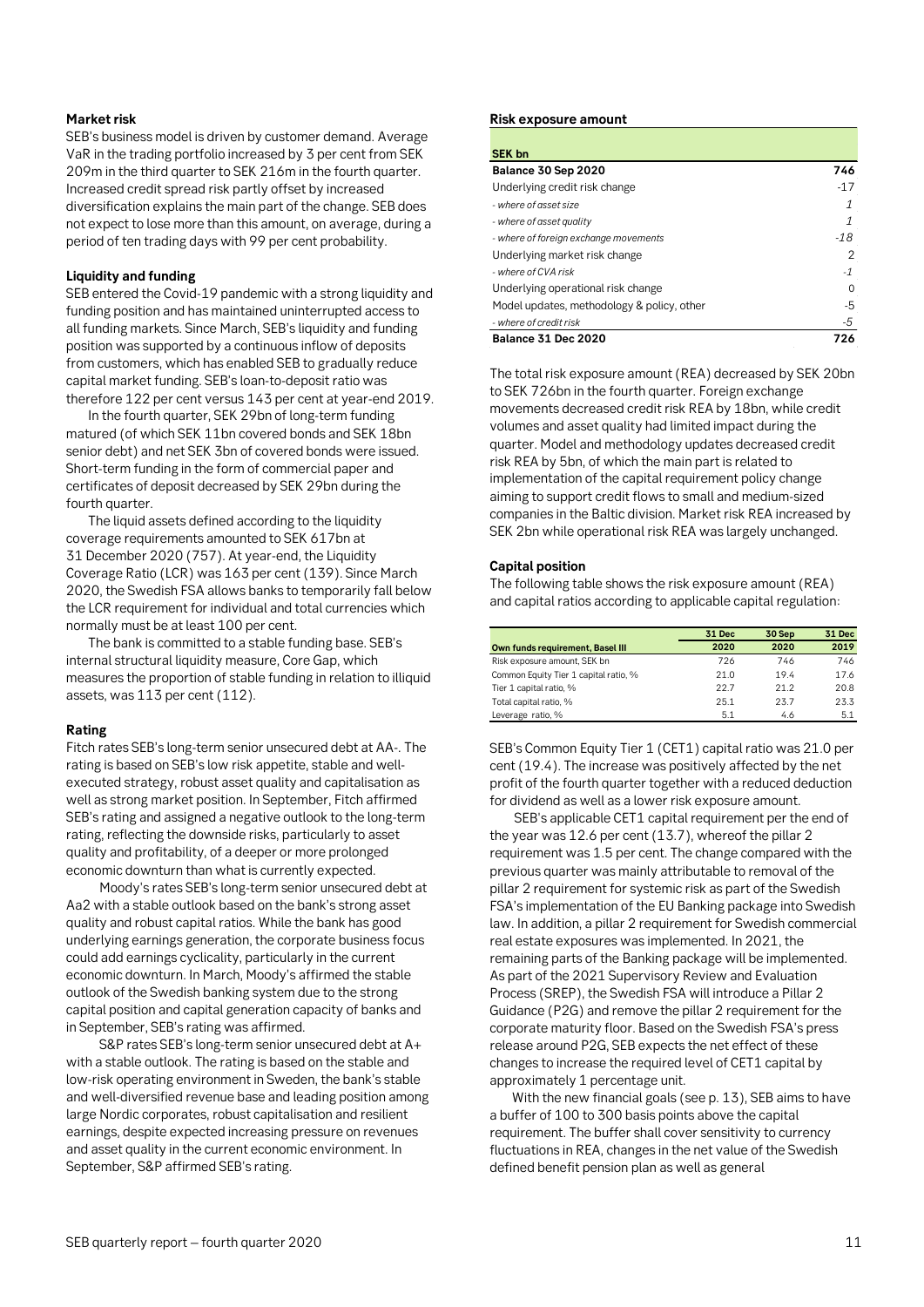### Market risk

SEB's business model is driven by customer demand. Average VaR in the trading portfolio increased by 3 per cent from SEK 209m in the third quarter to SEK 216m in the fourth quarter. Increased credit spread risk partly offset by increased diversification explains the main part of the change. SEB does not expect to lose more than this amount, on average, during a period of ten trading days with 99 per cent probability.

### Liquidity and funding

SEB entered the Covid-19 pandemic with a strong liquidity and funding position and has maintained uninterrupted access to all funding markets. Since March, SEB's liquidity and funding position was supported by a continuous inflow of deposits from customers, which has enabled SEB to gradually reduce capital market funding. SEB's loan-to-deposit ratio was therefore 122 per cent versus 143 per cent at year-end 2019.

In the fourth quarter, SEK 29bn of long-term funding matured (of which SEK 11bn covered bonds and SEK 18bn senior debt) and net SEK 3bn of covered bonds were issued. Short-term funding in the form of commercial paper and certificates of deposit decreased by SEK 29bn during the fourth quarter.

The liquid assets defined according to the liquidity coverage requirements amounted to SEK 617bn at 31 December 2020 (757). At year-end, the Liquidity Coverage Ratio (LCR) was 163 per cent (139). Since March 2020, the Swedish FSA allows banks to temporarily fall below the LCR requirement for individual and total currencies which normally must be at least 100 per cent.

The bank is committed to a stable funding base. SEB's internal structural liquidity measure, Core Gap, which measures the proportion of stable funding in relation to illiquid assets, was 113 per cent (112).

### Rating

Fitch rates SEB's long-term senior unsecured debt at AA-. The rating is based on SEB's low risk appetite, stable and well-executed strategy, robust asset quality and capitalisation as well as strong market position. In September, Fitch affirmed SEB's rating and assigned a negative outlook to the long-term rating, reflecting the downside risks, particularly to asset quality and profitability, of a deeper or more prolonged economic downturn than what is currently expected.

Moody's rates SEB's long-term senior unsecured debt at Aa2 with a stable outlook based on the bank's strong asset quality and robust capital ratios. While the bank has good underlying earnings generation, the corporate business focus could add earnings cyclicality, particularly in the current economic downturn. In March, Moody's affirmed the stable outlook of the Swedish banking system due to the strong capital position and capital generation capacity of banks and in September, SEB's rating was affirmed.

S&P rates SEB's long-term senior unsecured debt at A+ with a stable outlook. The rating is based on the stable and low-risk operating environment in Sweden, the bank's stable and well-diversified revenue base and leading position among large Nordic corporates, robust capitalisation and resilient earnings, despite expected increasing pressure on revenues and asset quality in the current economic environment. In September, S&P affirmed SEB's rating.

### Risk exposure amount

| SEK bn | |
|---|---|
| **Balance 30 Sep 2020** | **746** |
| Underlying credit risk change | -17 |
| *- where of asset size* | *1* |
| *- where of asset quality* | *1* |
| *- where of foreign exchange movements* | *-18* |
| Underlying market risk change | 2 |
| *- where of CVA risk* | *-1* |
| Underlying operational risk change | 0 |
| Model updates, methodology & policy, other | -5 |
| *- where of credit risk* | *-5* |
| **Balance 31 Dec 2020** | **726** |

The total risk exposure amount (REA) decreased by SEK 20bn to SEK 726bn in the fourth quarter. Foreign exchange movements decreased credit risk REA by 18bn, while credit volumes and asset quality had limited impact during the quarter. Model and methodology updates decreased credit risk REA by 5bn, of which the main part is related to implementation of the capital requirement policy change aiming to support credit flows to small and medium-sized companies in the Baltic division. Market risk REA increased by SEK 2bn while operational risk REA was largely unchanged.

### Capital position

The following table shows the risk exposure amount (REA) and capital ratios according to applicable capital regulation:

| Own funds requirement, Basel III | 31 Dec 2020 | 30 Sep 2020 | 31 Dec 2019 |
|---|---|---|---|
| Risk exposure amount, SEK bn | 726 | 746 | 746 |
| Common Equity Tier 1 capital ratio, % | 21.0 | 19.4 | 17.6 |
| Tier 1 capital ratio, % | 22.7 | 21.2 | 20.8 |
| Total capital ratio, % | 25.1 | 23.7 | 23.3 |
| Leverage ratio, % | 5.1 | 4.6 | 5.1 |

SEB's Common Equity Tier 1 (CET1) capital ratio was 21.0 per cent (19.4). The increase was positively affected by the net profit of the fourth quarter together with a reduced deduction for dividend as well as a lower risk exposure amount.

SEB's applicable CET1 capital requirement per the end of the year was 12.6 per cent (13.7), whereof the pillar 2 requirement was 1.5 per cent. The change compared with the previous quarter was mainly attributable to removal of the pillar 2 requirement for systemic risk as part of the Swedish FSA's implementation of the EU Banking package into Swedish law. In addition, a pillar 2 requirement for Swedish commercial real estate exposures was implemented. In 2021, the remaining parts of the Banking package will be implemented. As part of the 2021 Supervisory Review and Evaluation Process (SREP), the Swedish FSA will introduce a Pillar 2 Guidance (P2G) and remove the pillar 2 requirement for the corporate maturity floor. Based on the Swedish FSA's press release around P2G, SEB expects the net effect of these changes to increase the required level of CET1 capital by approximately 1 percentage unit.

With the new financial goals (see p. 13), SEB aims to have a buffer of 100 to 300 basis points above the capital requirement. The buffer shall cover sensitivity to currency fluctuations in REA, changes in the net value of the Swedish defined benefit pension plan as well as general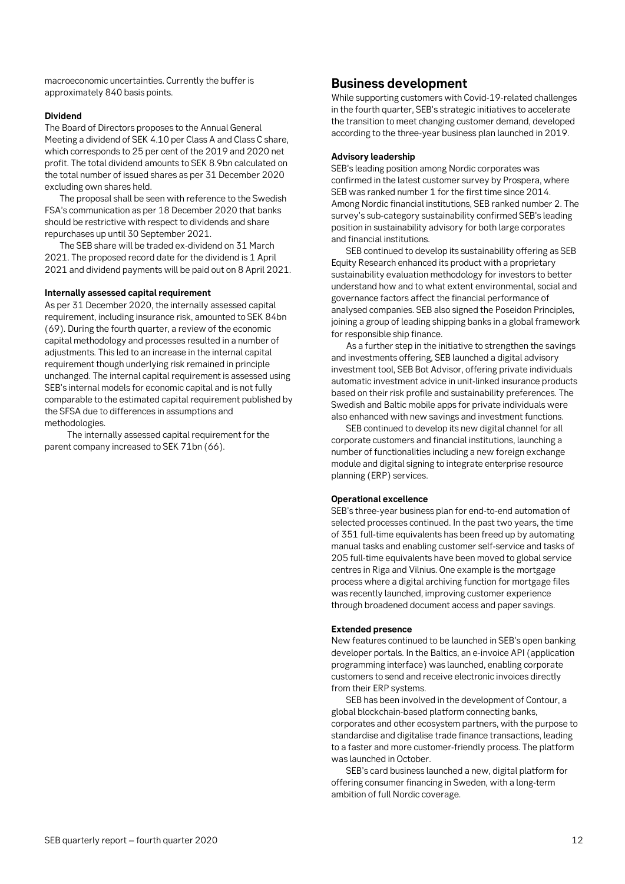macroeconomic uncertainties. Currently the buffer is approximately 840 basis points.

**Dividend**

The Board of Directors proposes to the Annual General Meeting a dividend of SEK 4.10 per Class A and Class C share, which corresponds to 25 per cent of the 2019 and 2020 net profit. The total dividend amounts to SEK 8.9bn calculated on the total number of issued shares as per 31 December 2020 excluding own shares held.

The proposal shall be seen with reference to the Swedish FSA's communication as per 18 December 2020 that banks should be restrictive with respect to dividends and share repurchases up until 30 September 2021.

The SEB share will be traded ex-dividend on 31 March 2021. The proposed record date for the dividend is 1 April 2021 and dividend payments will be paid out on 8 April 2021.

**Internally assessed capital requirement**

As per 31 December 2020, the internally assessed capital requirement, including insurance risk, amounted to SEK 84bn (69). During the fourth quarter, a review of the economic capital methodology and processes resulted in a number of adjustments. This led to an increase in the internal capital requirement though underlying risk remained in principle unchanged. The internal capital requirement is assessed using SEB's internal models for economic capital and is not fully comparable to the estimated capital requirement published by the SFSA due to differences in assumptions and methodologies.

The internally assessed capital requirement for the parent company increased to SEK 71bn (66).

## Business development

While supporting customers with Covid-19-related challenges in the fourth quarter, SEB's strategic initiatives to accelerate the transition to meet changing customer demand, developed according to the three-year business plan launched in 2019.

**Advisory leadership**

SEB's leading position among Nordic corporates was confirmed in the latest customer survey by Prospera, where SEB was ranked number 1 for the first time since 2014. Among Nordic financial institutions, SEB ranked number 2. The survey's sub-category sustainability confirmed SEB's leading position in sustainability advisory for both large corporates and financial institutions.

SEB continued to develop its sustainability offering as SEB Equity Research enhanced its product with a proprietary sustainability evaluation methodology for investors to better understand how and to what extent environmental, social and governance factors affect the financial performance of analysed companies. SEB also signed the Poseidon Principles, joining a group of leading shipping banks in a global framework for responsible ship finance.

As a further step in the initiative to strengthen the savings and investments offering, SEB launched a digital advisory investment tool, SEB Bot Advisor, offering private individuals automatic investment advice in unit-linked insurance products based on their risk profile and sustainability preferences. The Swedish and Baltic mobile apps for private individuals were also enhanced with new savings and investment functions.

SEB continued to develop its new digital channel for all corporate customers and financial institutions, launching a number of functionalities including a new foreign exchange module and digital signing to integrate enterprise resource planning (ERP) services.

**Operational excellence**

SEB's three-year business plan for end-to-end automation of selected processes continued. In the past two years, the time of 351 full-time equivalents has been freed up by automating manual tasks and enabling customer self-service and tasks of 205 full-time equivalents have been moved to global service centres in Riga and Vilnius. One example is the mortgage process where a digital archiving function for mortgage files was recently launched, improving customer experience through broadened document access and paper savings.

**Extended presence**

New features continued to be launched in SEB's open banking developer portals. In the Baltics, an e-invoice API (application programming interface) was launched, enabling corporate customers to send and receive electronic invoices directly from their ERP systems.

SEB has been involved in the development of Contour, a global blockchain-based platform connecting banks, corporates and other ecosystem partners, with the purpose to standardise and digitalise trade finance transactions, leading to a faster and more customer-friendly process. The platform was launched in October.

SEB's card business launched a new, digital platform for offering consumer financing in Sweden, with a long-term ambition of full Nordic coverage.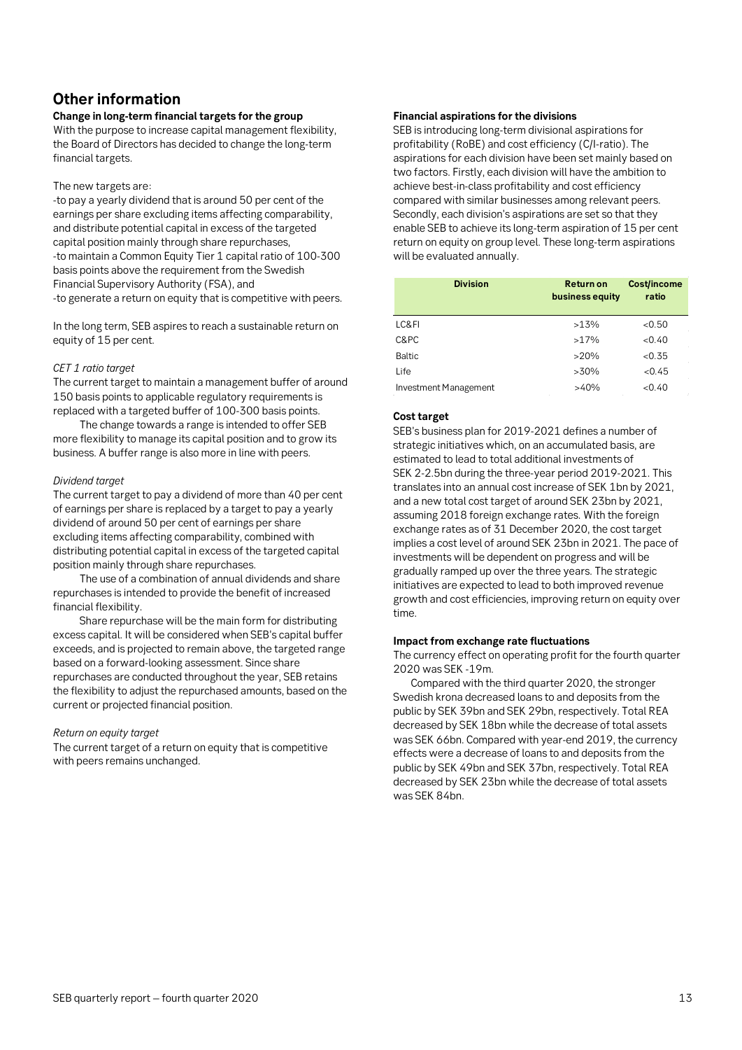# Other information

### Change in long-term financial targets for the group

With the purpose to increase capital management flexibility, the Board of Directors has decided to change the long-term financial targets.

The new targets are:

-to pay a yearly dividend that is around 50 per cent of the earnings per share excluding items affecting comparability, and distribute potential capital in excess of the targeted capital position mainly through share repurchases,
-to maintain a Common Equity Tier 1 capital ratio of 100-300 basis points above the requirement from the Swedish Financial Supervisory Authority (FSA), and
-to generate a return on equity that is competitive with peers.

In the long term, SEB aspires to reach a sustainable return on equity of 15 per cent.

*CET 1 ratio target*

The current target to maintain a management buffer of around 150 basis points to applicable regulatory requirements is replaced with a targeted buffer of 100-300 basis points.

The change towards a range is intended to offer SEB more flexibility to manage its capital position and to grow its business. A buffer range is also more in line with peers.

*Dividend target*

The current target to pay a dividend of more than 40 per cent of earnings per share is replaced by a target to pay a yearly dividend of around 50 per cent of earnings per share excluding items affecting comparability, combined with distributing potential capital in excess of the targeted capital position mainly through share repurchases.

The use of a combination of annual dividends and share repurchases is intended to provide the benefit of increased financial flexibility.

Share repurchase will be the main form for distributing excess capital. It will be considered when SEB's capital buffer exceeds, and is projected to remain above, the targeted range based on a forward-looking assessment. Since share repurchases are conducted throughout the year, SEB retains the flexibility to adjust the repurchased amounts, based on the current or projected financial position.

*Return on equity target*

The current target of a return on equity that is competitive with peers remains unchanged.

### Financial aspirations for the divisions

SEB is introducing long-term divisional aspirations for profitability (RoBE) and cost efficiency (C/I-ratio). The aspirations for each division have been set mainly based on two factors. Firstly, each division will have the ambition to achieve best-in-class profitability and cost efficiency compared with similar businesses among relevant peers. Secondly, each division's aspirations are set so that they enable SEB to achieve its long-term aspiration of 15 per cent return on equity on group level. These long-term aspirations will be evaluated annually.

| Division | Return on business equity | Cost/income ratio |
|---|---|---|
| LC&FI | >13% | <0.50 |
| C&PC | >17% | <0.40 |
| Baltic | >20% | <0.35 |
| Life | >30% | <0.45 |
| Investment Management | >40% | <0.40 |

### Cost target

SEB's business plan for 2019-2021 defines a number of strategic initiatives which, on an accumulated basis, are estimated to lead to total additional investments of SEK 2-2.5bn during the three-year period 2019-2021. This translates into an annual cost increase of SEK 1bn by 2021, and a new total cost target of around SEK 23bn by 2021, assuming 2018 foreign exchange rates. With the foreign exchange rates as of 31 December 2020, the cost target implies a cost level of around SEK 23bn in 2021. The pace of investments will be dependent on progress and will be gradually ramped up over the three years. The strategic initiatives are expected to lead to both improved revenue growth and cost efficiencies, improving return on equity over time.

### Impact from exchange rate fluctuations

The currency effect on operating profit for the fourth quarter 2020 was SEK -19m.

Compared with the third quarter 2020, the stronger Swedish krona decreased loans to and deposits from the public by SEK 39bn and SEK 29bn, respectively. Total REA decreased by SEK 18bn while the decrease of total assets was SEK 66bn. Compared with year-end 2019, the currency effects were a decrease of loans to and deposits from the public by SEK 49bn and SEK 37bn, respectively. Total REA decreased by SEK 23bn while the decrease of total assets was SEK 84bn.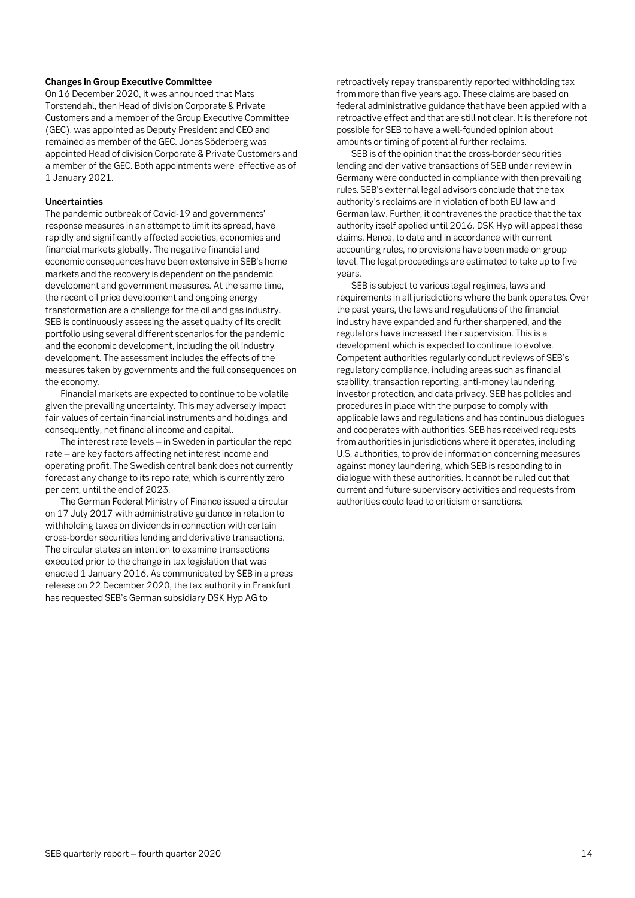**Changes in Group Executive Committee**

On 16 December 2020, it was announced that Mats Torstendahl, then Head of division Corporate & Private Customers and a member of the Group Executive Committee (GEC), was appointed as Deputy President and CEO and remained as member of the GEC. Jonas Söderberg was appointed Head of division Corporate & Private Customers and a member of the GEC. Both appointments were effective as of 1 January 2021.

**Uncertainties**

The pandemic outbreak of Covid-19 and governments' response measures in an attempt to limit its spread, have rapidly and significantly affected societies, economies and financial markets globally. The negative financial and economic consequences have been extensive in SEB's home markets and the recovery is dependent on the pandemic development and government measures. At the same time, the recent oil price development and ongoing energy transformation are a challenge for the oil and gas industry. SEB is continuously assessing the asset quality of its credit portfolio using several different scenarios for the pandemic and the economic development, including the oil industry development. The assessment includes the effects of the measures taken by governments and the full consequences on the economy.

Financial markets are expected to continue to be volatile given the prevailing uncertainty. This may adversely impact fair values of certain financial instruments and holdings, and consequently, net financial income and capital.

The interest rate levels – in Sweden in particular the repo rate – are key factors affecting net interest income and operating profit. The Swedish central bank does not currently forecast any change to its repo rate, which is currently zero per cent, until the end of 2023.

The German Federal Ministry of Finance issued a circular on 17 July 2017 with administrative guidance in relation to withholding taxes on dividends in connection with certain cross-border securities lending and derivative transactions. The circular states an intention to examine transactions executed prior to the change in tax legislation that was enacted 1 January 2016. As communicated by SEB in a press release on 22 December 2020, the tax authority in Frankfurt has requested SEB's German subsidiary DSK Hyp AG to retroactively repay transparently reported withholding tax from more than five years ago. These claims are based on federal administrative guidance that have been applied with a retroactive effect and that are still not clear. It is therefore not possible for SEB to have a well-founded opinion about amounts or timing of potential further reclaims.

SEB is of the opinion that the cross-border securities lending and derivative transactions of SEB under review in Germany were conducted in compliance with then prevailing rules. SEB's external legal advisors conclude that the tax authority's reclaims are in violation of both EU law and German law. Further, it contravenes the practice that the tax authority itself applied until 2016. DSK Hyp will appeal these claims. Hence, to date and in accordance with current accounting rules, no provisions have been made on group level. The legal proceedings are estimated to take up to five years.

SEB is subject to various legal regimes, laws and requirements in all jurisdictions where the bank operates. Over the past years, the laws and regulations of the financial industry have expanded and further sharpened, and the regulators have increased their supervision. This is a development which is expected to continue to evolve. Competent authorities regularly conduct reviews of SEB's regulatory compliance, including areas such as financial stability, transaction reporting, anti-money laundering, investor protection, and data privacy. SEB has policies and procedures in place with the purpose to comply with applicable laws and regulations and has continuous dialogues and cooperates with authorities. SEB has received requests from authorities in jurisdictions where it operates, including U.S. authorities, to provide information concerning measures against money laundering, which SEB is responding to in dialogue with these authorities. It cannot be ruled out that current and future supervisory activities and requests from authorities could lead to criticism or sanctions.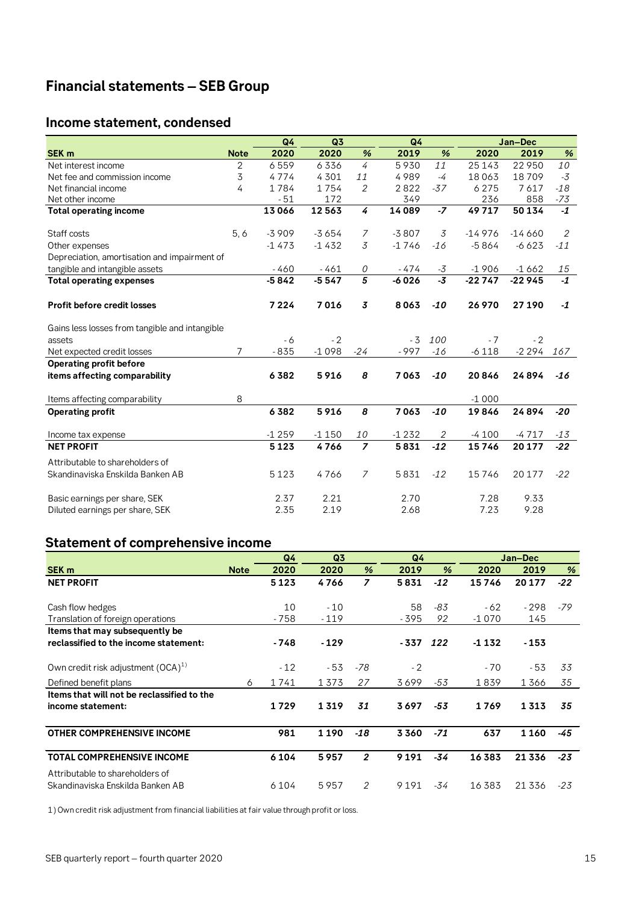# Financial statements – SEB Group

## Income statement, condensed

| SEK m | Note | Q4 2020 | Q3 2020 | % | Q4 2019 | % | Jan–Dec 2020 | Jan–Dec 2019 | % |
|---|---|---|---|---|---|---|---|---|---|
| Net interest income | 2 | 6 559 | 6 336 | 4 | 5 930 | 11 | 25 143 | 22 950 | 10 |
| Net fee and commission income | 3 | 4 774 | 4 301 | 11 | 4 989 | -4 | 18 063 | 18 709 | -3 |
| Net financial income | 4 | 1 784 | 1 754 | 2 | 2 822 | -37 | 6 275 | 7 617 | -18 |
| Net other income | | - 51 | 172 | | 349 | | 236 | 858 | -73 |
| **Total operating income** | | **13 066** | **12 563** | **4** | **14 089** | **-7** | **49 717** | **50 134** | **-1** |
| Staff costs | 5, 6 | -3 909 | -3 654 | 7 | -3 807 | 3 | -14 976 | -14 660 | 2 |
| Other expenses | | -1 473 | -1 432 | 3 | -1 746 | -16 | -5 864 | -6 623 | -11 |
| Depreciation, amortisation and impairment of tangible and intangible assets | | - 460 | - 461 | 0 | - 474 | -3 | -1 906 | -1 662 | 15 |
| **Total operating expenses** | | **-5 842** | **-5 547** | **5** | **-6 026** | **-3** | **-22 747** | **-22 945** | **-1** |
| **Profit before credit losses** | | **7 224** | **7 016** | **3** | **8 063** | **-10** | **26 970** | **27 190** | **-1** |
| Gains less losses from tangible and intangible assets | | - 6 | - 2 | | - 3 | 100 | - 7 | - 2 | |
| Net expected credit losses | 7 | - 835 | -1 098 | -24 | - 997 | -16 | -6 118 | -2 294 | 167 |
| **Operating profit before items affecting comparability** | | **6 382** | **5 916** | **8** | **7 063** | **-10** | **20 846** | **24 894** | **-16** |
| Items affecting comparability | 8 | | | | | | -1 000 | | |
| **Operating profit** | | **6 382** | **5 916** | **8** | **7 063** | **-10** | **19 846** | **24 894** | **-20** |
| Income tax expense | | -1 259 | -1 150 | 10 | -1 232 | 2 | -4 100 | -4 717 | -13 |
| **NET PROFIT** | | **5 123** | **4 766** | **7** | **5 831** | **-12** | **15 746** | **20 177** | **-22** |
| Attributable to shareholders of Skandinaviska Enskilda Banken AB | | 5 123 | 4 766 | 7 | 5 831 | -12 | 15 746 | 20 177 | -22 |
| Basic earnings per share, SEK | | 2.37 | 2.21 | | 2.70 | | 7.28 | 9.33 | |
| Diluted earnings per share, SEK | | 2.35 | 2.19 | | 2.68 | | 7.23 | 9.28 | |

## Statement of comprehensive income

| SEK m | Note | Q4 2020 | Q3 2020 | % | Q4 2019 | % | Jan–Dec 2020 | Jan–Dec 2019 | % |
|---|---|---|---|---|---|---|---|---|---|
| **NET PROFIT** | | **5 123** | **4 766** | **7** | **5 831** | **-12** | **15 746** | **20 177** | **-22** |
| Cash flow hedges | | 10 | - 10 | | 58 | -83 | - 62 | - 298 | -79 |
| Translation of foreign operations | | - 758 | - 119 | | - 395 | 92 | -1 070 | 145 | |
| **Items that may subsequently be reclassified to the income statement:** | | **- 748** | **- 129** | | **- 337** | **122** | **-1 132** | **- 153** | |
| Own credit risk adjustment (OCA)[1] | | - 12 | - 53 | -78 | - 2 | | - 70 | - 53 | 33 |
| Defined benefit plans | 6 | 1 741 | 1 373 | 27 | 3 699 | -53 | 1 839 | 1 366 | 35 |
| **Items that will not be reclassified to the income statement:** | | **1 729** | **1 319** | **31** | **3 697** | **-53** | **1 769** | **1 313** | **35** |
| **OTHER COMPREHENSIVE INCOME** | | **981** | **1 190** | **-18** | **3 360** | **-71** | **637** | **1 160** | **-45** |
| **TOTAL COMPREHENSIVE INCOME** | | **6 104** | **5 957** | **2** | **9 191** | **-34** | **16 383** | **21 336** | **-23** |
| Attributable to shareholders of Skandinaviska Enskilda Banken AB | | 6 104 | 5 957 | 2 | 9 191 | -34 | 16 383 | 21 336 | -23 |

1) Own credit risk adjustment from financial liabilities at fair value through profit or loss.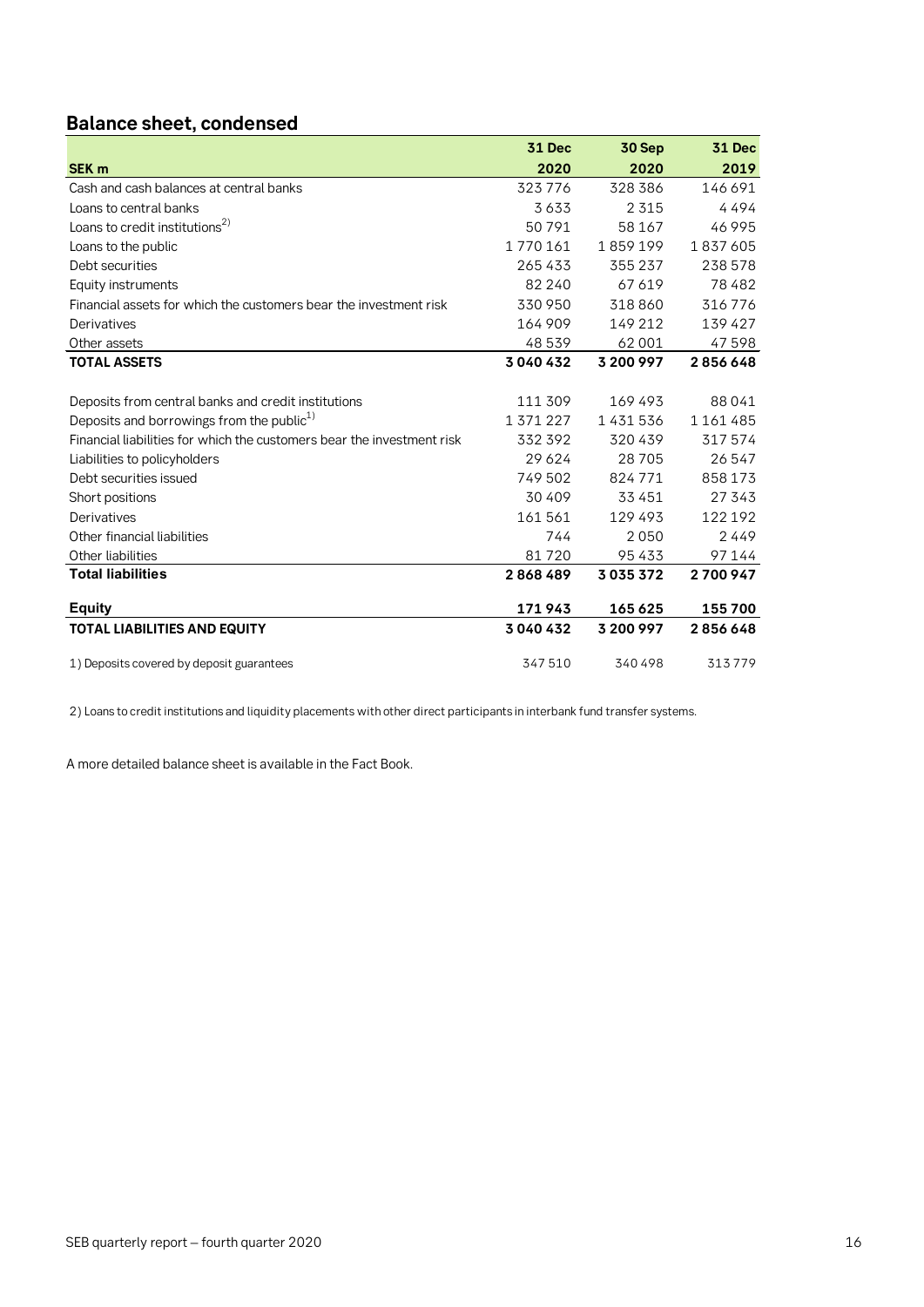## Balance sheet, condensed

| SEK m | 31 Dec 2020 | 30 Sep 2020 | 31 Dec 2019 |
|---|---|---|---|
| Cash and cash balances at central banks | 323 776 | 328 386 | 146 691 |
| Loans to central banks | 3 633 | 2 315 | 4 494 |
| Loans to credit institutions[2] | 50 791 | 58 167 | 46 995 |
| Loans to the public | 1 770 161 | 1 859 199 | 1 837 605 |
| Debt securities | 265 433 | 355 237 | 238 578 |
| Equity instruments | 82 240 | 67 619 | 78 482 |
| Financial assets for which the customers bear the investment risk | 330 950 | 318 860 | 316 776 |
| Derivatives | 164 909 | 149 212 | 139 427 |
| Other assets | 48 539 | 62 001 | 47 598 |
| **TOTAL ASSETS** | **3 040 432** | **3 200 997** | **2 856 648** |
| | | | |
| Deposits from central banks and credit institutions | 111 309 | 169 493 | 88 041 |
| Deposits and borrowings from the public[1] | 1 371 227 | 1 431 536 | 1 161 485 |
| Financial liabilities for which the customers bear the investment risk | 332 392 | 320 439 | 317 574 |
| Liabilities to policyholders | 29 624 | 28 705 | 26 547 |
| Debt securities issued | 749 502 | 824 771 | 858 173 |
| Short positions | 30 409 | 33 451 | 27 343 |
| Derivatives | 161 561 | 129 493 | 122 192 |
| Other financial liabilities | 744 | 2 050 | 2 449 |
| Other liabilities | 81 720 | 95 433 | 97 144 |
| **Total liabilities** | **2 868 489** | **3 035 372** | **2 700 947** |
| | | | |
| **Equity** | **171 943** | **165 625** | **155 700** |
| **TOTAL LIABILITIES AND EQUITY** | **3 040 432** | **3 200 997** | **2 856 648** |
| | | | |
| 1) Deposits covered by deposit guarantees | 347 510 | 340 498 | 313 779 |

2) Loans to credit institutions and liquidity placements with other direct participants in interbank fund transfer systems.

A more detailed balance sheet is available in the Fact Book.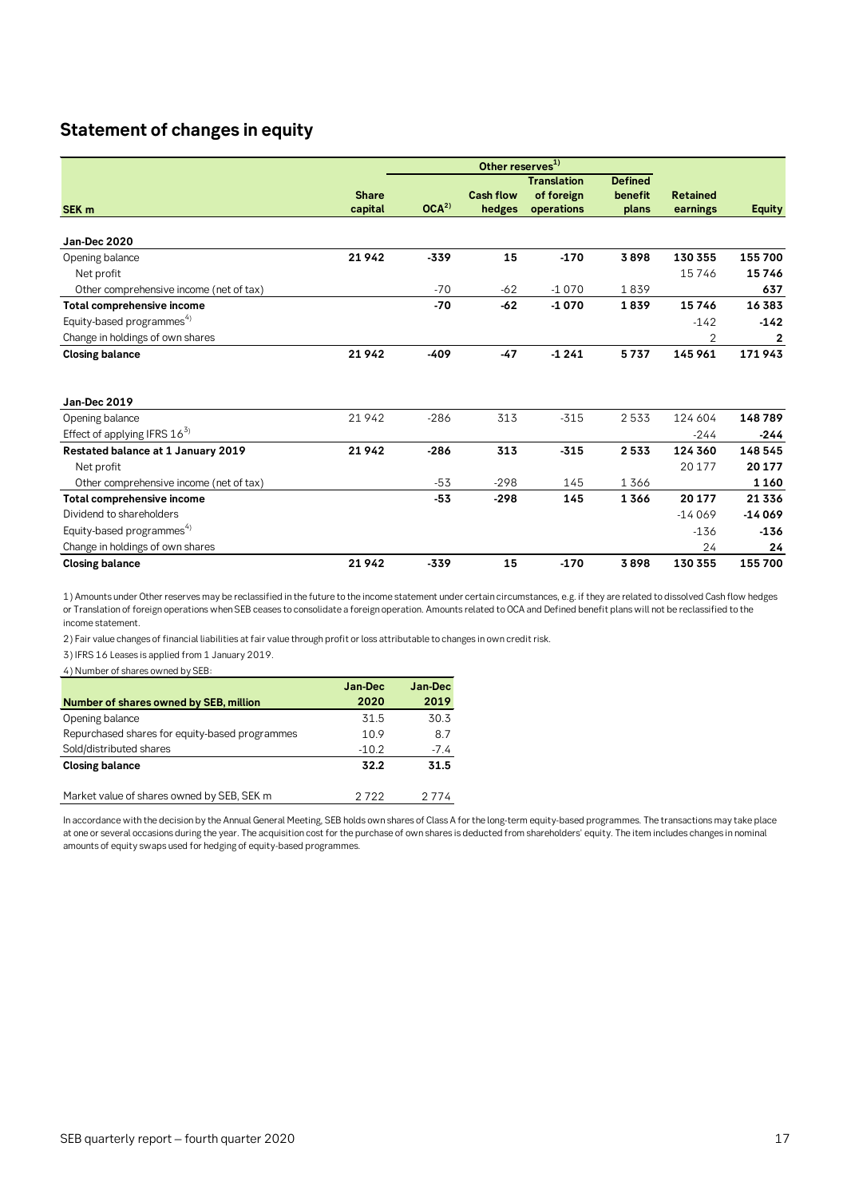## Statement of changes in equity

| SEK m | Share capital | Other reserves[1] | | | | Retained earnings | Equity |
|---|---|---|---|---|---|---|---|
| | | OCA[2] | Cash flow hedges | Translation of foreign operations | Defined benefit plans | | |
| **Jan-Dec 2020** | | | | | | | |
| Opening balance | **21 942** | **-339** | **15** | **-170** | **3 898** | **130 355** | **155 700** |
| Net profit | | | | | | 15 746 | **15 746** |
| Other comprehensive income (net of tax) | | -70 | -62 | -1 070 | 1 839 | | **637** |
| **Total comprehensive income** | | **-70** | **-62** | **-1 070** | **1 839** | **15 746** | **16 383** |
| Equity-based programmes[4] | | | | | | -142 | **-142** |
| Change in holdings of own shares | | | | | | 2 | **2** |
| **Closing balance** | **21 942** | **-409** | **-47** | **-1 241** | **5 737** | **145 961** | **171 943** |
| | | | | | | | |
| **Jan-Dec 2019** | | | | | | | |
| Opening balance | 21 942 | -286 | 313 | -315 | 2 533 | 124 604 | **148 789** |
| Effect of applying IFRS 16[3] | | | | | | -244 | **-244** |
| **Restated balance at 1 January 2019** | **21 942** | **-286** | **313** | **-315** | **2 533** | **124 360** | **148 545** |
| Net profit | | | | | | 20 177 | **20 177** |
| Other comprehensive income (net of tax) | | -53 | -298 | 145 | 1 366 | | **1 160** |
| **Total comprehensive income** | | **-53** | **-298** | **145** | **1 366** | **20 177** | **21 336** |
| Dividend to shareholders | | | | | | -14 069 | **-14 069** |
| Equity-based programmes[4] | | | | | | -136 | **-136** |
| Change in holdings of own shares | | | | | | 24 | **24** |
| **Closing balance** | **21 942** | **-339** | **15** | **-170** | **3 898** | **130 355** | **155 700** |

1) Amounts under Other reserves may be reclassified in the future to the income statement under certain circumstances, e.g. if they are related to dissolved Cash flow hedges or Translation of foreign operations when SEB ceases to consolidate a foreign operation. Amounts related to OCA and Defined benefit plans will not be reclassified to the income statement.

2) Fair value changes of financial liabilities at fair value through profit or loss attributable to changes in own credit risk.

3) IFRS 16 Leases is applied from 1 January 2019.

4) Number of shares owned by SEB:

| Number of shares owned by SEB, million | Jan-Dec 2020 | Jan-Dec 2019 |
|---|---|---|
| Opening balance | 31.5 | 30.3 |
| Repurchased shares for equity-based programmes | 10.9 | 8.7 |
| Sold/distributed shares | -10.2 | -7.4 |
| **Closing balance** | **32.2** | **31.5** |
| | | |
| Market value of shares owned by SEB, SEK m | 2 722 | 2 774 |

In accordance with the decision by the Annual General Meeting, SEB holds own shares of Class A for the long-term equity-based programmes. The transactions may take place at one or several occasions during the year. The acquisition cost for the purchase of own shares is deducted from shareholders' equity. The item includes changes in nominal amounts of equity swaps used for hedging of equity-based programmes.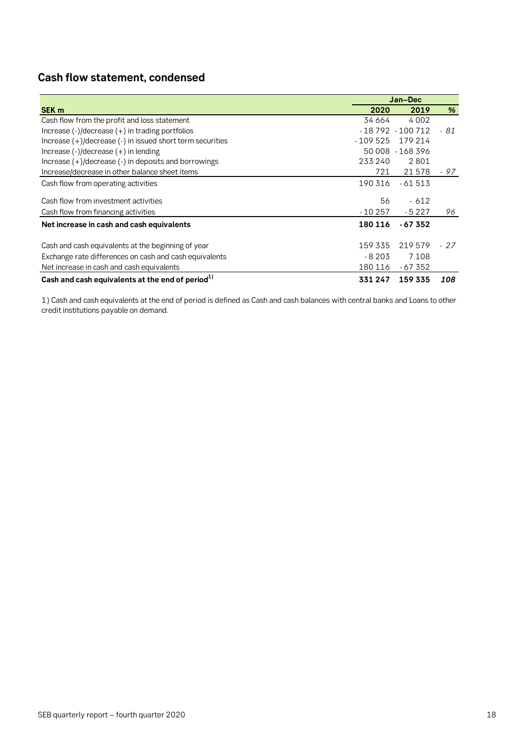## Cash flow statement, condensed

| | Jan–Dec | | |
|---|---|---|---|
| **SEK m** | **2020** | **2019** | **%** |
| Cash flow from the profit and loss statement | 34 664 | 4 002 | |
| Increase (-)/decrease (+) in trading portfolios | - 18 792 | - 100 712 | *- 81* |
| Increase (+)/decrease (-) in issued short term securities | - 109 525 | 179 214 | |
| Increase (-)/decrease (+) in lending | 50 008 | - 168 396 | |
| Increase (+)/decrease (-) in deposits and borrowings | 233 240 | 2 801 | |
| Increase/decrease in other balance sheet items | 721 | 21 578 | *- 97* |
| Cash flow from operating activities | 190 316 | - 61 513 | |
| Cash flow from investment activities | 56 | - 612 | |
| Cash flow from financing activities | - 10 257 | - 5 227 | *96* |
| **Net increase in cash and cash equivalents** | **180 116** | **- 67 352** | |
| Cash and cash equivalents at the beginning of year | 159 335 | 219 579 | *- 27* |
| Exchange rate differences on cash and cash equivalents | - 8 203 | 7 108 | |
| Net increase in cash and cash equivalents | 180 116 | - 67 352 | |
| **Cash and cash equivalents at the end of period[1]** | **331 247** | **159 335** | ***108*** |

1) Cash and cash equivalents at the end of period is defined as Cash and cash balances with central banks and Loans to other credit institutions payable on demand.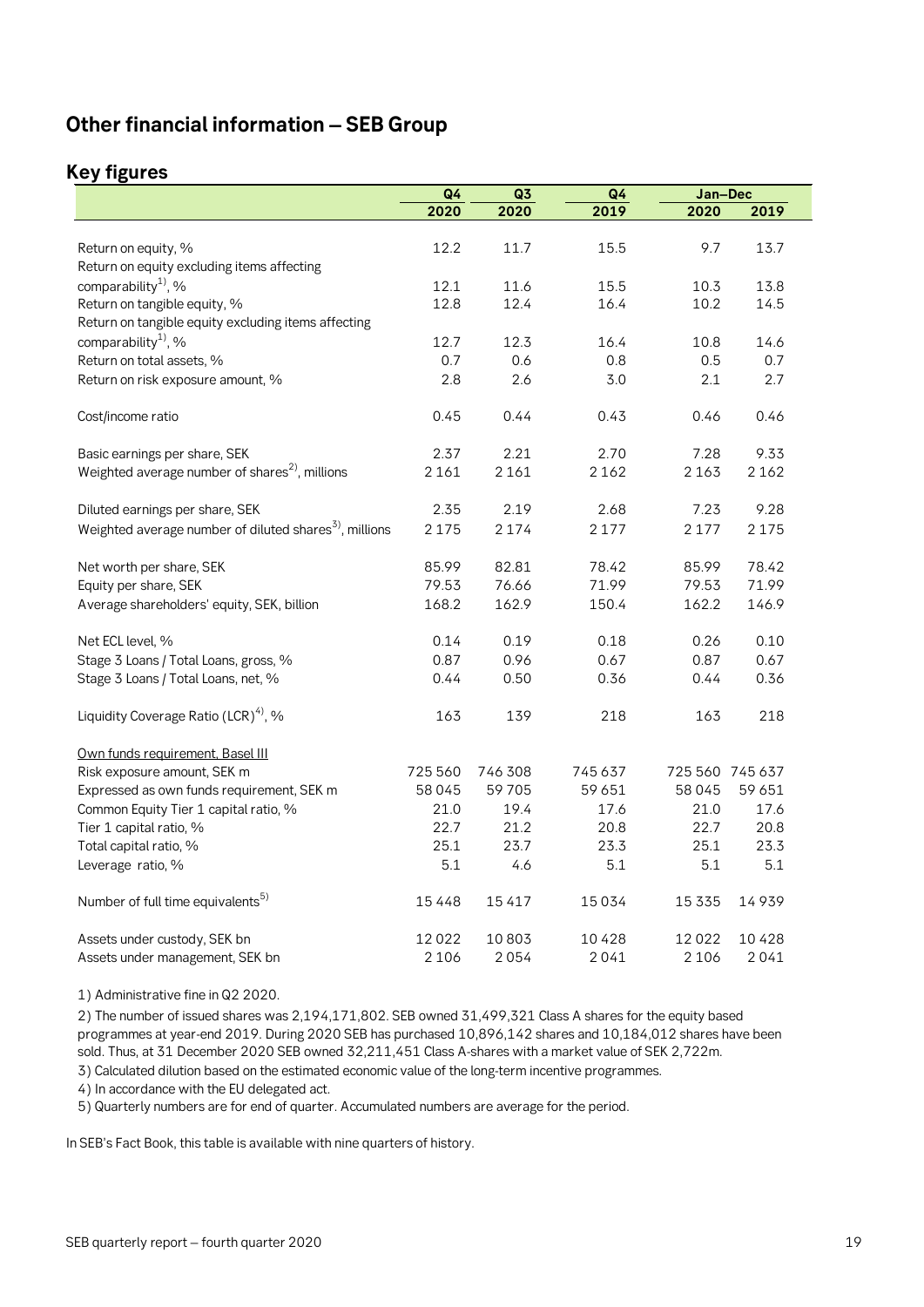# Other financial information – SEB Group

## Key figures

| | Q4 2020 | Q3 2020 | Q4 2019 | Jan–Dec 2020 | Jan–Dec 2019 |
|---|---|---|---|---|---|
| Return on equity, % | 12.2 | 11.7 | 15.5 | 9.7 | 13.7 |
| Return on equity excluding items affecting comparability[1], % | 12.1 | 11.6 | 15.5 | 10.3 | 13.8 |
| Return on tangible equity, % | 12.8 | 12.4 | 16.4 | 10.2 | 14.5 |
| Return on tangible equity excluding items affecting comparability[1], % | 12.7 | 12.3 | 16.4 | 10.8 | 14.6 |
| Return on total assets, % | 0.7 | 0.6 | 0.8 | 0.5 | 0.7 |
| Return on risk exposure amount, % | 2.8 | 2.6 | 3.0 | 2.1 | 2.7 |
| | | | | | |
| Cost/income ratio | 0.45 | 0.44 | 0.43 | 0.46 | 0.46 |
| | | | | | |
| Basic earnings per share, SEK | 2.37 | 2.21 | 2.70 | 7.28 | 9.33 |
| Weighted average number of shares[2], millions | 2 161 | 2 161 | 2 162 | 2 163 | 2 162 |
| | | | | | |
| Diluted earnings per share, SEK | 2.35 | 2.19 | 2.68 | 7.23 | 9.28 |
| Weighted average number of diluted shares[3], millions | 2 175 | 2 174 | 2 177 | 2 177 | 2 175 |
| | | | | | |
| Net worth per share, SEK | 85.99 | 82.81 | 78.42 | 85.99 | 78.42 |
| Equity per share, SEK | 79.53 | 76.66 | 71.99 | 79.53 | 71.99 |
| Average shareholders' equity, SEK, billion | 168.2 | 162.9 | 150.4 | 162.2 | 146.9 |
| | | | | | |
| Net ECL level, % | 0.14 | 0.19 | 0.18 | 0.26 | 0.10 |
| Stage 3 Loans / Total Loans, gross, % | 0.87 | 0.96 | 0.67 | 0.87 | 0.67 |
| Stage 3 Loans / Total Loans, net, % | 0.44 | 0.50 | 0.36 | 0.44 | 0.36 |
| | | | | | |
| Liquidity Coverage Ratio (LCR)[4], % | 163 | 139 | 218 | 163 | 218 |
| | | | | | |
| Own funds requirement, Basel III | | | | | |
| Risk exposure amount, SEK m | 725 560 | 746 308 | 745 637 | 725 560 | 745 637 |
| Expressed as own funds requirement, SEK m | 58 045 | 59 705 | 59 651 | 58 045 | 59 651 |
| Common Equity Tier 1 capital ratio, % | 21.0 | 19.4 | 17.6 | 21.0 | 17.6 |
| Tier 1 capital ratio, % | 22.7 | 21.2 | 20.8 | 22.7 | 20.8 |
| Total capital ratio, % | 25.1 | 23.7 | 23.3 | 25.1 | 23.3 |
| Leverage ratio, % | 5.1 | 4.6 | 5.1 | 5.1 | 5.1 |
| | | | | | |
| Number of full time equivalents[5] | 15 448 | 15 417 | 15 034 | 15 335 | 14 939 |
| | | | | | |
| Assets under custody, SEK bn | 12 022 | 10 803 | 10 428 | 12 022 | 10 428 |
| Assets under management, SEK bn | 2 106 | 2 054 | 2 041 | 2 106 | 2 041 |

1) Administrative fine in Q2 2020.

2) The number of issued shares was 2,194,171,802. SEB owned 31,499,321 Class A shares for the equity based programmes at year-end 2019. During 2020 SEB has purchased 10,896,142 shares and 10,184,012 shares have been sold. Thus, at 31 December 2020 SEB owned 32,211,451 Class A-shares with a market value of SEK 2,722m.

3) Calculated dilution based on the estimated economic value of the long-term incentive programmes.

4) In accordance with the EU delegated act.

5) Quarterly numbers are for end of quarter. Accumulated numbers are average for the period.

In SEB's Fact Book, this table is available with nine quarters of history.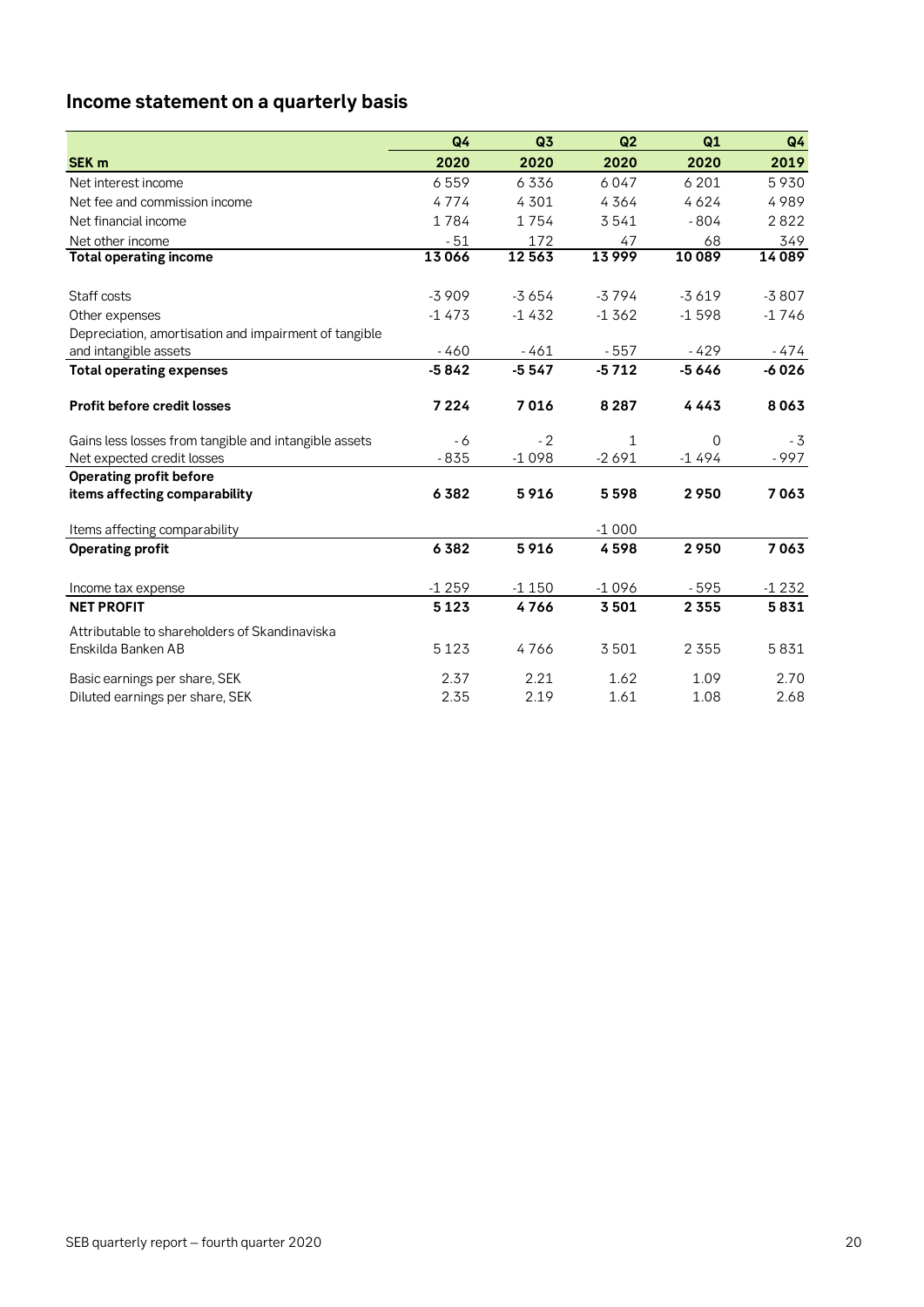## Income statement on a quarterly basis

| SEK m | Q4 2020 | Q3 2020 | Q2 2020 | Q1 2020 | Q4 2019 |
|---|---|---|---|---|---|
| Net interest income | 6 559 | 6 336 | 6 047 | 6 201 | 5 930 |
| Net fee and commission income | 4 774 | 4 301 | 4 364 | 4 624 | 4 989 |
| Net financial income | 1 784 | 1 754 | 3 541 | - 804 | 2 822 |
| Net other income | - 51 | 172 | 47 | 68 | 349 |
| **Total operating income** | **13 066** | **12 563** | **13 999** | **10 089** | **14 089** |
| | | | | | |
| Staff costs | -3 909 | -3 654 | -3 794 | -3 619 | -3 807 |
| Other expenses | -1 473 | -1 432 | -1 362 | -1 598 | -1 746 |
| Depreciation, amortisation and impairment of tangible and intangible assets | - 460 | - 461 | - 557 | - 429 | - 474 |
| **Total operating expenses** | **-5 842** | **-5 547** | **-5 712** | **-5 646** | **-6 026** |
| | | | | | |
| **Profit before credit losses** | **7 224** | **7 016** | **8 287** | **4 443** | **8 063** |
| | | | | | |
| Gains less losses from tangible and intangible assets | - 6 | - 2 | 1 | 0 | - 3 |
| Net expected credit losses | - 835 | -1 098 | -2 691 | -1 494 | - 997 |
| **Operating profit before items affecting comparability** | **6 382** | **5 916** | **5 598** | **2 950** | **7 063** |
| | | | | | |
| Items affecting comparability | | | -1 000 | | |
| **Operating profit** | **6 382** | **5 916** | **4 598** | **2 950** | **7 063** |
| | | | | | |
| Income tax expense | -1 259 | -1 150 | -1 096 | - 595 | -1 232 |
| **NET PROFIT** | **5 123** | **4 766** | **3 501** | **2 355** | **5 831** |
| | | | | | |
| Attributable to shareholders of Skandinaviska Enskilda Banken AB | 5 123 | 4 766 | 3 501 | 2 355 | 5 831 |
| | | | | | |
| Basic earnings per share, SEK | 2.37 | 2.21 | 1.62 | 1.09 | 2.70 |
| Diluted earnings per share, SEK | 2.35 | 2.19 | 1.61 | 1.08 | 2.68 |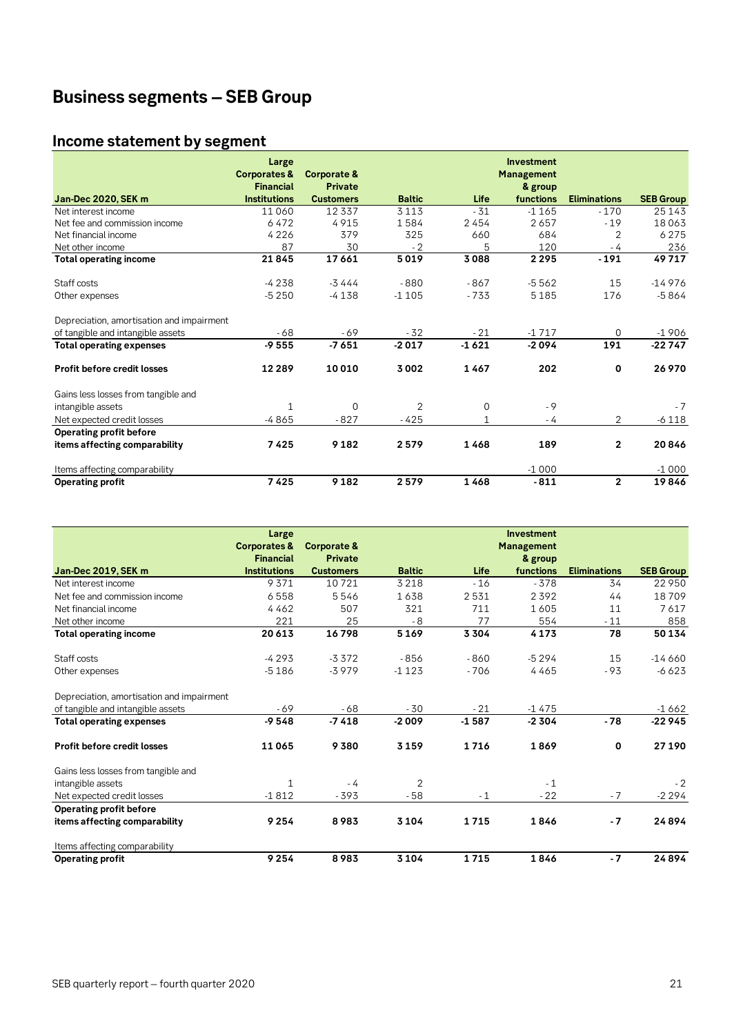# Business segments – SEB Group

## Income statement by segment

| Jan-Dec 2020, SEK m | Large Corporates & Financial Institutions | Corporate & Private Customers | Baltic | Life | Investment Management & group functions | Eliminations | SEB Group |
|---|---|---|---|---|---|---|---|
| Net interest income | 11 060 | 12 337 | 3 113 | - 31 | -1 165 | - 170 | 25 143 |
| Net fee and commission income | 6 472 | 4 915 | 1 584 | 2 454 | 2 657 | - 19 | 18 063 |
| Net financial income | 4 226 | 379 | 325 | 660 | 684 | 2 | 6 275 |
| Net other income | 87 | 30 | - 2 | 5 | 120 | - 4 | 236 |
| **Total operating income** | **21 845** | **17 661** | **5 019** | **3 088** | **2 295** | **- 191** | **49 717** |
| Staff costs | -4 238 | -3 444 | - 880 | - 867 | -5 562 | 15 | -14 976 |
| Other expenses | -5 250 | -4 138 | -1 105 | - 733 | 5 185 | 176 | -5 864 |
| Depreciation, amortisation and impairment of tangible and intangible assets | - 68 | - 69 | - 32 | - 21 | -1 717 | 0 | -1 906 |
| **Total operating expenses** | **-9 555** | **-7 651** | **-2 017** | **-1 621** | **-2 094** | **191** | **-22 747** |
| **Profit before credit losses** | **12 289** | **10 010** | **3 002** | **1 467** | **202** | **0** | **26 970** |
| Gains less losses from tangible and intangible assets | 1 | 0 | 2 | 0 | - 9 | | - 7 |
| Net expected credit losses | -4 865 | - 827 | - 425 | 1 | - 4 | 2 | -6 118 |
| **Operating profit before items affecting comparability** | **7 425** | **9 182** | **2 579** | **1 468** | **189** | **2** | **20 846** |
| Items affecting comparability | | | | | -1 000 | | -1 000 |
| **Operating profit** | **7 425** | **9 182** | **2 579** | **1 468** | **- 811** | **2** | **19 846** |

| Jan-Dec 2019, SEK m | Large Corporates & Financial Institutions | Corporate & Private Customers | Baltic | Life | Investment Management & group functions | Eliminations | SEB Group |
|---|---|---|---|---|---|---|---|
| Net interest income | 9 371 | 10 721 | 3 218 | - 16 | - 378 | 34 | 22 950 |
| Net fee and commission income | 6 558 | 5 546 | 1 638 | 2 531 | 2 392 | 44 | 18 709 |
| Net financial income | 4 462 | 507 | 321 | 711 | 1 605 | 11 | 7 617 |
| Net other income | 221 | 25 | - 8 | 77 | 554 | - 11 | 858 |
| **Total operating income** | **20 613** | **16 798** | **5 169** | **3 304** | **4 173** | **78** | **50 134** |
| Staff costs | -4 293 | -3 372 | - 856 | - 860 | -5 294 | 15 | -14 660 |
| Other expenses | -5 186 | -3 979 | -1 123 | - 706 | 4 465 | - 93 | -6 623 |
| Depreciation, amortisation and impairment of tangible and intangible assets | - 69 | - 68 | - 30 | - 21 | -1 475 | | -1 662 |
| **Total operating expenses** | **-9 548** | **-7 418** | **-2 009** | **-1 587** | **-2 304** | **- 78** | **-22 945** |
| **Profit before credit losses** | **11 065** | **9 380** | **3 159** | **1 716** | **1 869** | **0** | **27 190** |
| Gains less losses from tangible and intangible assets | 1 | - 4 | 2 | | - 1 | | - 2 |
| Net expected credit losses | -1 812 | - 393 | - 58 | - 1 | - 22 | - 7 | -2 294 |
| **Operating profit before items affecting comparability** | **9 254** | **8 983** | **3 104** | **1 715** | **1 846** | **- 7** | **24 894** |
| Items affecting comparability | | | | | | | |
| **Operating profit** | **9 254** | **8 983** | **3 104** | **1 715** | **1 846** | **- 7** | **24 894** |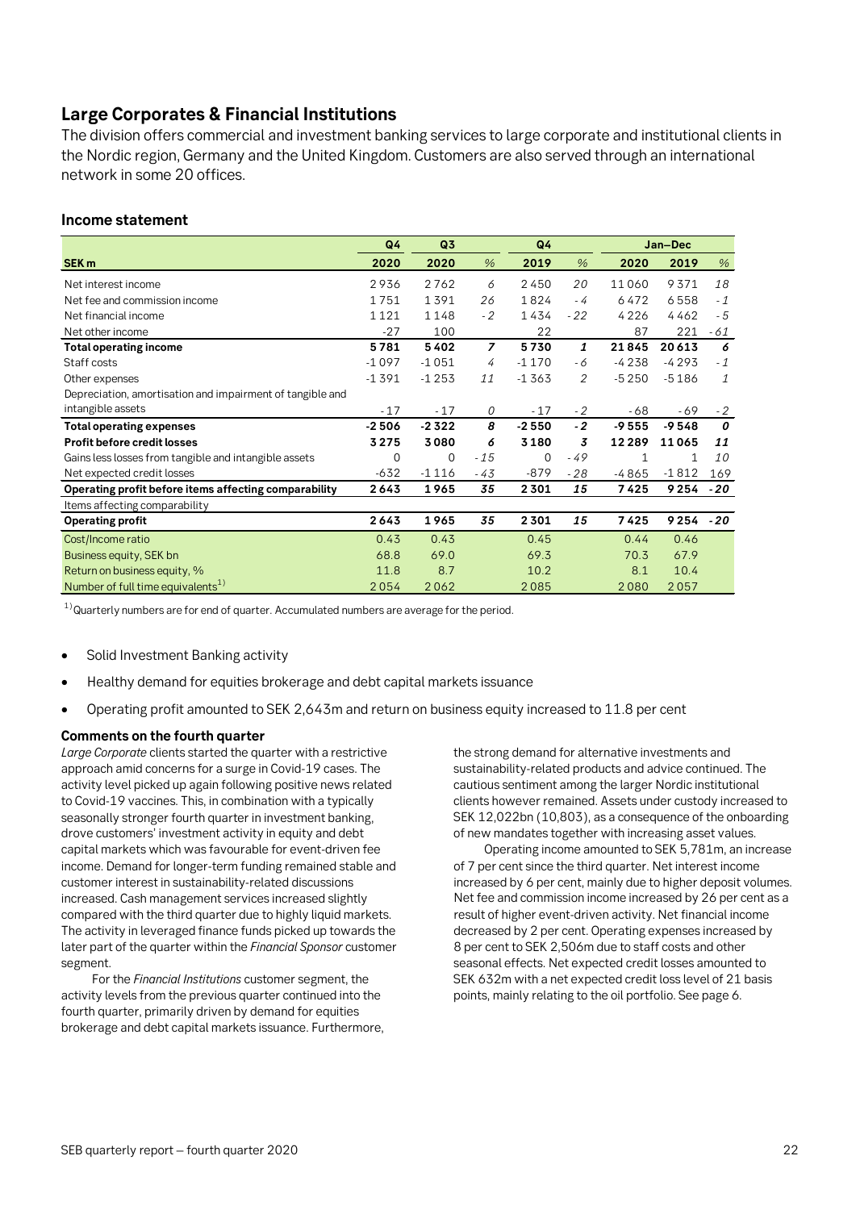## Large Corporates & Financial Institutions

The division offers commercial and investment banking services to large corporate and institutional clients in the Nordic region, Germany and the United Kingdom. Customers are also served through an international network in some 20 offices.

### Income statement

| | Q4 | Q3 | | Q4 | | Jan–Dec | | |
|---|---|---|---|---|---|---|---|---|
| **SEK m** | **2020** | **2020** | *%* | **2019** | *%* | **2020** | **2019** | *%* |
| Net interest income | 2 936 | 2 762 | *6* | 2 450 | *20* | 11 060 | 9 371 | *18* |
| Net fee and commission income | 1 751 | 1 391 | *26* | 1 824 | *-4* | 6 472 | 6 558 | *-1* |
| Net financial income | 1 121 | 1 148 | *-2* | 1 434 | *-22* | 4 226 | 4 462 | *-5* |
| Net other income | -27 | 100 | | 22 | | 87 | 221 | *-61* |
| **Total operating income** | **5 781** | **5 402** | ***7*** | **5 730** | ***1*** | **21 845** | **20 613** | ***6*** |
| Staff costs | -1 097 | -1 051 | *4* | -1 170 | *-6* | -4 238 | -4 293 | *-1* |
| Other expenses | -1 391 | -1 253 | *11* | -1 363 | *2* | -5 250 | -5 186 | *1* |
| Depreciation, amortisation and impairment of tangible and intangible assets | -17 | -17 | *0* | -17 | *-2* | -68 | -69 | *-2* |
| **Total operating expenses** | **-2 506** | **-2 322** | ***8*** | **-2 550** | ***-2*** | **-9 555** | **-9 548** | ***0*** |
| **Profit before credit losses** | **3 275** | **3 080** | ***6*** | **3 180** | ***3*** | **12 289** | **11 065** | ***11*** |
| Gains less losses from tangible and intangible assets | 0 | 0 | *-15* | 0 | *-49* | 1 | 1 | *10* |
| Net expected credit losses | -632 | -1 116 | *-43* | -879 | *-28* | -4 865 | -1 812 | *169* |
| **Operating profit before items affecting comparability** | **2 643** | **1 965** | ***35*** | **2 301** | ***15*** | **7 425** | **9 254** | ***-20*** |
| Items affecting comparability | | | | | | | | |
| **Operating profit** | **2 643** | **1 965** | ***35*** | **2 301** | ***15*** | **7 425** | **9 254** | ***-20*** |
| Cost/Income ratio | 0.43 | 0.43 | | 0.45 | | 0.44 | 0.46 | |
| Business equity, SEK bn | 68.8 | 69.0 | | 69.3 | | 70.3 | 67.9 | |
| Return on business equity, % | 11.8 | 8.7 | | 10.2 | | 8.1 | 10.4 | |
| Number of full time equivalents[1] | 2 054 | 2 062 | | 2 085 | | 2 080 | 2 057 | |

[1] Quarterly numbers are for end of quarter. Accumulated numbers are average for the period.

- Solid Investment Banking activity
- Healthy demand for equities brokerage and debt capital markets issuance
- Operating profit amounted to SEK 2,643m and return on business equity increased to 11.8 per cent

#### Comments on the fourth quarter

*Large Corporate* clients started the quarter with a restrictive approach amid concerns for a surge in Covid-19 cases. The activity level picked up again following positive news related to Covid-19 vaccines. This, in combination with a typically seasonally stronger fourth quarter in investment banking, drove customers' investment activity in equity and debt capital markets which was favourable for event-driven fee income. Demand for longer-term funding remained stable and customer interest in sustainability-related discussions increased. Cash management services increased slightly compared with the third quarter due to highly liquid markets. The activity in leveraged finance funds picked up towards the later part of the quarter within the *Financial Sponsor* customer segment.

For the *Financial Institutions* customer segment, the activity levels from the previous quarter continued into the fourth quarter, primarily driven by demand for equities brokerage and debt capital markets issuance. Furthermore, the strong demand for alternative investments and sustainability-related products and advice continued. The cautious sentiment among the larger Nordic institutional clients however remained. Assets under custody increased to SEK 12,022bn (10,803), as a consequence of the onboarding of new mandates together with increasing asset values.

Operating income amounted to SEK 5,781m, an increase of 7 per cent since the third quarter. Net interest income increased by 6 per cent, mainly due to higher deposit volumes. Net fee and commission income increased by 26 per cent as a result of higher event-driven activity. Net financial income decreased by 2 per cent. Operating expenses increased by 8 per cent to SEK 2,506m due to staff costs and other seasonal effects. Net expected credit losses amounted to SEK 632m with a net expected credit loss level of 21 basis points, mainly relating to the oil portfolio. See page 6.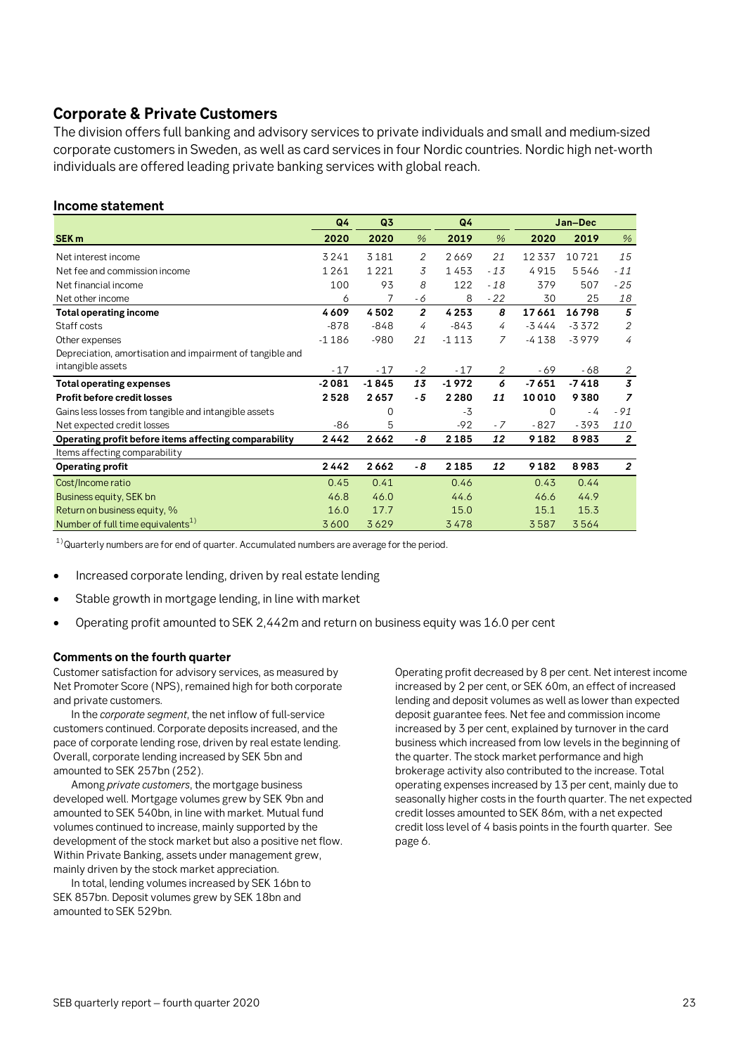## Corporate & Private Customers

The division offers full banking and advisory services to private individuals and small and medium-sized corporate customers in Sweden, as well as card services in four Nordic countries. Nordic high net-worth individuals are offered leading private banking services with global reach.

### Income statement

| | Q4 | Q3 | | Q4 | | Jan–Dec | | |
|---|---|---|---|---|---|---|---|---|
| **SEK m** | **2020** | **2020** | *%* | **2019** | *%* | **2020** | **2019** | *%* |
| Net interest income | 3 241 | 3 181 | *2* | 2 669 | *21* | 12 337 | 10 721 | *15* |
| Net fee and commission income | 1 261 | 1 221 | *3* | 1 453 | *-13* | 4 915 | 5 546 | *-11* |
| Net financial income | 100 | 93 | *8* | 122 | *-18* | 379 | 507 | *-25* |
| Net other income | 6 | 7 | *-6* | 8 | *-22* | 30 | 25 | *18* |
| **Total operating income** | **4 609** | **4 502** | ***2*** | **4 253** | ***8*** | **17 661** | **16 798** | ***5*** |
| Staff costs | -878 | -848 | *4* | -843 | *4* | -3 444 | -3 372 | *2* |
| Other expenses | -1 186 | -980 | *21* | -1 113 | *7* | -4 138 | -3 979 | *4* |
| Depreciation, amortisation and impairment of tangible and intangible assets | -17 | -17 | *-2* | -17 | *2* | -69 | -68 | *2* |
| **Total operating expenses** | **-2 081** | **-1 845** | ***13*** | **-1 972** | ***6*** | **-7 651** | **-7 418** | ***3*** |
| **Profit before credit losses** | **2 528** | **2 657** | ***-5*** | **2 280** | ***11*** | **10 010** | **9 380** | ***7*** |
| Gains less losses from tangible and intangible assets | | 0 | | -3 | | 0 | -4 | *-91* |
| Net expected credit losses | -86 | 5 | | -92 | *-7* | -827 | -393 | *110* |
| **Operating profit before items affecting comparability** | **2 442** | **2 662** | ***-8*** | **2 185** | ***12*** | **9 182** | **8 983** | ***2*** |
| Items affecting comparability | | | | | | | | |
| **Operating profit** | **2 442** | **2 662** | ***-8*** | **2 185** | ***12*** | **9 182** | **8 983** | ***2*** |
| Cost/Income ratio | 0.45 | 0.41 | | 0.46 | | 0.43 | 0.44 | |
| Business equity, SEK bn | 46.8 | 46.0 | | 44.6 | | 46.6 | 44.9 | |
| Return on business equity, % | 16.0 | 17.7 | | 15.0 | | 15.1 | 15.3 | |
| Number of full time equivalents[1] | 3 600 | 3 629 | | 3 478 | | 3 587 | 3 564 | |

[1] Quarterly numbers are for end of quarter. Accumulated numbers are average for the period.

- Increased corporate lending, driven by real estate lending
- Stable growth in mortgage lending, in line with market
- Operating profit amounted to SEK 2,442m and return on business equity was 16.0 per cent

#### Comments on the fourth quarter

Customer satisfaction for advisory services, as measured by Net Promoter Score (NPS), remained high for both corporate and private customers.

In the *corporate segment*, the net inflow of full-service customers continued. Corporate deposits increased, and the pace of corporate lending rose, driven by real estate lending. Overall, corporate lending increased by SEK 5bn and amounted to SEK 257bn (252).

Among *private customers*, the mortgage business developed well. Mortgage volumes grew by SEK 9bn and amounted to SEK 540bn, in line with market. Mutual fund volumes continued to increase, mainly supported by the development of the stock market but also a positive net flow. Within Private Banking, assets under management grew, mainly driven by the stock market appreciation.

In total, lending volumes increased by SEK 16bn to SEK 857bn. Deposit volumes grew by SEK 18bn and amounted to SEK 529bn.

Operating profit decreased by 8 per cent. Net interest income increased by 2 per cent, or SEK 60m, an effect of increased lending and deposit volumes as well as lower than expected deposit guarantee fees. Net fee and commission income increased by 3 per cent, explained by turnover in the card business which increased from low levels in the beginning of the quarter. The stock market performance and high brokerage activity also contributed to the increase. Total operating expenses increased by 13 per cent, mainly due to seasonally higher costs in the fourth quarter. The net expected credit losses amounted to SEK 86m, with a net expected credit loss level of 4 basis points in the fourth quarter. See page 6.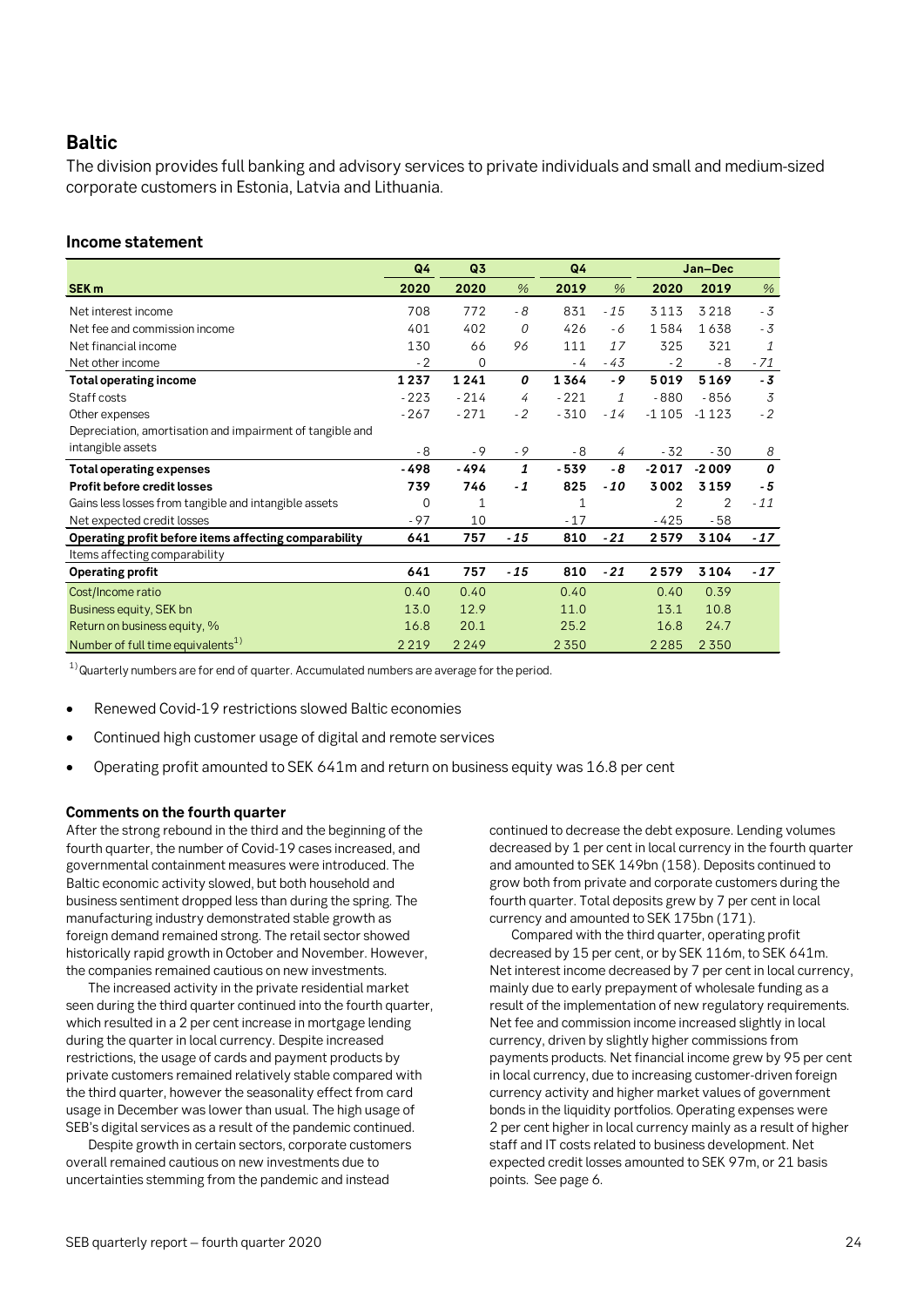## Baltic

The division provides full banking and advisory services to private individuals and small and medium-sized corporate customers in Estonia, Latvia and Lithuania.

### Income statement

| | Q4 | Q3 | | Q4 | | Jan–Dec | | |
|---|---|---|---|---|---|---|---|---|
| **SEK m** | **2020** | **2020** | *%* | **2019** | *%* | **2020** | **2019** | *%* |
| Net interest income | 708 | 772 | *-8* | 831 | *-15* | 3113 | 3218 | *-3* |
| Net fee and commission income | 401 | 402 | *0* | 426 | *-6* | 1584 | 1638 | *-3* |
| Net financial income | 130 | 66 | *96* | 111 | *17* | 325 | 321 | *1* |
| Net other income | -2 | 0 | | -4 | *-43* | -2 | -8 | *-71* |
| **Total operating income** | **1237** | **1241** | ***0*** | **1364** | ***-9*** | **5019** | **5169** | ***-3*** |
| Staff costs | -223 | -214 | *4* | -221 | *1* | -880 | -856 | *3* |
| Other expenses | -267 | -271 | *-2* | -310 | *-14* | -1105 | -1123 | *-2* |
| Depreciation, amortisation and impairment of tangible and intangible assets | -8 | -9 | *-9* | -8 | *4* | -32 | -30 | *8* |
| **Total operating expenses** | **-498** | **-494** | ***1*** | **-539** | ***-8*** | **-2017** | **-2009** | ***0*** |
| **Profit before credit losses** | **739** | **746** | ***-1*** | **825** | ***-10*** | **3002** | **3159** | ***-5*** |
| Gains less losses from tangible and intangible assets | 0 | 1 | | 1 | | 2 | 2 | *-11* |
| Net expected credit losses | -97 | 10 | | -17 | | -425 | -58 | |
| **Operating profit before items affecting comparability** | **641** | **757** | ***-15*** | **810** | ***-21*** | **2579** | **3104** | ***-17*** |
| Items affecting comparability | | | | | | | | |
| **Operating profit** | **641** | **757** | ***-15*** | **810** | ***-21*** | **2579** | **3104** | ***-17*** |
| Cost/Income ratio | 0.40 | 0.40 | | 0.40 | | 0.40 | 0.39 | |
| Business equity, SEK bn | 13.0 | 12.9 | | 11.0 | | 13.1 | 10.8 | |
| Return on business equity, % | 16.8 | 20.1 | | 25.2 | | 16.8 | 24.7 | |
| Number of full time equivalents[1] | 2219 | 2249 | | 2350 | | 2285 | 2350 | |

[1] Quarterly numbers are for end of quarter. Accumulated numbers are average for the period.

- Renewed Covid-19 restrictions slowed Baltic economies
- Continued high customer usage of digital and remote services
- Operating profit amounted to SEK 641m and return on business equity was 16.8 per cent

#### Comments on the fourth quarter

After the strong rebound in the third and the beginning of the fourth quarter, the number of Covid-19 cases increased, and governmental containment measures were introduced. The Baltic economic activity slowed, but both household and business sentiment dropped less than during the spring. The manufacturing industry demonstrated stable growth as foreign demand remained strong. The retail sector showed historically rapid growth in October and November. However, the companies remained cautious on new investments.

The increased activity in the private residential market seen during the third quarter continued into the fourth quarter, which resulted in a 2 per cent increase in mortgage lending during the quarter in local currency. Despite increased restrictions, the usage of cards and payment products by private customers remained relatively stable compared with the third quarter, however the seasonality effect from card usage in December was lower than usual. The high usage of SEB's digital services as a result of the pandemic continued.

Despite growth in certain sectors, corporate customers overall remained cautious on new investments due to uncertainties stemming from the pandemic and instead continued to decrease the debt exposure. Lending volumes decreased by 1 per cent in local currency in the fourth quarter and amounted to SEK 149bn (158). Deposits continued to grow both from private and corporate customers during the fourth quarter. Total deposits grew by 7 per cent in local currency and amounted to SEK 175bn (171).

Compared with the third quarter, operating profit decreased by 15 per cent, or by SEK 116m, to SEK 641m. Net interest income decreased by 7 per cent in local currency, mainly due to early prepayment of wholesale funding as a result of the implementation of new regulatory requirements. Net fee and commission income increased slightly in local currency, driven by slightly higher commissions from payments products. Net financial income grew by 95 per cent in local currency, due to increasing customer-driven foreign currency activity and higher market values of government bonds in the liquidity portfolios. Operating expenses were 2 per cent higher in local currency mainly as a result of higher staff and IT costs related to business development. Net expected credit losses amounted to SEK 97m, or 21 basis points. See page 6.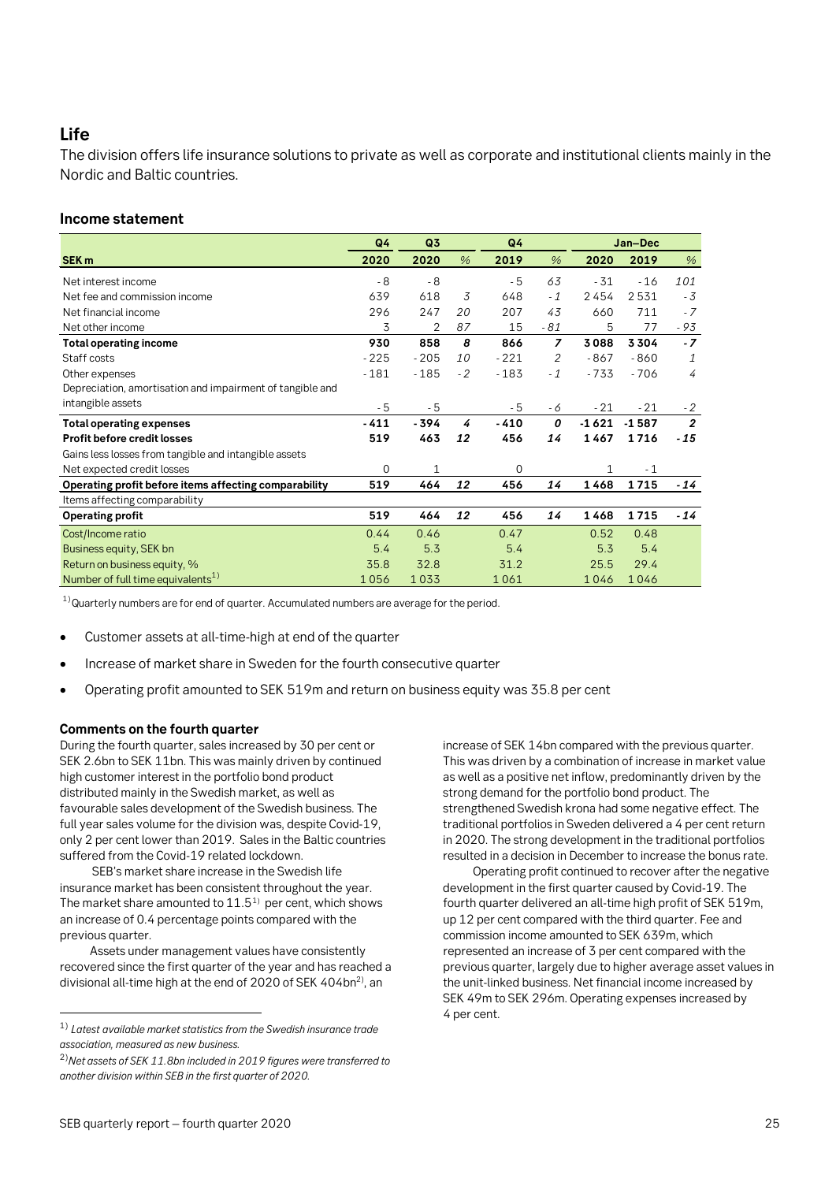## Life

The division offers life insurance solutions to private as well as corporate and institutional clients mainly in the Nordic and Baltic countries.

### Income statement

| | Q4 | Q3 | | Q4 | | Jan–Dec | | |
|---|---|---|---|---|---|---|---|---|
| **SEK m** | **2020** | **2020** | *%* | **2019** | *%* | **2020** | **2019** | *%* |
| Net interest income | -8 | -8 | | -5 | *63* | -31 | -16 | *101* |
| Net fee and commission income | 639 | 618 | *3* | 648 | *-1* | 2454 | 2531 | *-3* |
| Net financial income | 296 | 247 | *20* | 207 | *43* | 660 | 711 | *-7* |
| Net other income | 3 | 2 | *87* | 15 | *-81* | 5 | 77 | *-93* |
| **Total operating income** | **930** | **858** | ***8*** | **866** | ***7*** | **3088** | **3304** | ***-7*** |
| Staff costs | -225 | -205 | *10* | -221 | *2* | -867 | -860 | *1* |
| Other expenses | -181 | -185 | *-2* | -183 | *-1* | -733 | -706 | *4* |
| Depreciation, amortisation and impairment of tangible and intangible assets | -5 | -5 | | -5 | *-6* | -21 | -21 | *-2* |
| **Total operating expenses** | **-411** | **-394** | ***4*** | **-410** | ***0*** | **-1621** | **-1587** | ***2*** |
| **Profit before credit losses** | **519** | **463** | ***12*** | **456** | ***14*** | **1467** | **1716** | ***-15*** |
| Gains less losses from tangible and intangible assets | | | | | | | | |
| Net expected credit losses | 0 | 1 | | 0 | | 1 | -1 | |
| **Operating profit before items affecting comparability** | **519** | **464** | ***12*** | **456** | ***14*** | **1468** | **1715** | ***-14*** |
| Items affecting comparability | | | | | | | | |
| **Operating profit** | **519** | **464** | ***12*** | **456** | ***14*** | **1468** | **1715** | ***-14*** |
| Cost/Income ratio | 0.44 | 0.46 | | 0.47 | | 0.52 | 0.48 | |
| Business equity, SEK bn | 5.4 | 5.3 | | 5.4 | | 5.3 | 5.4 | |
| Return on business equity, % | 35.8 | 32.8 | | 31.2 | | 25.5 | 29.4 | |
| Number of full time equivalents[1] | 1056 | 1033 | | 1061 | | 1046 | 1046 | |

[1] Quarterly numbers are for end of quarter. Accumulated numbers are average for the period.

- Customer assets at all-time-high at end of the quarter
- Increase of market share in Sweden for the fourth consecutive quarter
- Operating profit amounted to SEK 519m and return on business equity was 35.8 per cent

#### Comments on the fourth quarter

During the fourth quarter, sales increased by 30 per cent or SEK 2.6bn to SEK 11bn. This was mainly driven by continued high customer interest in the portfolio bond product distributed mainly in the Swedish market, as well as favourable sales development of the Swedish business. The full year sales volume for the division was, despite Covid-19, only 2 per cent lower than 2019. Sales in the Baltic countries suffered from the Covid-19 related lockdown.

SEB's market share increase in the Swedish life insurance market has been consistent throughout the year. The market share amounted to 11.5[1] per cent, which shows an increase of 0.4 percentage points compared with the previous quarter.

Assets under management values have consistently recovered since the first quarter of the year and has reached a divisional all-time high at the end of 2020 of SEK 404bn[2], an increase of SEK 14bn compared with the previous quarter. This was driven by a combination of increase in market value as well as a positive net inflow, predominantly driven by the strong demand for the portfolio bond product. The strengthened Swedish krona had some negative effect. The traditional portfolios in Sweden delivered a 4 per cent return in 2020. The strong development in the traditional portfolios resulted in a decision in December to increase the bonus rate.

Operating profit continued to recover after the negative development in the first quarter caused by Covid-19. The fourth quarter delivered an all-time high profit of SEK 519m, up 12 per cent compared with the third quarter. Fee and commission income amounted to SEK 639m, which represented an increase of 3 per cent compared with the previous quarter, largely due to higher average asset values in the unit-linked business. Net financial income increased by SEK 49m to SEK 296m. Operating expenses increased by 4 per cent.

[1] *Latest available market statistics from the Swedish insurance trade association, measured as new business.*

[2] *Net assets of SEK 11.8bn included in 2019 figures were transferred to another division within SEB in the first quarter of 2020.*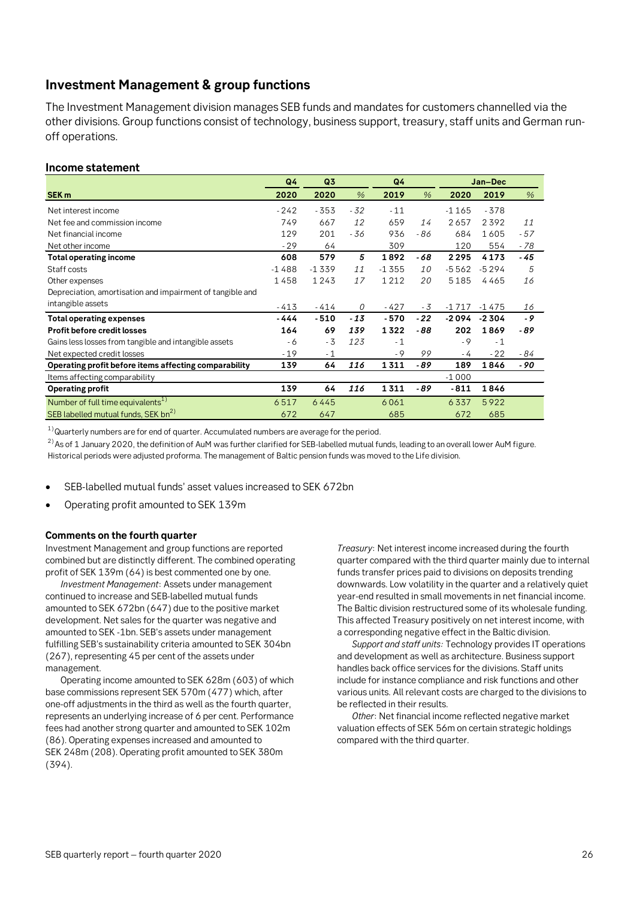## Investment Management & group functions

The Investment Management division manages SEB funds and mandates for customers channelled via the other divisions. Group functions consist of technology, business support, treasury, staff units and German run-off operations.

### Income statement

| | Q4 | Q3 | | Q4 | | Jan–Dec | | |
|---|---|---|---|---|---|---|---|---|
| **SEK m** | **2020** | **2020** | % | **2019** | % | **2020** | **2019** | % |
| Net interest income | -242 | -353 | -32 | -11 | | -1 165 | -378 | |
| Net fee and commission income | 749 | 667 | 12 | 659 | 14 | 2 657 | 2 392 | 11 |
| Net financial income | 129 | 201 | -36 | 936 | -86 | 684 | 1 605 | -57 |
| Net other income | -29 | 64 | | 309 | | 120 | 554 | -78 |
| **Total operating income** | **608** | **579** | **5** | **1 892** | **-68** | **2 295** | **4 173** | **-45** |
| Staff costs | -1 488 | -1 339 | 11 | -1 355 | 10 | -5 562 | -5 294 | 5 |
| Other expenses | 1 458 | 1 243 | 17 | 1 212 | 20 | 5 185 | 4 465 | 16 |
| Depreciation, amortisation and impairment of tangible and intangible assets | -413 | -414 | 0 | -427 | -3 | -1 717 | -1 475 | 16 |
| **Total operating expenses** | **-444** | **-510** | **-13** | **-570** | **-22** | **-2 094** | **-2 304** | **-9** |
| **Profit before credit losses** | **164** | **69** | **139** | **1 322** | **-88** | **202** | **1 869** | **-89** |
| Gains less losses from tangible and intangible assets | -6 | -3 | 123 | -1 | | -9 | -1 | |
| Net expected credit losses | -19 | -1 | | -9 | 99 | -4 | -22 | -84 |
| **Operating profit before items affecting comparability** | **139** | **64** | **116** | **1 311** | **-89** | **189** | **1 846** | **-90** |
| Items affecting comparability | | | | | | -1 000 | | |
| **Operating profit** | **139** | **64** | **116** | **1 311** | **-89** | **-811** | **1 846** | |
| Number of full time equivalents[1] | 6 517 | 6 445 | | 6 061 | | 6 337 | 5 922 | |
| SEB labelled mutual funds, SEK bn[2] | 672 | 647 | | 685 | | 672 | 685 | |

[1] Quarterly numbers are for end of quarter. Accumulated numbers are average for the period.

[2] As of 1 January 2020, the definition of AuM was further clarified for SEB-labelled mutual funds, leading to an overall lower AuM figure. Historical periods were adjusted proforma. The management of Baltic pension funds was moved to the Life division.

- SEB-labelled mutual funds' asset values increased to SEK 672bn
- Operating profit amounted to SEK 139m

#### Comments on the fourth quarter

Investment Management and group functions are reported combined but are distinctly different. The combined operating profit of SEK 139m (64) is best commented one by one.

*Investment Management*: Assets under management continued to increase and SEB-labelled mutual funds amounted to SEK 672bn (647) due to the positive market development. Net sales for the quarter was negative and amounted to SEK -1bn. SEB's assets under management fulfilling SEB's sustainability criteria amounted to SEK 304bn (267), representing 45 per cent of the assets under management.

Operating income amounted to SEK 628m (603) of which base commissions represent SEK 570m (477) which, after one-off adjustments in the third as well as the fourth quarter, represents an underlying increase of 6 per cent. Performance fees had another strong quarter and amounted to SEK 102m (86). Operating expenses increased and amounted to SEK 248m (208). Operating profit amounted to SEK 380m (394).

*Treasury*: Net interest income increased during the fourth quarter compared with the third quarter mainly due to internal funds transfer prices paid to divisions on deposits trending downwards. Low volatility in the quarter and a relatively quiet year-end resulted in small movements in net financial income. The Baltic division restructured some of its wholesale funding. This affected Treasury positively on net interest income, with a corresponding negative effect in the Baltic division.

*Support and staff units:* Technology provides IT operations and development as well as architecture. Business support handles back office services for the divisions. Staff units include for instance compliance and risk functions and other various units. All relevant costs are charged to the divisions to be reflected in their results.

*Other*: Net financial income reflected negative market valuation effects of SEK 56m on certain strategic holdings compared with the third quarter.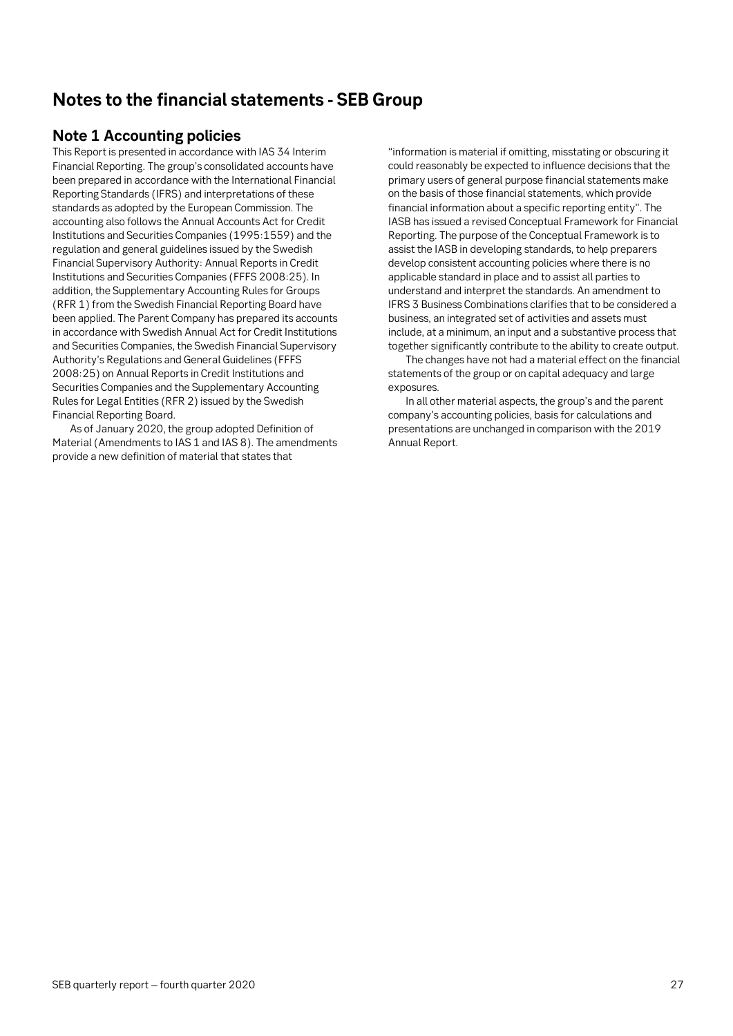# Notes to the financial statements - SEB Group

## Note 1 Accounting policies

This Report is presented in accordance with IAS 34 Interim Financial Reporting. The group's consolidated accounts have been prepared in accordance with the International Financial Reporting Standards (IFRS) and interpretations of these standards as adopted by the European Commission. The accounting also follows the Annual Accounts Act for Credit Institutions and Securities Companies (1995:1559) and the regulation and general guidelines issued by the Swedish Financial Supervisory Authority: Annual Reports in Credit Institutions and Securities Companies (FFFS 2008:25). In addition, the Supplementary Accounting Rules for Groups (RFR 1) from the Swedish Financial Reporting Board have been applied. The Parent Company has prepared its accounts in accordance with Swedish Annual Act for Credit Institutions and Securities Companies, the Swedish Financial Supervisory Authority's Regulations and General Guidelines (FFFS 2008:25) on Annual Reports in Credit Institutions and Securities Companies and the Supplementary Accounting Rules for Legal Entities (RFR 2) issued by the Swedish Financial Reporting Board.

As of January 2020, the group adopted Definition of Material (Amendments to IAS 1 and IAS 8). The amendments provide a new definition of material that states that "information is material if omitting, misstating or obscuring it could reasonably be expected to influence decisions that the primary users of general purpose financial statements make on the basis of those financial statements, which provide financial information about a specific reporting entity". The IASB has issued a revised Conceptual Framework for Financial Reporting. The purpose of the Conceptual Framework is to assist the IASB in developing standards, to help preparers develop consistent accounting policies where there is no applicable standard in place and to assist all parties to understand and interpret the standards. An amendment to IFRS 3 Business Combinations clarifies that to be considered a business, an integrated set of activities and assets must include, at a minimum, an input and a substantive process that together significantly contribute to the ability to create output.

The changes have not had a material effect on the financial statements of the group or on capital adequacy and large exposures.

In all other material aspects, the group's and the parent company's accounting policies, basis for calculations and presentations are unchanged in comparison with the 2019 Annual Report.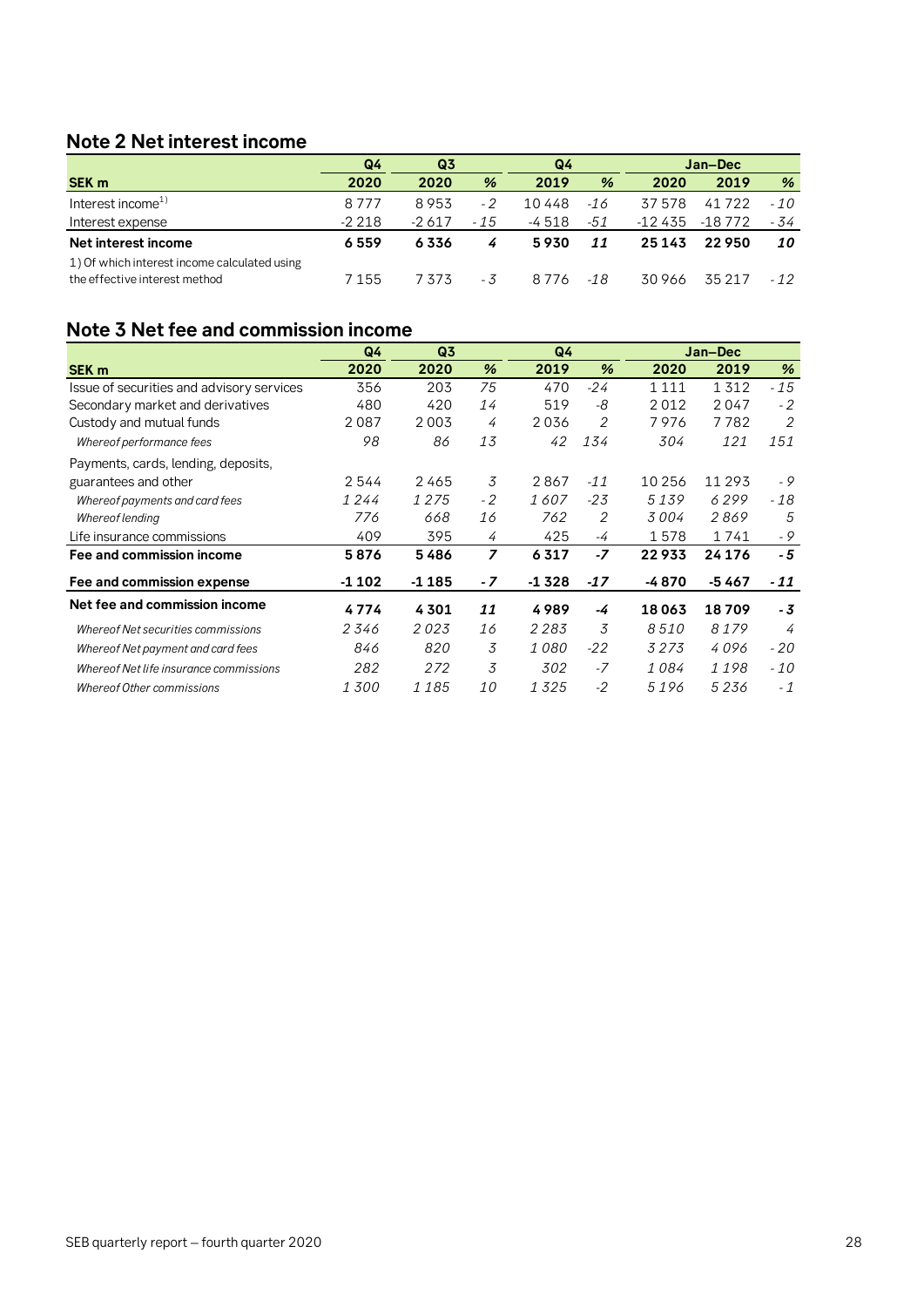## Note 2 Net interest income

| | Q4 | Q3 | | Q4 | | Jan–Dec | | |
|---|---|---|---|---|---|---|---|---|
| SEK m | 2020 | 2020 | % | 2019 | % | 2020 | 2019 | % |
| Interest income[1] | 8 777 | 8 953 | -2 | 10 448 | -16 | 37 578 | 41 722 | -10 |
| Interest expense | -2 218 | -2 617 | -15 | -4 518 | -51 | -12 435 | -18 772 | -34 |
| **Net interest income** | **6 559** | **6 336** | ***4*** | **5 930** | ***11*** | **25 143** | **22 950** | ***10*** |
| 1) Of which interest income calculated using the effective interest method | 7 155 | 7 373 | -3 | 8 776 | -18 | 30 966 | 35 217 | -12 |

## Note 3 Net fee and commission income

| | Q4 | Q3 | | Q4 | | Jan–Dec | | |
|---|---|---|---|---|---|---|---|---|
| SEK m | 2020 | 2020 | % | 2019 | % | 2020 | 2019 | % |
| Issue of securities and advisory services | 356 | 203 | 75 | 470 | -24 | 1 111 | 1 312 | -15 |
| Secondary market and derivatives | 480 | 420 | 14 | 519 | -8 | 2 012 | 2 047 | -2 |
| Custody and mutual funds | 2 087 | 2 003 | 4 | 2 036 | 2 | 7 976 | 7 782 | 2 |
| *Whereof performance fees* | *98* | *86* | *13* | *42* | *134* | *304* | *121* | *151* |
| Payments, cards, lending, deposits, guarantees and other | 2 544 | 2 465 | 3 | 2 867 | -11 | 10 256 | 11 293 | -9 |
| *Whereof payments and card fees* | *1 244* | *1 275* | *-2* | *1 607* | *-23* | *5 139* | *6 299* | *-18* |
| *Whereof lending* | *776* | *668* | *16* | *762* | *2* | *3 004* | *2 869* | *5* |
| Life insurance commissions | 409 | 395 | 4 | 425 | -4 | 1 578 | 1 741 | -9 |
| **Fee and commission income** | **5 876** | **5 486** | ***7*** | **6 317** | ***-7*** | **22 933** | **24 176** | ***-5*** |
| **Fee and commission expense** | **-1 102** | **-1 185** | ***-7*** | **-1 328** | ***-17*** | **-4 870** | **-5 467** | ***-11*** |
| **Net fee and commission income** | **4 774** | **4 301** | ***11*** | **4 989** | ***-4*** | **18 063** | **18 709** | ***-3*** |
| *Whereof Net securities commissions* | *2 346* | *2 023* | *16* | *2 283* | *3* | *8 510* | *8 179* | *4* |
| *Whereof Net payment and card fees* | *846* | *820* | *3* | *1 080* | *-22* | *3 273* | *4 096* | *-20* |
| *Whereof Net life insurance commissions* | *282* | *272* | *3* | *302* | *-7* | *1 084* | *1 198* | *-10* |
| *Whereof Other commissions* | *1 300* | *1 185* | *10* | *1 325* | *-2* | *5 196* | *5 236* | *-1* |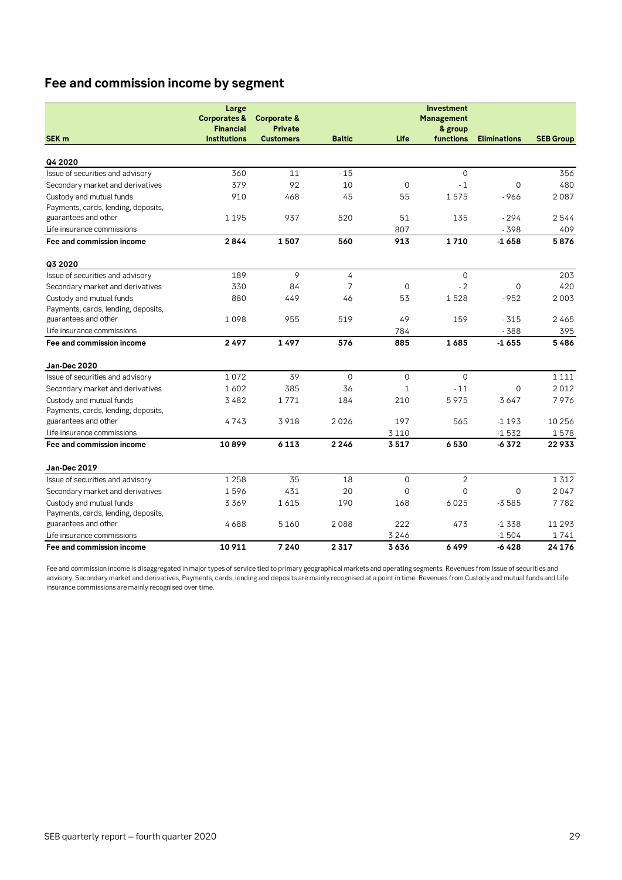## Fee and commission income by segment

| SEK m | Large Corporates & Financial Institutions | Corporate & Private Customers | Baltic | Life | Investment Management & group functions | Eliminations | SEB Group |
|---|---|---|---|---|---|---|---|
| **Q4 2020** | | | | | | | |
| Issue of securities and advisory | 360 | 11 | - 15 | | 0 | | 356 |
| Secondary market and derivatives | 379 | 92 | 10 | 0 | - 1 | 0 | 480 |
| Custody and mutual funds | 910 | 468 | 45 | 55 | 1 575 | - 966 | 2 087 |
| Payments, cards, lending, deposits, guarantees and other | 1 195 | 937 | 520 | 51 | 135 | - 294 | 2 544 |
| Life insurance commissions | | | | 807 | | - 398 | 409 |
| **Fee and commission income** | **2 844** | **1 507** | **560** | **913** | **1 710** | **-1 658** | **5 876** |
| **Q3 2020** | | | | | | | |
| Issue of securities and advisory | 189 | 9 | 4 | | 0 | | 203 |
| Secondary market and derivatives | 330 | 84 | 7 | 0 | - 2 | 0 | 420 |
| Custody and mutual funds | 880 | 449 | 46 | 53 | 1 528 | - 952 | 2 003 |
| Payments, cards, lending, deposits, guarantees and other | 1 098 | 955 | 519 | 49 | 159 | - 315 | 2 465 |
| Life insurance commissions | | | | 784 | | - 388 | 395 |
| **Fee and commission income** | **2 497** | **1 497** | **576** | **885** | **1 685** | **-1 655** | **5 486** |
| **Jan-Dec 2020** | | | | | | | |
| Issue of securities and advisory | 1 072 | 39 | 0 | 0 | 0 | | 1 111 |
| Secondary market and derivatives | 1 602 | 385 | 36 | 1 | - 11 | 0 | 2 012 |
| Custody and mutual funds | 3 482 | 1 771 | 184 | 210 | 5 975 | -3 647 | 7 976 |
| Payments, cards, lending, deposits, guarantees and other | 4 743 | 3 918 | 2 026 | 197 | 565 | -1 193 | 10 256 |
| Life insurance commissions | | | | 3 110 | | -1 532 | 1 578 |
| **Fee and commission income** | **10 899** | **6 113** | **2 246** | **3 517** | **6 530** | **-6 372** | **22 933** |
| **Jan-Dec 2019** | | | | | | | |
| Issue of securities and advisory | 1 258 | 35 | 18 | 0 | 2 | | 1 312 |
| Secondary market and derivatives | 1 596 | 431 | 20 | 0 | 0 | 0 | 2 047 |
| Custody and mutual funds | 3 369 | 1 615 | 190 | 168 | 6 025 | -3 585 | 7 782 |
| Payments, cards, lending, deposits, guarantees and other | 4 688 | 5 160 | 2 088 | 222 | 473 | -1 338 | 11 293 |
| Life insurance commissions | | | | 3 246 | | -1 504 | 1 741 |
| **Fee and commission income** | **10 911** | **7 240** | **2 317** | **3 636** | **6 499** | **-6 428** | **24 176** |

Fee and commission income is disaggregated in major types of service tied to primary geographical markets and operating segments. Revenues from Issue of securities and advisory, Secondary market and derivatives, Payments, cards, lending and deposits are mainly recognised at a point in time. Revenues from Custody and mutual funds and Life insurance commissions are mainly recognised over time.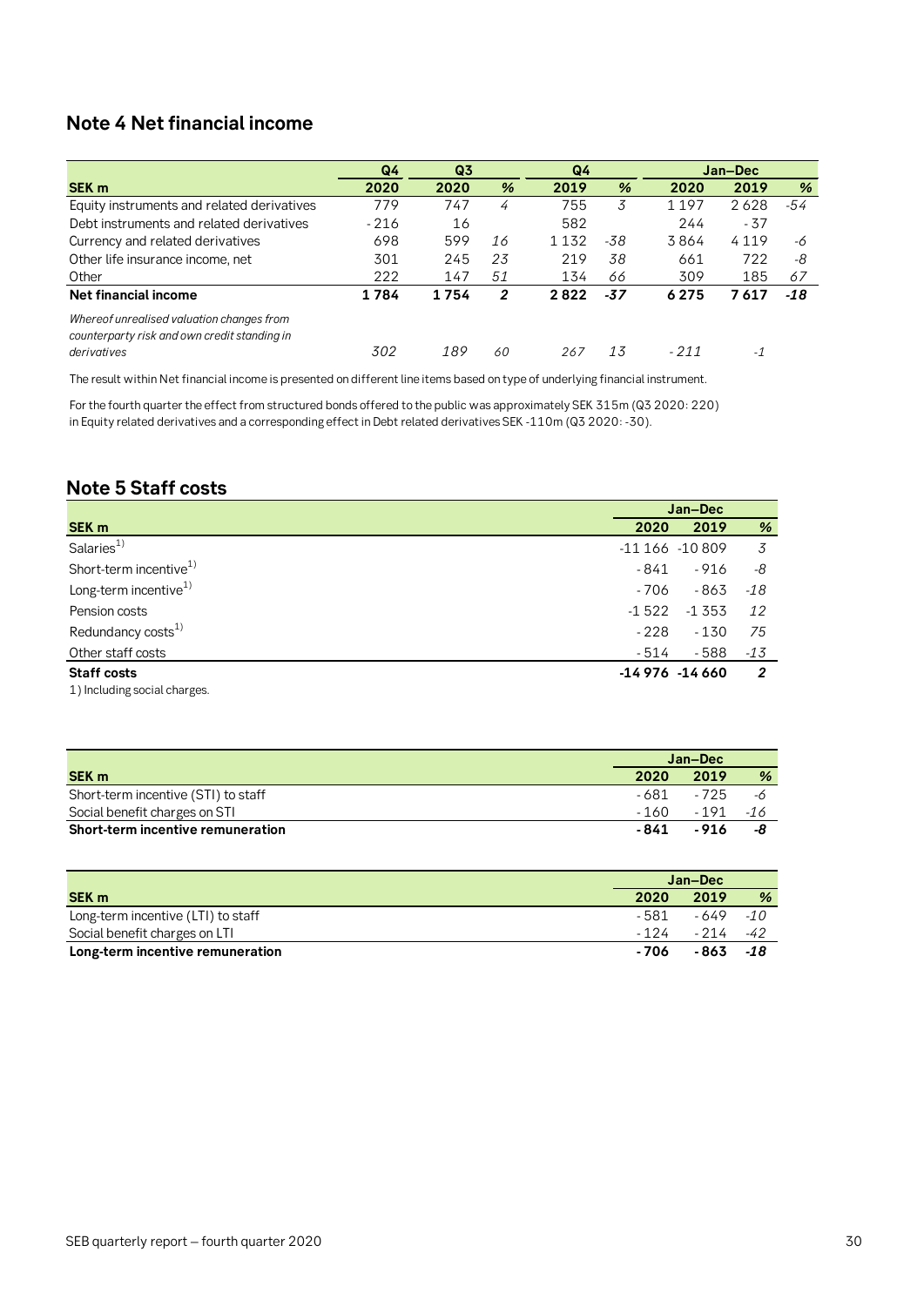## Note 4 Net financial income

| | Q4 | Q3 | | Q4 | | Jan–Dec | | |
|---|---|---|---|---|---|---|---|---|
| **SEK m** | **2020** | **2020** | **%** | **2019** | **%** | **2020** | **2019** | **%** |
| Equity instruments and related derivatives | 779 | 747 | *4* | 755 | *3* | 1 197 | 2 628 | *-54* |
| Debt instruments and related derivatives | - 216 | 16 | | 582 | | 244 | - 37 | |
| Currency and related derivatives | 698 | 599 | *16* | 1 132 | *-38* | 3 864 | 4 119 | *-6* |
| Other life insurance income, net | 301 | 245 | *23* | 219 | *38* | 661 | 722 | *-8* |
| Other | 222 | 147 | *51* | 134 | *66* | 309 | 185 | *67* |
| **Net financial income** | **1 784** | **1 754** | ***2*** | **2 822** | ***-37*** | **6 275** | **7 617** | ***-18*** |
| *Whereof unrealised valuation changes from counterparty risk and own credit standing in derivatives* | *302* | *189* | *60* | *267* | *13* | *- 211* | *-1* | |

The result within Net financial income is presented on different line items based on type of underlying financial instrument.

For the fourth quarter the effect from structured bonds offered to the public was approximately SEK 315m (Q3 2020: 220) in Equity related derivatives and a corresponding effect in Debt related derivatives SEK -110m (Q3 2020: -30).

## Note 5 Staff costs

| | Jan–Dec | | |
|---|---|---|---|
| **SEK m** | **2020** | **2019** | **%** |
| Salaries[1] | -11 166 | -10 809 | *3* |
| Short-term incentive[1] | - 841 | - 916 | *-8* |
| Long-term incentive[1] | - 706 | - 863 | *-18* |
| Pension costs | -1 522 | -1 353 | *12* |
| Redundancy costs[1] | - 228 | - 130 | *75* |
| Other staff costs | - 514 | - 588 | *-13* |
| **Staff costs** | **-14 976** | **-14 660** | ***2*** |

1) Including social charges.

| | Jan–Dec | | |
|---|---|---|---|
| **SEK m** | **2020** | **2019** | **%** |
| Short-term incentive (STI) to staff | - 681 | - 725 | *-6* |
| Social benefit charges on STI | - 160 | - 191 | *-16* |
| **Short-term incentive remuneration** | **- 841** | **- 916** | ***-8*** |

| | Jan–Dec | | |
|---|---|---|---|
| **SEK m** | **2020** | **2019** | **%** |
| Long-term incentive (LTI) to staff | - 581 | - 649 | *-10* |
| Social benefit charges on LTI | - 124 | - 214 | *-42* |
| **Long-term incentive remuneration** | **- 706** | **- 863** | ***-18*** |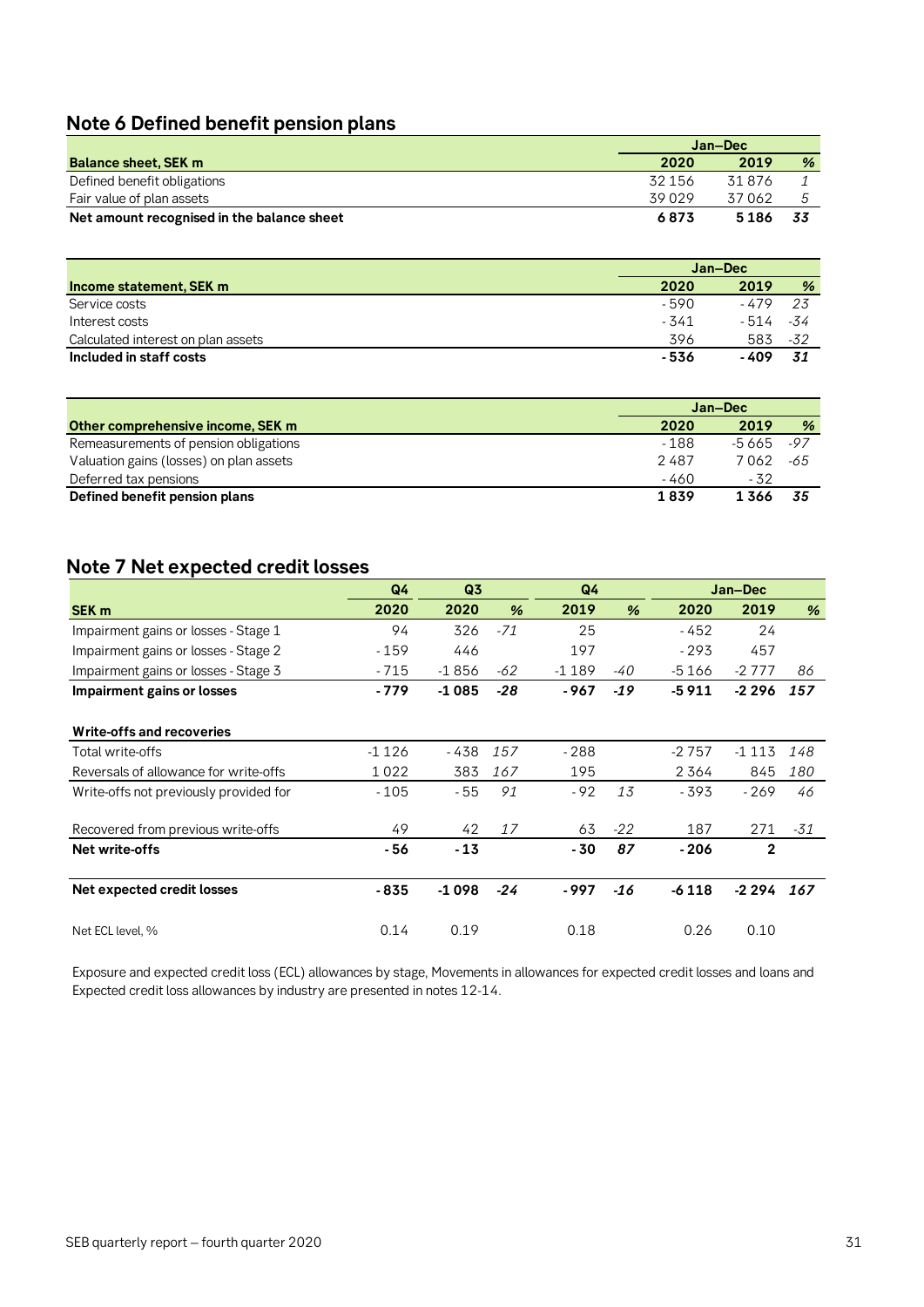## Note 6 Defined benefit pension plans

| Balance sheet, SEK m | Jan–Dec 2020 | 2019 | % |
|---|---|---|---|
| Defined benefit obligations | 32 156 | 31 876 | *1* |
| Fair value of plan assets | 39 029 | 37 062 | *5* |
| **Net amount recognised in the balance sheet** | **6 873** | **5 186** | ***33*** |

| Income statement, SEK m | Jan–Dec 2020 | 2019 | % |
|---|---|---|---|
| Service costs | -590 | -479 | *23* |
| Interest costs | -341 | -514 | *-34* |
| Calculated interest on plan assets | 396 | 583 | *-32* |
| **Included in staff costs** | **-536** | **-409** | ***31*** |

| Other comprehensive income, SEK m | Jan–Dec 2020 | 2019 | % |
|---|---|---|---|
| Remeasurements of pension obligations | -188 | -5 665 | *-97* |
| Valuation gains (losses) on plan assets | 2 487 | 7 062 | *-65* |
| Deferred tax pensions | -460 | -32 | |
| **Defined benefit pension plans** | **1 839** | **1 366** | ***35*** |

## Note 7 Net expected credit losses

| SEK m | Q4 2020 | Q3 2020 | % | Q4 2019 | % | Jan–Dec 2020 | Jan–Dec 2019 | % |
|---|---|---|---|---|---|---|---|---|
| Impairment gains or losses - Stage 1 | 94 | 326 | *-71* | 25 | | -452 | 24 | |
| Impairment gains or losses - Stage 2 | -159 | 446 | | 197 | | -293 | 457 | |
| Impairment gains or losses - Stage 3 | -715 | -1 856 | *-62* | -1 189 | *-40* | -5 166 | -2 777 | *86* |
| **Impairment gains or losses** | **-779** | **-1 085** | ***-28*** | **-967** | ***-19*** | **-5 911** | **-2 296** | ***157*** |
| | | | | | | | | |
| **Write-offs and recoveries** | | | | | | | | |
| Total write-offs | -1 126 | -438 | *157* | -288 | | -2 757 | -1 113 | *148* |
| Reversals of allowance for write-offs | 1 022 | 383 | *167* | 195 | | 2 364 | 845 | *180* |
| Write-offs not previously provided for | -105 | -55 | *91* | -92 | *13* | -393 | -269 | *46* |
| | | | | | | | | |
| Recovered from previous write-offs | 49 | 42 | *17* | 63 | *-22* | 187 | 271 | *-31* |
| **Net write-offs** | **-56** | **-13** | | **-30** | ***87*** | **-206** | **2** | |
| | | | | | | | | |
| **Net expected credit losses** | **-835** | **-1 098** | ***-24*** | **-997** | ***-16*** | **-6 118** | **-2 294** | ***167*** |
| | | | | | | | | |
| Net ECL level, % | 0.14 | 0.19 | | 0.18 | | 0.26 | 0.10 | |

Exposure and expected credit loss (ECL) allowances by stage, Movements in allowances for expected credit losses and loans and Expected credit loss allowances by industry are presented in notes 12-14.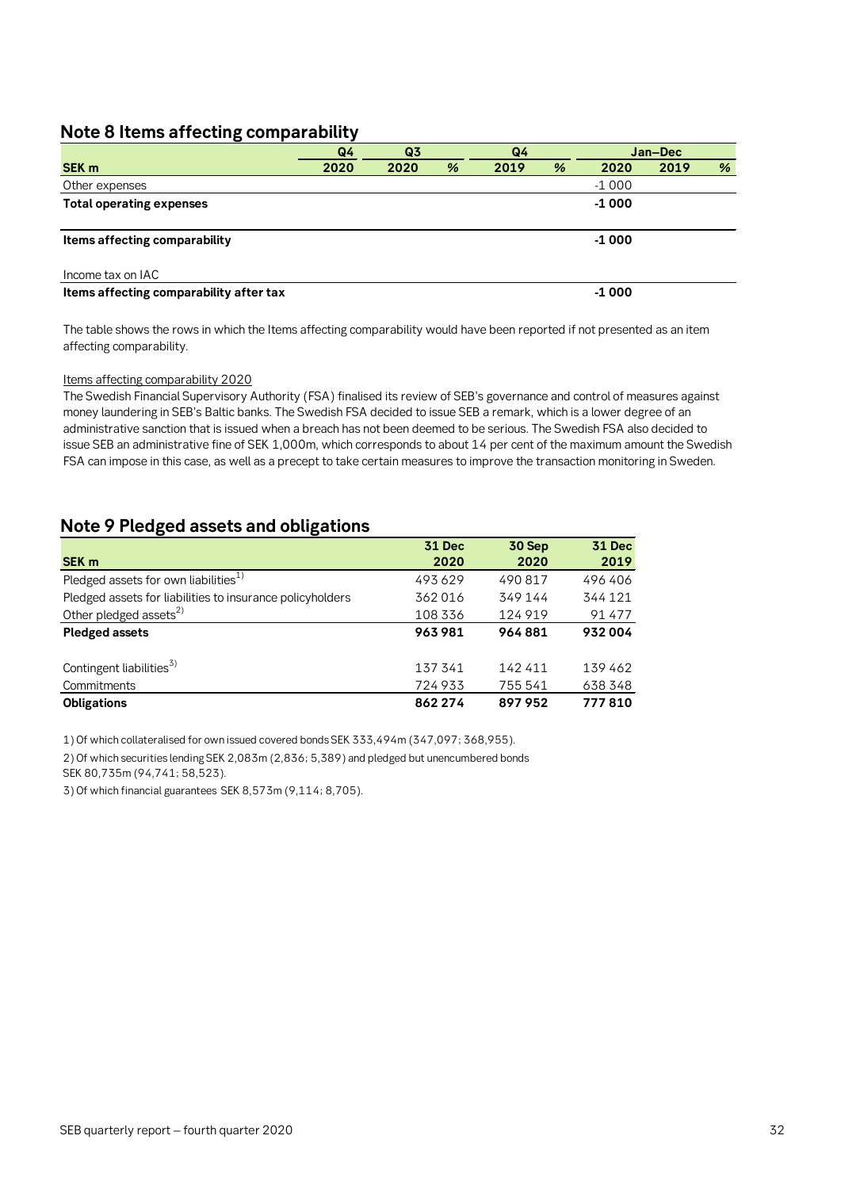## Note 8 Items affecting comparability

| SEK m | Q4 2020 | Q3 2020 | % | Q4 2019 | % | Jan–Dec 2020 | Jan–Dec 2019 | % |
|---|---|---|---|---|---|---|---|---|
| Other expenses | | | | | | -1 000 | | |
| **Total operating expenses** | | | | | | **-1 000** | | |
| | | | | | | | | |
| **Items affecting comparability** | | | | | | **-1 000** | | |
| | | | | | | | | |
| Income tax on IAC | | | | | | | | |
| **Items affecting comparability after tax** | | | | | | **-1 000** | | |

The table shows the rows in which the Items affecting comparability would have been reported if not presented as an item affecting comparability.

Items affecting comparability 2020

The Swedish Financial Supervisory Authority (FSA) finalised its review of SEB's governance and control of measures against money laundering in SEB's Baltic banks. The Swedish FSA decided to issue SEB a remark, which is a lower degree of an administrative sanction that is issued when a breach has not been deemed to be serious. The Swedish FSA also decided to issue SEB an administrative fine of SEK 1,000m, which corresponds to about 14 per cent of the maximum amount the Swedish FSA can impose in this case, as well as a precept to take certain measures to improve the transaction monitoring in Sweden.

## Note 9 Pledged assets and obligations

| SEK m | 31 Dec 2020 | 30 Sep 2020 | 31 Dec 2019 |
|---|---|---|---|
| Pledged assets for own liabilities[1)] | 493 629 | 490 817 | 496 406 |
| Pledged assets for liabilities to insurance policyholders | 362 016 | 349 144 | 344 121 |
| Other pledged assets[2)] | 108 336 | 124 919 | 91 477 |
| **Pledged assets** | **963 981** | **964 881** | **932 004** |
| | | | |
| Contingent liabilities[3)] | 137 341 | 142 411 | 139 462 |
| Commitments | 724 933 | 755 541 | 638 348 |
| **Obligations** | **862 274** | **897 952** | **777 810** |

1) Of which collateralised for own issued covered bonds SEK 333,494m (347,097; 368,955).

2) Of which securities lending SEK 2,083m (2,836; 5,389) and pledged but unencumbered bonds SEK 80,735m (94,741; 58,523).

3) Of which financial guarantees SEK 8,573m (9,114; 8,705).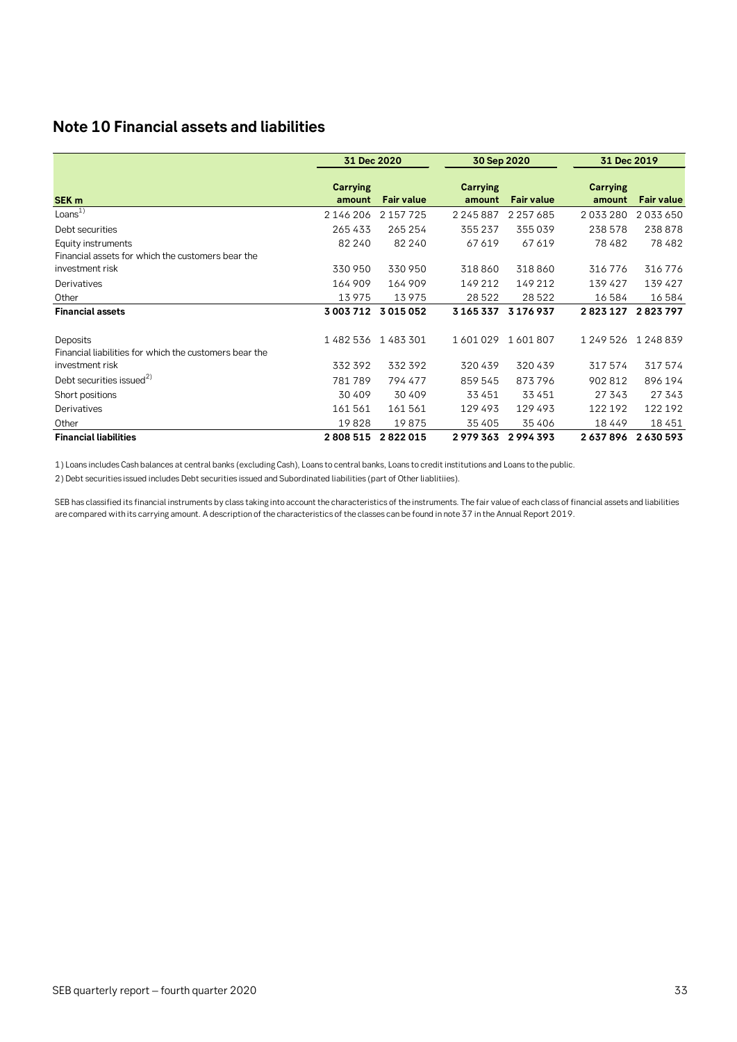## Note 10 Financial assets and liabilities

| SEK m | 31 Dec 2020 | | 30 Sep 2020 | | 31 Dec 2019 | |
|---|---|---|---|---|---|---|
| | Carrying amount | Fair value | Carrying amount | Fair value | Carrying amount | Fair value |
| Loans[1] | 2 146 206 | 2 157 725 | 2 245 887 | 2 257 685 | 2 033 280 | 2 033 650 |
| Debt securities | 265 433 | 265 254 | 355 237 | 355 039 | 238 578 | 238 878 |
| Equity instruments | 82 240 | 82 240 | 67 619 | 67 619 | 78 482 | 78 482 |
| Financial assets for which the customers bear the investment risk | 330 950 | 330 950 | 318 860 | 318 860 | 316 776 | 316 776 |
| Derivatives | 164 909 | 164 909 | 149 212 | 149 212 | 139 427 | 139 427 |
| Other | 13 975 | 13 975 | 28 522 | 28 522 | 16 584 | 16 584 |
| **Financial assets** | **3 003 712** | **3 015 052** | **3 165 337** | **3 176 937** | **2 823 127** | **2 823 797** |
| | | | | | | |
| Deposits | 1 482 536 | 1 483 301 | 1 601 029 | 1 601 807 | 1 249 526 | 1 248 839 |
| Financial liabilities for which the customers bear the investment risk | 332 392 | 332 392 | 320 439 | 320 439 | 317 574 | 317 574 |
| Debt securities issued[2] | 781 789 | 794 477 | 859 545 | 873 796 | 902 812 | 896 194 |
| Short positions | 30 409 | 30 409 | 33 451 | 33 451 | 27 343 | 27 343 |
| Derivatives | 161 561 | 161 561 | 129 493 | 129 493 | 122 192 | 122 192 |
| Other | 19 828 | 19 875 | 35 405 | 35 406 | 18 449 | 18 451 |
| **Financial liabilities** | **2 808 515** | **2 822 015** | **2 979 363** | **2 994 393** | **2 637 896** | **2 630 593** |

1) Loans includes Cash balances at central banks (excluding Cash), Loans to central banks, Loans to credit institutions and Loans to the public.

2) Debt securities issued includes Debt securities issued and Subordinated liabilities (part of Other liablitiies).

SEB has classified its financial instruments by class taking into account the characteristics of the instruments. The fair value of each class of financial assets and liabilities are compared with its carrying amount. A description of the characteristics of the classes can be found in note 37 in the Annual Report 2019.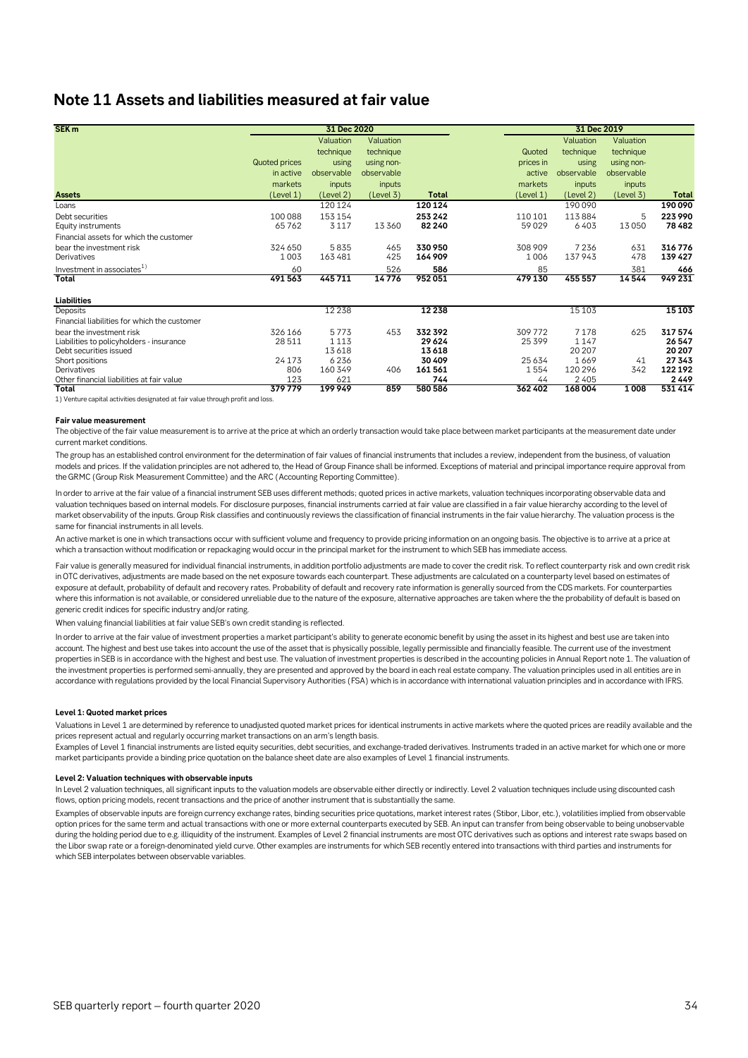# Note 11 Assets and liabilities measured at fair value

| SEK m | 31 Dec 2020 | | | | 31 Dec 2019 | | | |
|---|---|---|---|---|---|---|---|---|
| | Quoted prices in active markets | Valuation technique using observable inputs | Valuation technique using non-observable inputs | | Quoted prices in active markets | Valuation technique using observable inputs | Valuation technique using non-observable inputs | |
| **Assets** | (Level 1) | (Level 2) | (Level 3) | **Total** | (Level 1) | (Level 2) | (Level 3) | **Total** |
| Loans | | 120 124 | | **120 124** | | 190 090 | | **190 090** |
| Debt securities | 100 088 | 153 154 | | **253 242** | 110 101 | 113 884 | 5 | **223 990** |
| Equity instruments | 65 762 | 3 117 | 13 360 | **82 240** | 59 029 | 6 403 | 13 050 | **78 482** |
| Financial assets for which the customer bear the investment risk | 324 650 | 5 835 | 465 | **330 950** | 308 909 | 7 236 | 631 | **316 776** |
| Derivatives | 1 003 | 163 481 | 425 | **164 909** | 1 006 | 137 943 | 478 | **139 427** |
| Investment in associates[1] | 60 | | 526 | **586** | 85 | | 381 | **466** |
| **Total** | **491 563** | **445 711** | **14 776** | **952 051** | **479 130** | **455 557** | **14 544** | **949 231** |
| | | | | | | | | |
| **Liabilities** | | | | | | | | |
| Deposits | | 12 238 | | **12 238** | | 15 103 | | **15 103** |
| Financial liabilities for which the customer bear the investment risk | 326 166 | 5 773 | 453 | **332 392** | 309 772 | 7 178 | 625 | **317 574** |
| Liabilities to policyholders - insurance | 28 511 | 1 113 | | **29 624** | 25 399 | 1 147 | | **26 547** |
| Debt securities issued | | 13 618 | | **13 618** | | 20 207 | | **20 207** |
| Short positions | 24 173 | 6 236 | | **30 409** | 25 634 | 1 669 | 41 | **27 343** |
| Derivatives | 806 | 160 349 | 406 | **161 561** | 1 554 | 120 296 | 342 | **122 192** |
| Other financial liabilities at fair value | 123 | 621 | | **744** | 44 | 2 405 | | **2 449** |
| **Total** | **379 779** | **199 949** | **859** | **580 586** | **362 402** | **168 004** | **1 008** | **531 414** |

1) Venture capital activities designated at fair value through profit and loss.

**Fair value measurement**

The objective of the fair value measurement is to arrive at the price at which an orderly transaction would take place between market participants at the measurement date under current market conditions.

The group has an established control environment for the determination of fair values of financial instruments that includes a review, independent from the business, of valuation models and prices. If the validation principles are not adhered to, the Head of Group Finance shall be informed. Exceptions of material and principal importance require approval from the GRMC (Group Risk Measurement Committee) and the ARC (Accounting Reporting Committee).

In order to arrive at the fair value of a financial instrument SEB uses different methods; quoted prices in active markets, valuation techniques incorporating observable data and valuation techniques based on internal models. For disclosure purposes, financial instruments carried at fair value are classified in a fair value hierarchy according to the level of market observability of the inputs. Group Risk classifies and continuously reviews the classification of financial instruments in the fair value hierarchy. The valuation process is the same for financial instruments in all levels.

An active market is one in which transactions occur with sufficient volume and frequency to provide pricing information on an ongoing basis. The objective is to arrive at a price at which a transaction without modification or repackaging would occur in the principal market for the instrument to which SEB has immediate access.

Fair value is generally measured for individual financial instruments, in addition portfolio adjustments are made to cover the credit risk. To reflect counterparty risk and own credit risk in OTC derivatives, adjustments are made based on the net exposure towards each counterpart. These adjustments are calculated on a counterparty level based on estimates of exposure at default, probability of default and recovery rates. Probability of default and recovery rate information is generally sourced from the CDS markets. For counterparties where this information is not available, or considered unreliable due to the nature of the exposure, alternative approaches are taken where the the probability of default is based on generic credit indices for specific industry and/or rating.

When valuing financial liabilities at fair value SEB's own credit standing is reflected.

In order to arrive at the fair value of investment properties a market participant's ability to generate economic benefit by using the asset in its highest and best use are taken into account. The highest and best use takes into account the use of the asset that is physically possible, legally permissible and financially feasible. The current use of the investment properties in SEB is in accordance with the highest and best use. The valuation of investment properties is described in the accounting policies in Annual Report note 1. The valuation of the investment properties is performed semi-annually, they are presented and approved by the board in each real estate company. The valuation principles used in all entities are in accordance with regulations provided by the local Financial Supervisory Authorities (FSA) which is in accordance with international valuation principles and in accordance with IFRS.

**Level 1: Quoted market prices**

Valuations in Level 1 are determined by reference to unadjusted quoted market prices for identical instruments in active markets where the quoted prices are readily available and the prices represent actual and regularly occurring market transactions on an arm's length basis.

Examples of Level 1 financial instruments are listed equity securities, debt securities, and exchange-traded derivatives. Instruments traded in an active market for which one or more market participants provide a binding price quotation on the balance sheet date are also examples of Level 1 financial instruments.

**Level 2: Valuation techniques with observable inputs**

In Level 2 valuation techniques, all significant inputs to the valuation models are observable either directly or indirectly. Level 2 valuation techniques include using discounted cash flows, option pricing models, recent transactions and the price of another instrument that is substantially the same.

Examples of observable inputs are foreign currency exchange rates, binding securities price quotations, market interest rates (Stibor, Libor, etc.), volatilities implied from observable option prices for the same term and actual transactions with one or more external counterparts executed by SEB. An input can transfer from being observable to being unobservable during the holding period due to e.g. illiquidity of the instrument. Examples of Level 2 financial instruments are most OTC derivatives such as options and interest rate swaps based on the Libor swap rate or a foreign-denominated yield curve. Other examples are instruments for which SEB recently entered into transactions with third parties and instruments for which SEB interpolates between observable variables.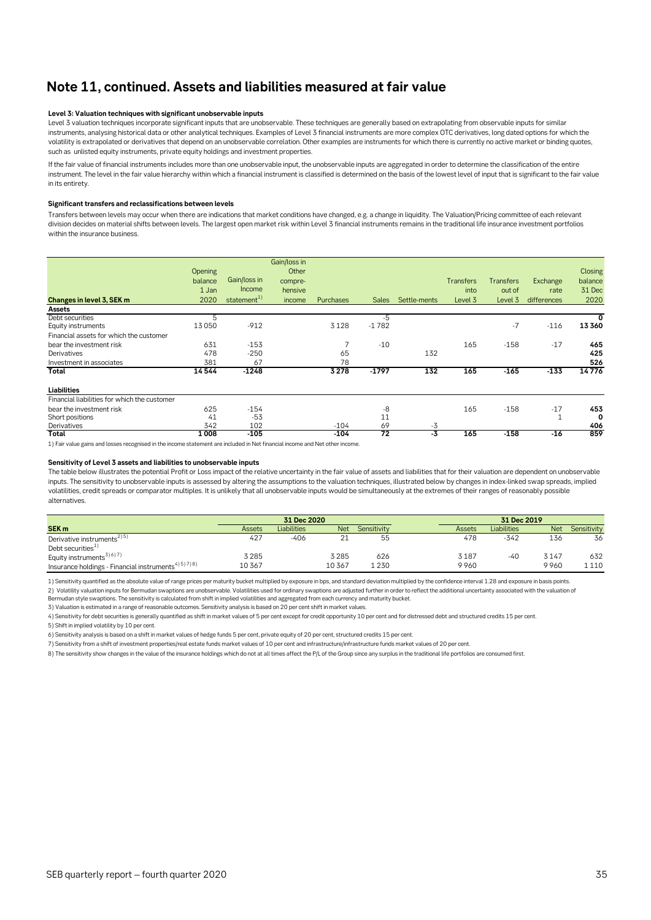# Note 11, continued. Assets and liabilities measured at fair value

**Level 3: Valuation techniques with significant unobservable inputs**

Level 3 valuation techniques incorporate significant inputs that are unobservable. These techniques are generally based on extrapolating from observable inputs for similar instruments, analysing historical data or other analytical techniques. Examples of Level 3 financial instruments are more complex OTC derivatives, long dated options for which the volatility is extrapolated or derivatives that depend on an unobservable correlation. Other examples are instruments for which there is currently no active market or binding quotes, such as unlisted equity instruments, private equity holdings and investment properties.

If the fair value of financial instruments includes more than one unobservable input, the unobservable inputs are aggregated in order to determine the classification of the entire instrument. The level in the fair value hierarchy within which a financial instrument is classified is determined on the basis of the lowest level of input that is significant to the fair value in its entirety.

**Significant transfers and reclassifications between levels**

Transfers between levels may occur when there are indications that market conditions have changed, e.g. a change in liquidity. The Valuation/Pricing committee of each relevant division decides on material shifts between levels. The largest open market risk within Level 3 financial instruments remains in the traditional life insurance investment portfolios within the insurance business.

| Changes in level 3, SEK m | Opening balance 1 Jan 2020 | Gain/loss in Income statement[1] | Gain/loss in Other comprehensive income | Purchases | Sales | Settle-ments | Transfers into Level 3 | Transfers out of Level 3 | Exchange rate differences | Closing balance 31 Dec 2020 |
|---|---|---|---|---|---|---|---|---|---|---|
| **Assets** | | | | | | | | | | |
| Debt securities | 5 | | | | -5 | | | | | **0** |
| Equity instruments | 13 050 | -912 | | 3 128 | -1 782 | | | -7 | -116 | **13 360** |
| Financial assets for which the customer bear the investment risk | 631 | -153 | | 7 | -10 | | 165 | -158 | -17 | **465** |
| Derivatives | 478 | -250 | | 65 | | 132 | | | | **425** |
| Investment in associates | 381 | 67 | | 78 | | | | | | **526** |
| **Total** | **14 544** | **-1248** | | **3 278** | **-1797** | **132** | **165** | **-165** | **-133** | **14 776** |
| **Liabilities** | | | | | | | | | | |
| Financial liabilities for which the customer bear the investment risk | 625 | -154 | | | -8 | | 165 | -158 | -17 | **453** |
| Short positions | 41 | -53 | | | 11 | | | | 1 | **0** |
| Derivatives | 342 | 102 | | -104 | 69 | -3 | | | | **406** |
| **Total** | **1 008** | **-105** | | **-104** | **72** | **-3** | **165** | **-158** | **-16** | **859** |

1) Fair value gains and losses recognised in the income statement are included in Net financial income and Net other income.

**Sensitivity of Level 3 assets and liabilities to unobservable inputs**

The table below illustrates the potential Profit or Loss impact of the relative uncertainty in the fair value of assets and liabilities that for their valuation are dependent on unobservable inputs. The sensitivity to unobservable inputs is assessed by altering the assumptions to the valuation techniques, illustrated below by changes in index-linked swap spreads, implied volatilities, credit spreads or comparator multiples. It is unlikely that all unobservable inputs would be simultaneously at the extremes of their ranges of reasonably possible alternatives.

| | 31 Dec 2020 | | | | 31 Dec 2019 | | | |
|---|---|---|---|---|---|---|---|---|
| **SEK m** | Assets | Liabilities | Net | Sensitivity | Assets | Liabilities | Net | Sensitivity |
| Derivative instruments[2)5)] | 427 | -406 | 21 | 55 | 478 | -342 | 136 | 36 |
| Debt securities[1)] | | | | | | | | |
| Equity instruments[3)6)7)] | 3 285 | | 3 285 | 626 | 3 187 | -40 | 3 147 | 632 |
| Insurance holdings - Financial instruments[4)5)7)8)] | 10 367 | | 10 367 | 1 230 | 9 960 | | 9 960 | 1 110 |

1) Sensitivity quantified as the absolute value of range prices per maturity bucket multiplied by exposure in bps, and standard deviation multiplied by the confidence interval 1.28 and exposure in basis points.

2) Volatility valuation inputs for Bermudan swaptions are unobservable. Volatilities used for ordinary swaptions are adjusted further in order to reflect the additional uncertainty associated with the valuation of Bermudan style swaptions. The sensitivity is calculated from shift in implied volatilities and aggregated from each currency and maturity bucket.

3) Valuation is estimated in a range of reasonable outcomes. Sensitivity analysis is based on 20 per cent shift in market values.

4) Sensitivity for debt securities is generally quantified as shift in market values of 5 per cent except for credit opportunity 10 per cent and for distressed debt and structured credits 15 per cent.

5) Shift in implied volatility by 10 per cent.

6) Sensitivity analysis is based on a shift in market values of hedge funds 5 per cent, private equity of 20 per cent, structured credits 15 per cent.

7) Sensitivity from a shift of investment properties/real estate funds market values of 10 per cent and infrastructure/infrastructure funds market values of 20 per cent.

8) The sensitivity show changes in the value of the insurance holdings which do not at all times affect the P/L of the Group since any surplus in the traditional life portfolios are consumed first.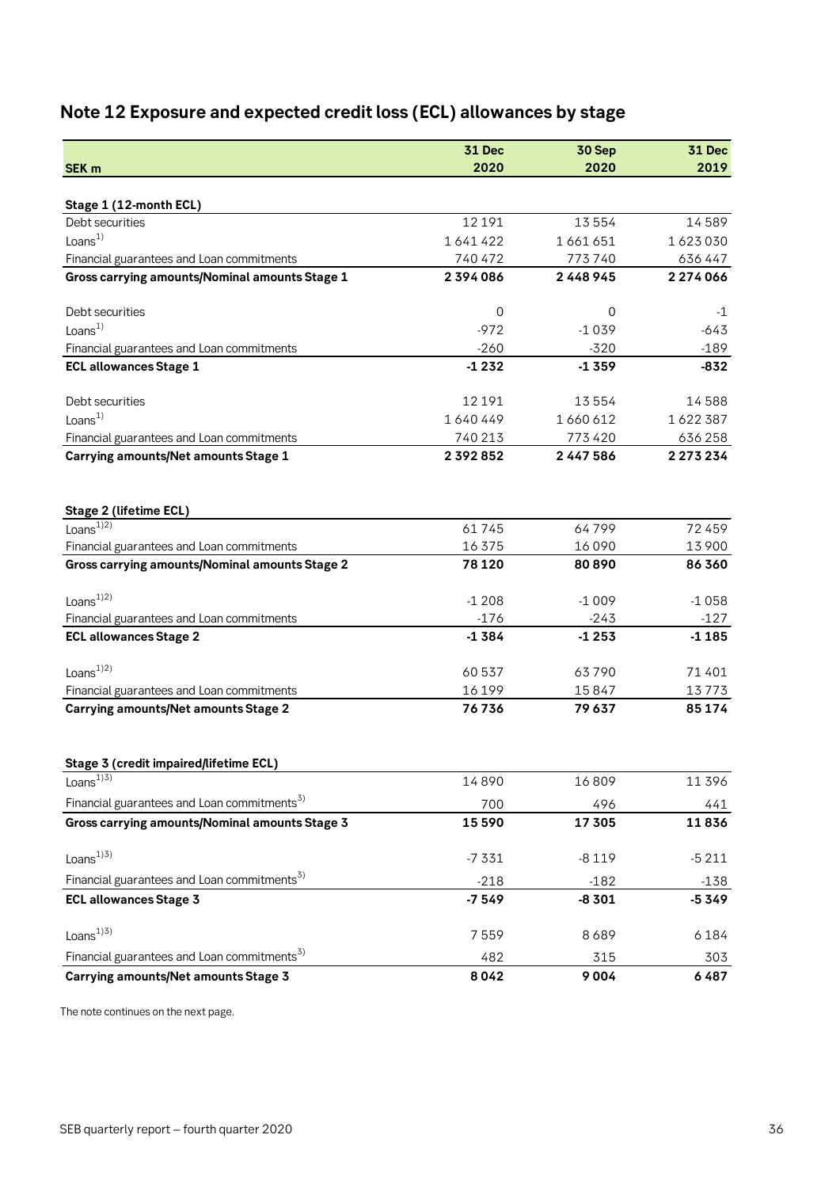## Note 12 Exposure and expected credit loss (ECL) allowances by stage

| SEK m | 31 Dec 2020 | 30 Sep 2020 | 31 Dec 2019 |
|---|---|---|---|
| **Stage 1 (12-month ECL)** | | | |
| Debt securities | 12 191 | 13 554 | 14 589 |
| Loans[1] | 1 641 422 | 1 661 651 | 1 623 030 |
| Financial guarantees and Loan commitments | 740 472 | 773 740 | 636 447 |
| **Gross carrying amounts/Nominal amounts Stage 1** | **2 394 086** | **2 448 945** | **2 274 066** |
| | | | |
| Debt securities | 0 | 0 | -1 |
| Loans[1] | -972 | -1 039 | -643 |
| Financial guarantees and Loan commitments | -260 | -320 | -189 |
| **ECL allowances Stage 1** | **-1 232** | **-1 359** | **-832** |
| | | | |
| Debt securities | 12 191 | 13 554 | 14 588 |
| Loans[1] | 1 640 449 | 1 660 612 | 1 622 387 |
| Financial guarantees and Loan commitments | 740 213 | 773 420 | 636 258 |
| **Carrying amounts/Net amounts Stage 1** | **2 392 852** | **2 447 586** | **2 273 234** |
| | | | |
| **Stage 2 (lifetime ECL)** | | | |
| Loans[1)2)] | 61 745 | 64 799 | 72 459 |
| Financial guarantees and Loan commitments | 16 375 | 16 090 | 13 900 |
| **Gross carrying amounts/Nominal amounts Stage 2** | **78 120** | **80 890** | **86 360** |
| | | | |
| Loans[1)2)] | -1 208 | -1 009 | -1 058 |
| Financial guarantees and Loan commitments | -176 | -243 | -127 |
| **ECL allowances Stage 2** | **-1 384** | **-1 253** | **-1 185** |
| | | | |
| Loans[1)2)] | 60 537 | 63 790 | 71 401 |
| Financial guarantees and Loan commitments | 16 199 | 15 847 | 13 773 |
| **Carrying amounts/Net amounts Stage 2** | **76 736** | **79 637** | **85 174** |
| | | | |
| **Stage 3 (credit impaired/lifetime ECL)** | | | |
| Loans[1)3)] | 14 890 | 16 809 | 11 396 |
| Financial guarantees and Loan commitments[3)] | 700 | 496 | 441 |
| **Gross carrying amounts/Nominal amounts Stage 3** | **15 590** | **17 305** | **11 836** |
| | | | |
| Loans[1)3)] | -7 331 | -8 119 | -5 211 |
| Financial guarantees and Loan commitments[3)] | -218 | -182 | -138 |
| **ECL allowances Stage 3** | **-7 549** | **-8 301** | **-5 349** |
| | | | |
| Loans[1)3)] | 7 559 | 8 689 | 6 184 |
| Financial guarantees and Loan commitments[3)] | 482 | 315 | 303 |
| **Carrying amounts/Net amounts Stage 3** | **8 042** | **9 004** | **6 487** |

The note continues on the next page.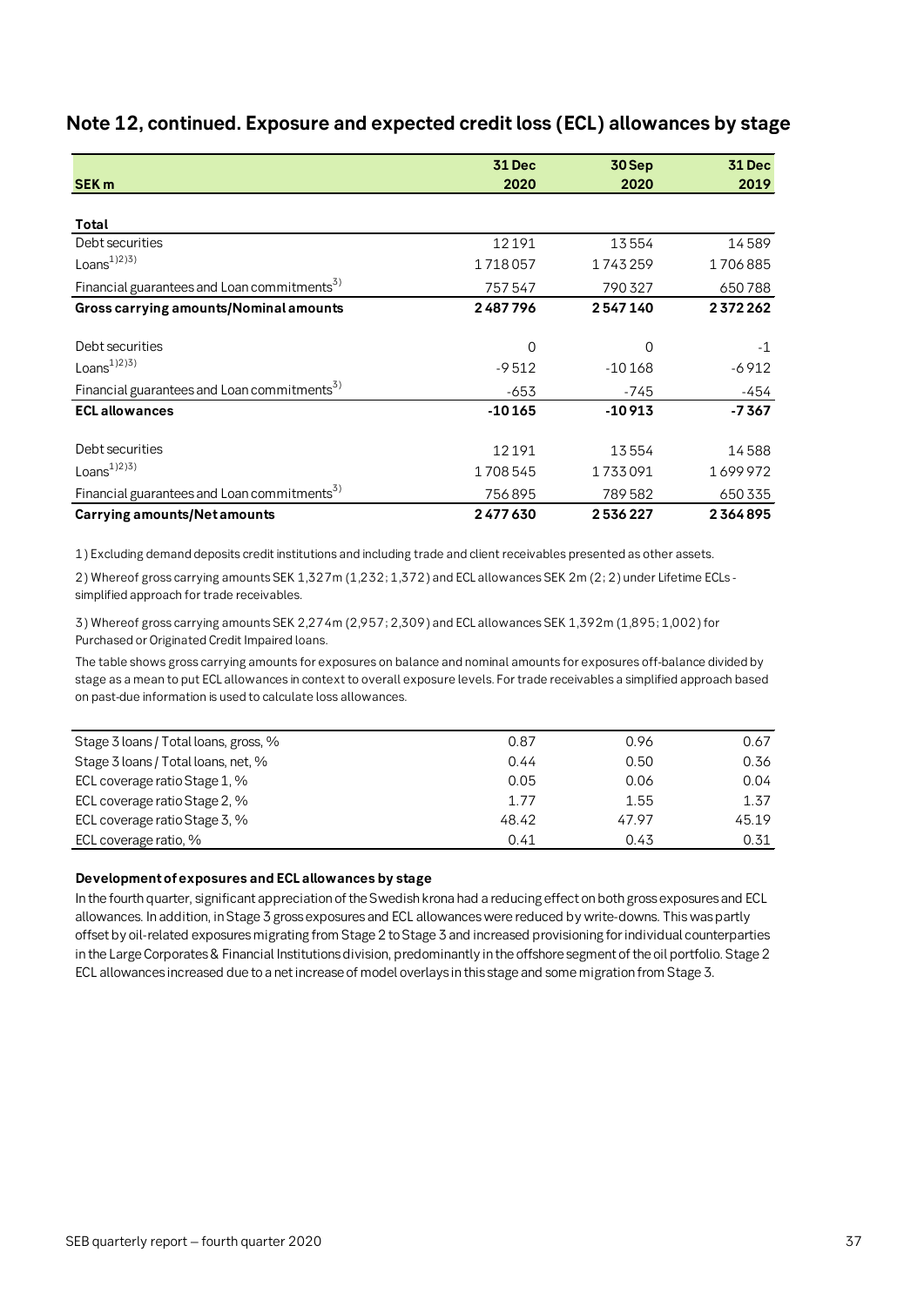## Note 12, continued. Exposure and expected credit loss (ECL) allowances by stage

| SEK m | 31 Dec 2020 | 30 Sep 2020 | 31 Dec 2019 |
|---|---|---|---|
| **Total** | | | |
| Debt securities | 12191 | 13554 | 14589 |
| Loans[1)2)3)] | 1718057 | 1743259 | 1706885 |
| Financial guarantees and Loan commitments[3)] | 757547 | 790327 | 650788 |
| **Gross carrying amounts/Nominal amounts** | **2487796** | **2547140** | **2372262** |
| Debt securities | 0 | 0 | -1 |
| Loans[1)2)3)] | -9512 | -10168 | -6912 |
| Financial guarantees and Loan commitments[3)] | -653 | -745 | -454 |
| **ECL allowances** | **-10165** | **-10913** | **-7367** |
| Debt securities | 12191 | 13554 | 14588 |
| Loans[1)2)3)] | 1708545 | 1733091 | 1699972 |
| Financial guarantees and Loan commitments[3)] | 756895 | 789582 | 650335 |
| **Carrying amounts/Net amounts** | **2477630** | **2536227** | **2364895** |

1) Excluding demand deposits credit institutions and including trade and client receivables presented as other assets.

2) Whereof gross carrying amounts SEK 1,327m (1,232; 1,372) and ECL allowances SEK 2m (2; 2) under Lifetime ECLs - simplified approach for trade receivables.

3) Whereof gross carrying amounts SEK 2,274m (2,957; 2,309) and ECL allowances SEK 1,392m (1,895; 1,002) for Purchased or Originated Credit Impaired loans.

The table shows gross carrying amounts for exposures on balance and nominal amounts for exposures off-balance divided by stage as a mean to put ECL allowances in context to overall exposure levels. For trade receivables a simplified approach based on past-due information is used to calculate loss allowances.

| | 31 Dec 2020 | 30 Sep 2020 | 31 Dec 2019 |
|---|---|---|---|
| Stage 3 loans / Total loans, gross, % | 0.87 | 0.96 | 0.67 |
| Stage 3 loans / Total loans, net, % | 0.44 | 0.50 | 0.36 |
| ECL coverage ratio Stage 1, % | 0.05 | 0.06 | 0.04 |
| ECL coverage ratio Stage 2, % | 1.77 | 1.55 | 1.37 |
| ECL coverage ratio Stage 3, % | 48.42 | 47.97 | 45.19 |
| ECL coverage ratio, % | 0.41 | 0.43 | 0.31 |

**Development of exposures and ECL allowances by stage**

In the fourth quarter, significant appreciation of the Swedish krona had a reducing effect on both gross exposures and ECL allowances. In addition, in Stage 3 gross exposures and ECL allowances were reduced by write-downs. This was partly offset by oil-related exposures migrating from Stage 2 to Stage 3 and increased provisioning for individual counterparties in the Large Corporates & Financial Institutions division, predominantly in the offshore segment of the oil portfolio. Stage 2 ECL allowances increased due to a net increase of model overlays in this stage and some migration from Stage 3.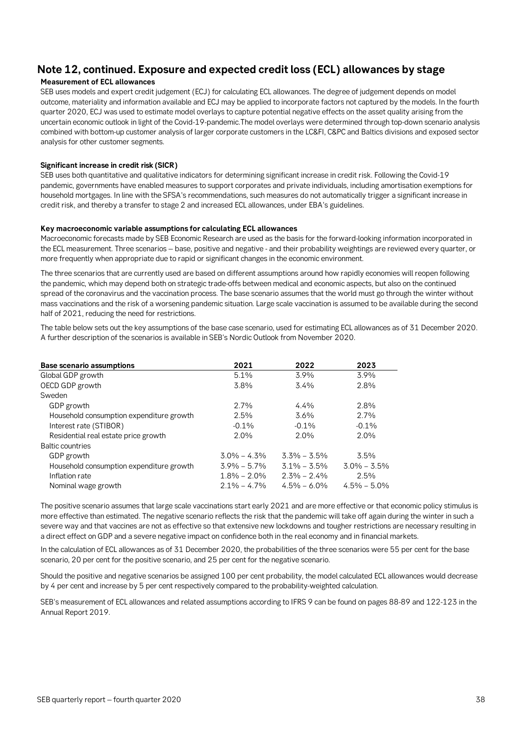## Note 12, continued. Exposure and expected credit loss (ECL) allowances by stage

**Measurement of ECL allowances**

SEB uses models and expert credit judgement (ECJ) for calculating ECL allowances. The degree of judgement depends on model outcome, materiality and information available and ECJ may be applied to incorporate factors not captured by the models. In the fourth quarter 2020, ECJ was used to estimate model overlays to capture potential negative effects on the asset quality arising from the uncertain economic outlook in light of the Covid-19-pandemic.The model overlays were determined through top-down scenario analysis combined with bottom-up customer analysis of larger corporate customers in the LC&FI, C&PC and Baltics divisions and exposed sector analysis for other customer segments.

**Significant increase in credit risk (SICR)**

SEB uses both quantitative and qualitative indicators for determining significant increase in credit risk. Following the Covid-19 pandemic, governments have enabled measures to support corporates and private individuals, including amortisation exemptions for household mortgages. In line with the SFSA's recommendations, such measures do not automatically trigger a significant increase in credit risk, and thereby a transfer to stage 2 and increased ECL allowances, under EBA's guidelines.

**Key macroeconomic variable assumptions for calculating ECL allowances**

Macroeconomic forecasts made by SEB Economic Research are used as the basis for the forward-looking information incorporated in the ECL measurement. Three scenarios – base, positive and negative - and their probability weightings are reviewed every quarter, or more frequently when appropriate due to rapid or significant changes in the economic environment.

The three scenarios that are currently used are based on different assumptions around how rapidly economies will reopen following the pandemic, which may depend both on strategic trade-offs between medical and economic aspects, but also on the continued spread of the coronavirus and the vaccination process. The base scenario assumes that the world must go through the winter without mass vaccinations and the risk of a worsening pandemic situation. Large scale vaccination is assumed to be available during the second half of 2021, reducing the need for restrictions.

The table below sets out the key assumptions of the base case scenario, used for estimating ECL allowances as of 31 December 2020. A further description of the scenarios is available in SEB's Nordic Outlook from November 2020.

| Base scenario assumptions | 2021 | 2022 | 2023 |
|---|---|---|---|
| Global GDP growth | 5.1% | 3.9% | 3.9% |
| OECD GDP growth | 3.8% | 3.4% | 2.8% |
| Sweden | | | |
| GDP growth | 2.7% | 4.4% | 2.8% |
| Household consumption expenditure growth | 2.5% | 3.6% | 2.7% |
| Interest rate (STIBOR) | -0.1% | -0.1% | -0.1% |
| Residential real estate price growth | 2.0% | 2.0% | 2.0% |
| Baltic countries | | | |
| GDP growth | 3.0% – 4.3% | 3.3% – 3.5% | 3.5% |
| Household consumption expenditure growth | 3.9% – 5.7% | 3.1% – 3.5% | 3.0% – 3.5% |
| Inflation rate | 1.8% – 2.0% | 2.3% – 2.4% | 2.5% |
| Nominal wage growth | 2.1% – 4.7% | 4.5% – 6.0% | 4.5% – 5.0% |

The positive scenario assumes that large scale vaccinations start early 2021 and are more effective or that economic policy stimulus is more effective than estimated. The negative scenario reflects the risk that the pandemic will take off again during the winter in such a severe way and that vaccines are not as effective so that extensive new lockdowns and tougher restrictions are necessary resulting in a direct effect on GDP and a severe negative impact on confidence both in the real economy and in financial markets.

In the calculation of ECL allowances as of 31 December 2020, the probabilities of the three scenarios were 55 per cent for the base scenario, 20 per cent for the positive scenario, and 25 per cent for the negative scenario.

Should the positive and negative scenarios be assigned 100 per cent probability, the model calculated ECL allowances would decrease by 4 per cent and increase by 5 per cent respectively compared to the probability-weighted calculation.

SEB's measurement of ECL allowances and related assumptions according to IFRS 9 can be found on pages 88-89 and 122-123 in the Annual Report 2019.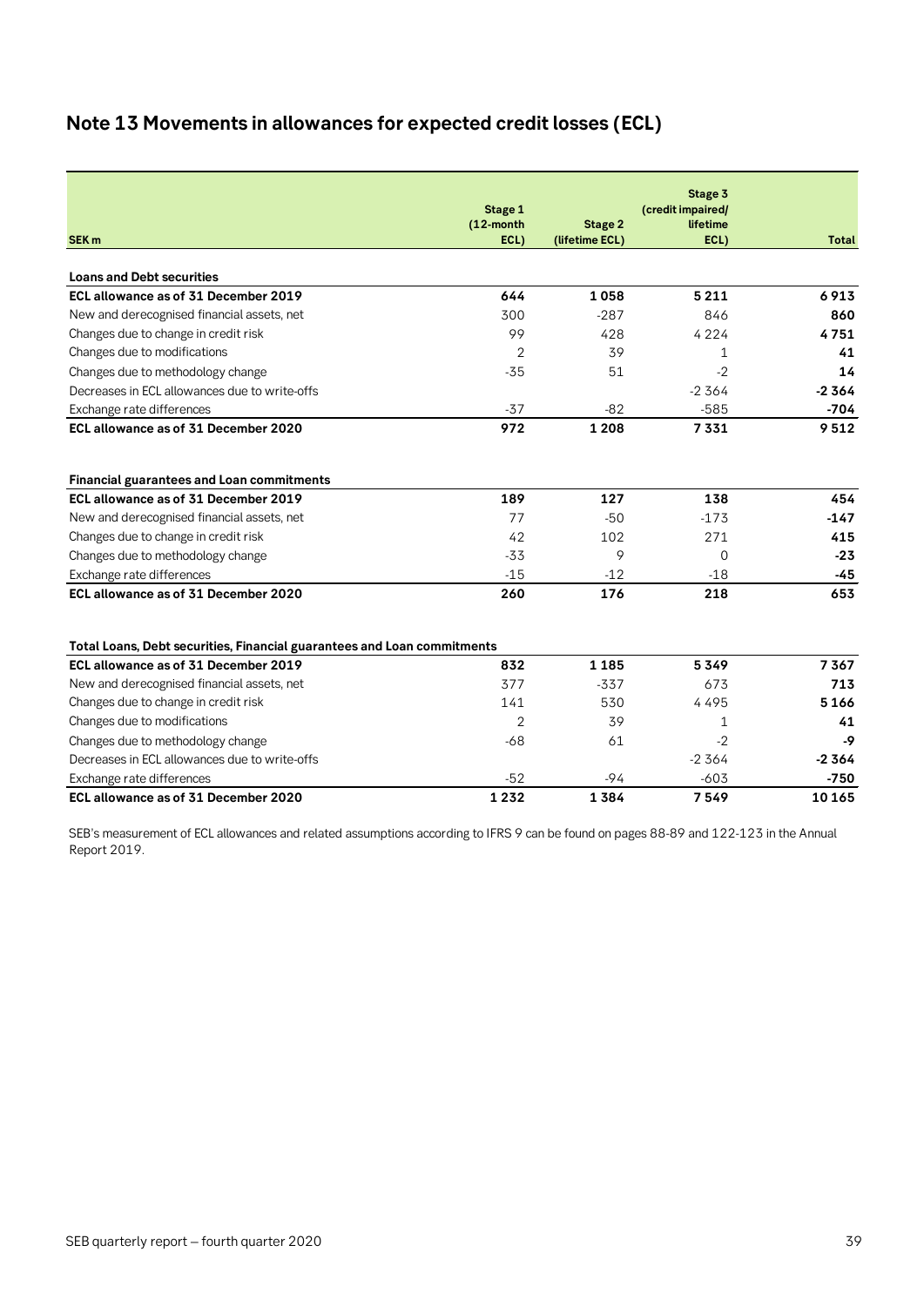## Note 13 Movements in allowances for expected credit losses (ECL)

| SEK m | Stage 1 (12-month ECL) | Stage 2 (lifetime ECL) | Stage 3 (credit impaired/ lifetime ECL) | Total |
|---|---|---|---|---|
| **Loans and Debt securities** | | | | |
| **ECL allowance as of 31 December 2019** | **644** | **1 058** | **5 211** | **6 913** |
| New and derecognised financial assets, net | 300 | -287 | 846 | **860** |
| Changes due to change in credit risk | 99 | 428 | 4 224 | **4 751** |
| Changes due to modifications | 2 | 39 | 1 | **41** |
| Changes due to methodology change | -35 | 51 | -2 | **14** |
| Decreases in ECL allowances due to write-offs | | | -2 364 | **-2 364** |
| Exchange rate differences | -37 | -82 | -585 | **-704** |
| **ECL allowance as of 31 December 2020** | **972** | **1 208** | **7 331** | **9 512** |
| | | | | |
| **Financial guarantees and Loan commitments** | | | | |
| **ECL allowance as of 31 December 2019** | **189** | **127** | **138** | **454** |
| New and derecognised financial assets, net | 77 | -50 | -173 | **-147** |
| Changes due to change in credit risk | 42 | 102 | 271 | **415** |
| Changes due to methodology change | -33 | 9 | 0 | **-23** |
| Exchange rate differences | -15 | -12 | -18 | **-45** |
| **ECL allowance as of 31 December 2020** | **260** | **176** | **218** | **653** |
| | | | | |
| **Total Loans, Debt securities, Financial guarantees and Loan commitments** | | | | |
| **ECL allowance as of 31 December 2019** | **832** | **1 185** | **5 349** | **7 367** |
| New and derecognised financial assets, net | 377 | -337 | 673 | **713** |
| Changes due to change in credit risk | 141 | 530 | 4 495 | **5 166** |
| Changes due to modifications | 2 | 39 | 1 | **41** |
| Changes due to methodology change | -68 | 61 | -2 | **-9** |
| Decreases in ECL allowances due to write-offs | | | -2 364 | **-2 364** |
| Exchange rate differences | -52 | -94 | -603 | **-750** |
| **ECL allowance as of 31 December 2020** | **1 232** | **1 384** | **7 549** | **10 165** |

SEB's measurement of ECL allowances and related assumptions according to IFRS 9 can be found on pages 88-89 and 122-123 in the Annual Report 2019.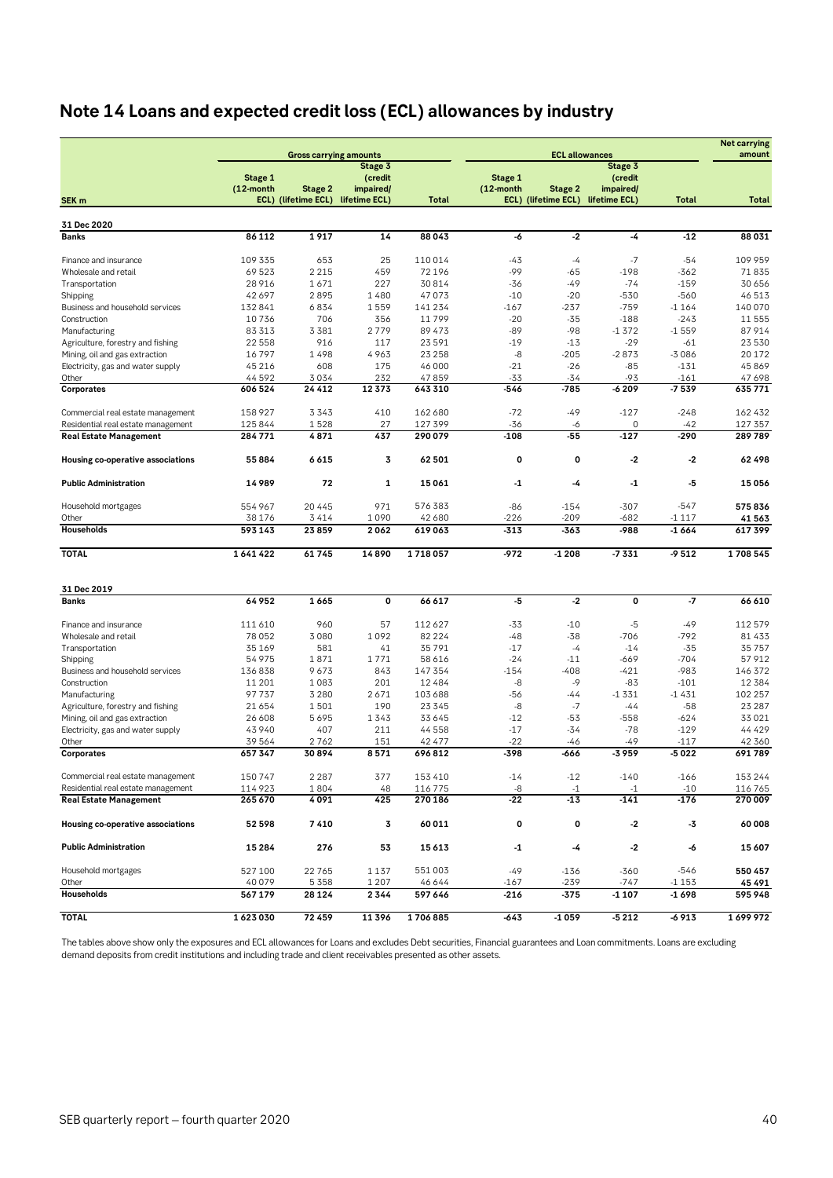# Note 14 Loans and expected credit loss (ECL) allowances by industry

| SEK m | Gross carrying amounts | | | | ECL allowances | | | | Net carrying amount |
|---|---|---|---|---|---|---|---|---|---|
| | Stage 1 (12-month ECL) | Stage 2 (lifetime ECL) | Stage 3 (credit impaired/ lifetime ECL) | Total | Stage 1 (12-month ECL) | Stage 2 (lifetime ECL) | Stage 3 (credit impaired/ lifetime ECL) | Total | Total |
| **31 Dec 2020** | | | | | | | | | |
| **Banks** | **86 112** | **1 917** | **14** | **88 043** | **-6** | **-2** | **-4** | **-12** | **88 031** |
| Finance and insurance | 109 335 | 653 | 25 | 110 014 | -43 | -4 | -7 | -54 | 109 959 |
| Wholesale and retail | 69 523 | 2 215 | 459 | 72 196 | -99 | -65 | -198 | -362 | 71 835 |
| Transportation | 28 916 | 1 671 | 227 | 30 814 | -36 | -49 | -74 | -159 | 30 656 |
| Shipping | 42 697 | 2 895 | 1 480 | 47 073 | -10 | -20 | -530 | -560 | 46 513 |
| Business and household services | 132 841 | 6 834 | 1 559 | 141 234 | -167 | -237 | -759 | -1 164 | 140 070 |
| Construction | 10 736 | 706 | 356 | 11 799 | -20 | -35 | -188 | -243 | 11 555 |
| Manufacturing | 83 313 | 3 381 | 2 779 | 89 473 | -89 | -98 | -1 372 | -1 559 | 87 914 |
| Agriculture, forestry and fishing | 22 558 | 916 | 117 | 23 591 | -19 | -13 | -29 | -61 | 23 530 |
| Mining, oil and gas extraction | 16 797 | 1 498 | 4 963 | 23 258 | -8 | -205 | -2 873 | -3 086 | 20 172 |
| Electricity, gas and water supply | 45 216 | 608 | 175 | 46 000 | -21 | -26 | -85 | -131 | 45 869 |
| Other | 44 592 | 3 034 | 232 | 47 859 | -33 | -34 | -93 | -161 | 47 698 |
| **Corporates** | **606 524** | **24 412** | **12 373** | **643 310** | **-546** | **-785** | **-6 209** | **-7 539** | **635 771** |
| Commercial real estate management | 158 927 | 3 343 | 410 | 162 680 | -72 | -49 | -127 | -248 | 162 432 |
| Residential real estate management | 125 844 | 1 528 | 27 | 127 399 | -36 | -6 | 0 | -42 | 127 357 |
| **Real Estate Management** | **284 771** | **4 871** | **437** | **290 079** | **-108** | **-55** | **-127** | **-290** | **289 789** |
| **Housing co-operative associations** | **55 884** | **6 615** | **3** | **62 501** | **0** | **0** | **-2** | **-2** | **62 498** |
| **Public Administration** | **14 989** | **72** | **1** | **15 061** | **-1** | **-4** | **-1** | **-5** | **15 056** |
| Household mortgages | 554 967 | 20 445 | 971 | 576 383 | -86 | -154 | -307 | -547 | 575 836 |
| Other | 38 176 | 3 414 | 1 090 | 42 680 | -226 | -209 | -682 | -1 117 | 41 563 |
| **Households** | **593 143** | **23 859** | **2 062** | **619 063** | **-313** | **-363** | **-988** | **-1 664** | **617 399** |
| **TOTAL** | **1 641 422** | **61 745** | **14 890** | **1 718 057** | **-972** | **-1 208** | **-7 331** | **-9 512** | **1 708 545** |
| **31 Dec 2019** | | | | | | | | | |
| **Banks** | **64 952** | **1 665** | **0** | **66 617** | **-5** | **-2** | **0** | **-7** | **66 610** |
| Finance and insurance | 111 610 | 960 | 57 | 112 627 | -33 | -10 | -5 | -49 | 112 579 |
| Wholesale and retail | 78 052 | 3 080 | 1 092 | 82 224 | -48 | -38 | -706 | -792 | 81 433 |
| Transportation | 35 169 | 581 | 41 | 35 791 | -17 | -4 | -14 | -35 | 35 757 |
| Shipping | 54 975 | 1 871 | 1 771 | 58 616 | -24 | -11 | -669 | -704 | 57 912 |
| Business and household services | 136 838 | 9 673 | 843 | 147 354 | -154 | -408 | -421 | -983 | 146 372 |
| Construction | 11 201 | 1 083 | 201 | 12 484 | -8 | -9 | -83 | -101 | 12 384 |
| Manufacturing | 97 737 | 3 280 | 2 671 | 103 688 | -56 | -44 | -1 331 | -1 431 | 102 257 |
| Agriculture, forestry and fishing | 21 654 | 1 501 | 190 | 23 345 | -8 | -7 | -44 | -58 | 23 287 |
| Mining, oil and gas extraction | 26 608 | 5 695 | 1 343 | 33 645 | -12 | -53 | -558 | -624 | 33 021 |
| Electricity, gas and water supply | 43 940 | 407 | 211 | 44 558 | -17 | -34 | -78 | -129 | 44 429 |
| Other | 39 564 | 2 762 | 151 | 42 477 | -22 | -46 | -49 | -117 | 42 360 |
| **Corporates** | **657 347** | **30 894** | **8 571** | **696 812** | **-398** | **-666** | **-3 959** | **-5 022** | **691 789** |
| Commercial real estate management | 150 747 | 2 287 | 377 | 153 410 | -14 | -12 | -140 | -166 | 153 244 |
| Residential real estate management | 114 923 | 1 804 | 48 | 116 775 | -8 | -1 | -1 | -10 | 116 765 |
| **Real Estate Management** | **265 670** | **4 091** | **425** | **270 186** | **-22** | **-13** | **-141** | **-176** | **270 009** |
| **Housing co-operative associations** | **52 598** | **7 410** | **3** | **60 011** | **0** | **0** | **-2** | **-3** | **60 008** |
| **Public Administration** | **15 284** | **276** | **53** | **15 613** | **-1** | **-4** | **-2** | **-6** | **15 607** |
| Household mortgages | 527 100 | 22 765 | 1 137 | 551 003 | -49 | -136 | -360 | -546 | 550 457 |
| Other | 40 079 | 5 358 | 1 207 | 46 644 | -167 | -239 | -747 | -1 153 | 45 491 |
| **Households** | **567 179** | **28 124** | **2 344** | **597 646** | **-216** | **-375** | **-1 107** | **-1 698** | **595 948** |
| **TOTAL** | **1 623 030** | **72 459** | **11 396** | **1 706 885** | **-643** | **-1 059** | **-5 212** | **-6 913** | **1 699 972** |

The tables above show only the exposures and ECL allowances for Loans and excludes Debt securities, Financial guarantees and Loan commitments. Loans are excluding demand deposits from credit institutions and including trade and client receivables presented as other assets.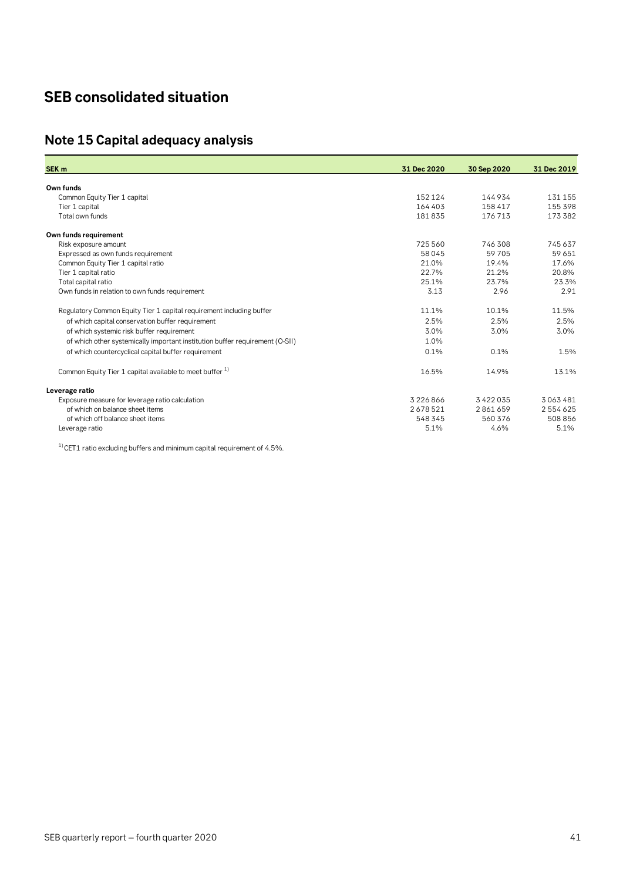# SEB consolidated situation

## Note 15 Capital adequacy analysis

| SEK m | 31 Dec 2020 | 30 Sep 2020 | 31 Dec 2019 |
|---|---|---|---|
| **Own funds** | | | |
| Common Equity Tier 1 capital | 152 124 | 144 934 | 131 155 |
| Tier 1 capital | 164 403 | 158 417 | 155 398 |
| Total own funds | 181 835 | 176 713 | 173 382 |
| **Own funds requirement** | | | |
| Risk exposure amount | 725 560 | 746 308 | 745 637 |
| Expressed as own funds requirement | 58 045 | 59 705 | 59 651 |
| Common Equity Tier 1 capital ratio | 21.0% | 19.4% | 17.6% |
| Tier 1 capital ratio | 22.7% | 21.2% | 20.8% |
| Total capital ratio | 25.1% | 23.7% | 23.3% |
| Own funds in relation to own funds requirement | 3.13 | 2.96 | 2.91 |
| Regulatory Common Equity Tier 1 capital requirement including buffer | 11.1% | 10.1% | 11.5% |
| of which capital conservation buffer requirement | 2.5% | 2.5% | 2.5% |
| of which systemic risk buffer requirement | 3.0% | 3.0% | 3.0% |
| of which other systemically important institution buffer requirement (O-SII) | 1.0% | | |
| of which countercyclical capital buffer requirement | 0.1% | 0.1% | 1.5% |
| Common Equity Tier 1 capital available to meet buffer [1] | 16.5% | 14.9% | 13.1% |
| **Leverage ratio** | | | |
| Exposure measure for leverage ratio calculation | 3 226 866 | 3 422 035 | 3 063 481 |
| of which on balance sheet items | 2 678 521 | 2 861 659 | 2 554 625 |
| of which off balance sheet items | 548 345 | 560 376 | 508 856 |
| Leverage ratio | 5.1% | 4.6% | 5.1% |

[1] CET1 ratio excluding buffers and minimum capital requirement of 4.5%.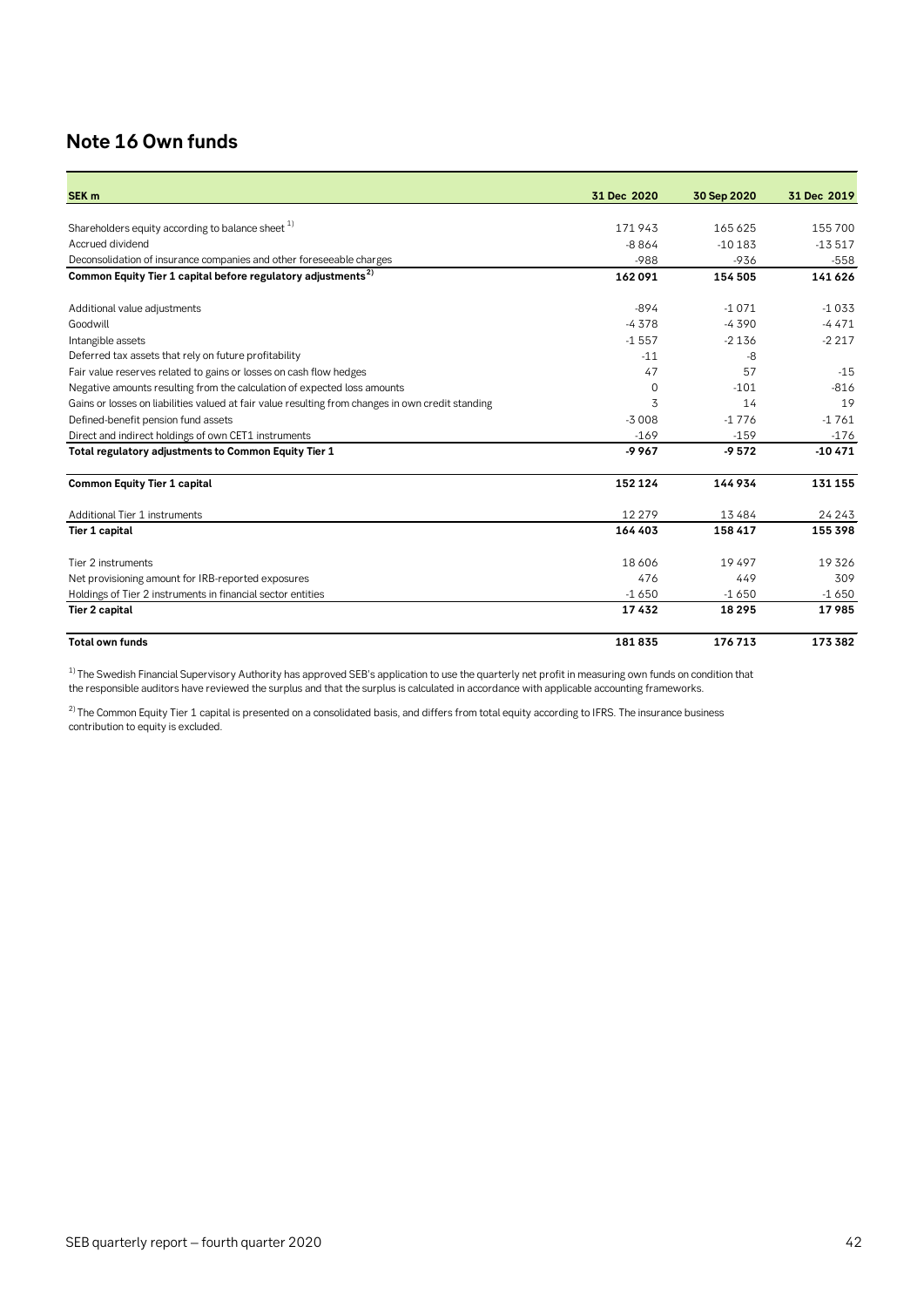## Note 16 Own funds

| SEK m | 31 Dec 2020 | 30 Sep 2020 | 31 Dec 2019 |
|---|---|---|---|
| Shareholders equity according to balance sheet [1] | 171 943 | 165 625 | 155 700 |
| Accrued dividend | -8 864 | -10 183 | -13 517 |
| Deconsolidation of insurance companies and other foreseeable charges | -988 | -936 | -558 |
| **Common Equity Tier 1 capital before regulatory adjustments [2]** | **162 091** | **154 505** | **141 626** |
| Additional value adjustments | -894 | -1 071 | -1 033 |
| Goodwill | -4 378 | -4 390 | -4 471 |
| Intangible assets | -1 557 | -2 136 | -2 217 |
| Deferred tax assets that rely on future profitability | -11 | -8 | |
| Fair value reserves related to gains or losses on cash flow hedges | 47 | 57 | -15 |
| Negative amounts resulting from the calculation of expected loss amounts | 0 | -101 | -816 |
| Gains or losses on liabilities valued at fair value resulting from changes in own credit standing | 3 | 14 | 19 |
| Defined-benefit pension fund assets | -3 008 | -1 776 | -1 761 |
| Direct and indirect holdings of own CET1 instruments | -169 | -159 | -176 |
| **Total regulatory adjustments to Common Equity Tier 1** | **-9 967** | **-9 572** | **-10 471** |
| **Common Equity Tier 1 capital** | **152 124** | **144 934** | **131 155** |
| Additional Tier 1 instruments | 12 279 | 13 484 | 24 243 |
| **Tier 1 capital** | **164 403** | **158 417** | **155 398** |
| Tier 2 instruments | 18 606 | 19 497 | 19 326 |
| Net provisioning amount for IRB-reported exposures | 476 | 449 | 309 |
| Holdings of Tier 2 instruments in financial sector entities | -1 650 | -1 650 | -1 650 |
| **Tier 2 capital** | **17 432** | **18 295** | **17 985** |
| **Total own funds** | **181 835** | **176 713** | **173 382** |

[1] The Swedish Financial Supervisory Authority has approved SEB's application to use the quarterly net profit in measuring own funds on condition that the responsible auditors have reviewed the surplus and that the surplus is calculated in accordance with applicable accounting frameworks.

[2] The Common Equity Tier 1 capital is presented on a consolidated basis, and differs from total equity according to IFRS. The insurance business contribution to equity is excluded.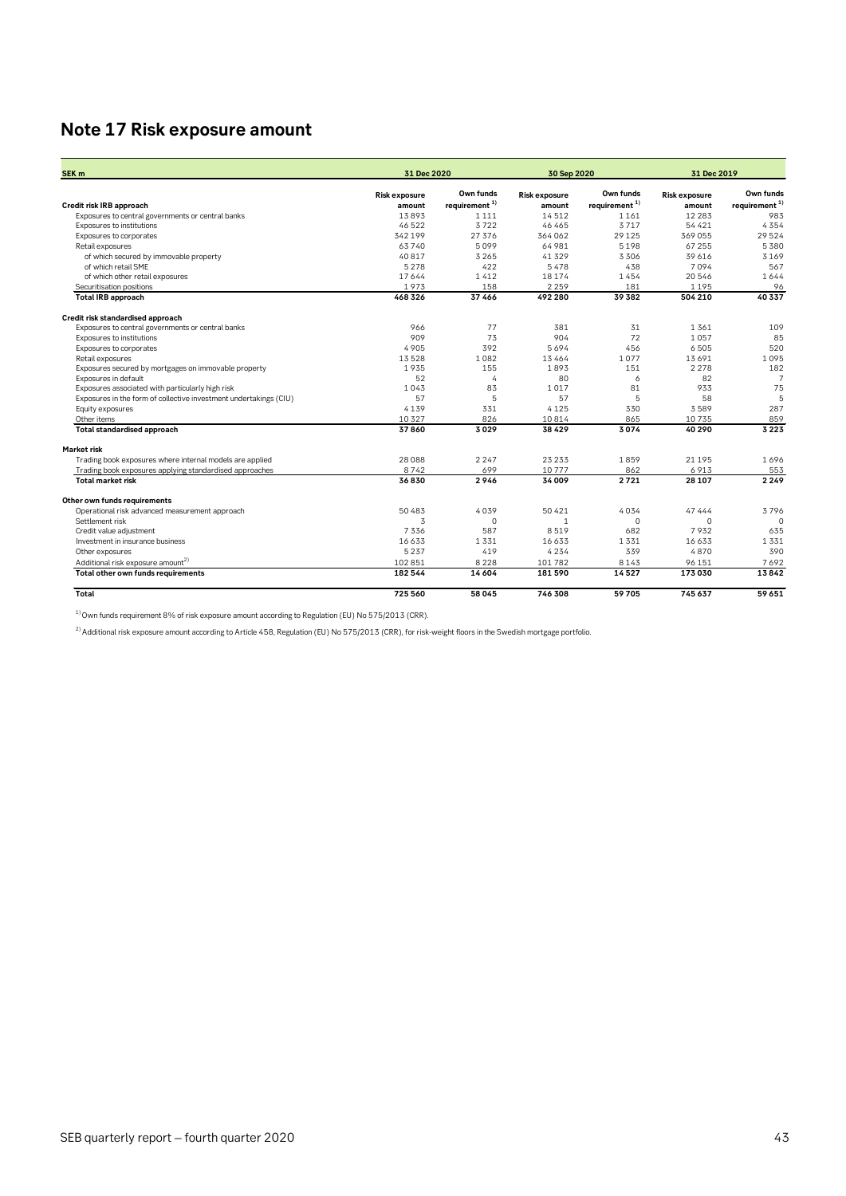# Note 17 Risk exposure amount

| SEK m | 31 Dec 2020 | | 30 Sep 2020 | | 31 Dec 2019 | |
|---|---|---|---|---|---|---|
| **Credit risk IRB approach** | **Risk exposure amount** | **Own funds requirement [1)]** | **Risk exposure amount** | **Own funds requirement [1)]** | **Risk exposure amount** | **Own funds requirement [1)]** |
| Exposures to central governments or central banks | 13 893 | 1 111 | 14 512 | 1 161 | 12 283 | 983 |
| Exposures to institutions | 46 522 | 3 722 | 46 465 | 3 717 | 54 421 | 4 354 |
| Exposures to corporates | 342 199 | 27 376 | 364 062 | 29 125 | 369 055 | 29 524 |
| Retail exposures | 63 740 | 5 099 | 64 981 | 5 198 | 67 255 | 5 380 |
| of which secured by immovable property | 40 817 | 3 265 | 41 329 | 3 306 | 39 616 | 3 169 |
| of which retail SME | 5 278 | 422 | 5 478 | 438 | 7 094 | 567 |
| of which other retail exposures | 17 644 | 1 412 | 18 174 | 1 454 | 20 546 | 1 644 |
| Securitisation positions | 1 973 | 158 | 2 259 | 181 | 1 195 | 96 |
| **Total IRB approach** | **468 326** | **37 466** | **492 280** | **39 382** | **504 210** | **40 337** |
| | | | | | | |
| **Credit risk standardised approach** | | | | | | |
| Exposures to central governments or central banks | 966 | 77 | 381 | 31 | 1 361 | 109 |
| Exposures to institutions | 909 | 73 | 904 | 72 | 1 057 | 85 |
| Exposures to corporates | 4 905 | 392 | 5 694 | 456 | 6 505 | 520 |
| Retail exposures | 13 528 | 1 082 | 13 464 | 1 077 | 13 691 | 1 095 |
| Exposures secured by mortgages on immovable property | 1 935 | 155 | 1 893 | 151 | 2 278 | 182 |
| Exposures in default | 52 | 4 | 80 | 6 | 82 | 7 |
| Exposures associated with particularly high risk | 1 043 | 83 | 1 017 | 81 | 933 | 75 |
| Exposures in the form of collective investment undertakings (CIU) | 57 | 5 | 57 | 5 | 58 | 5 |
| Equity exposures | 4 139 | 331 | 4 125 | 330 | 3 589 | 287 |
| Other items | 10 327 | 826 | 10 814 | 865 | 10 735 | 859 |
| **Total standardised approach** | **37 860** | **3 029** | **38 429** | **3 074** | **40 290** | **3 223** |
| | | | | | | |
| **Market risk** | | | | | | |
| Trading book exposures where internal models are applied | 28 088 | 2 247 | 23 233 | 1 859 | 21 195 | 1 696 |
| Trading book exposures applying standardised approaches | 8 742 | 699 | 10 777 | 862 | 6 913 | 553 |
| **Total market risk** | **36 830** | **2 946** | **34 009** | **2 721** | **28 107** | **2 249** |
| | | | | | | |
| **Other own funds requirements** | | | | | | |
| Operational risk advanced measurement approach | 50 483 | 4 039 | 50 421 | 4 034 | 47 444 | 3 796 |
| Settlement risk | 3 | 0 | 1 | 0 | 0 | 0 |
| Credit value adjustment | 7 336 | 587 | 8 519 | 682 | 7 932 | 635 |
| Investment in insurance business | 16 633 | 1 331 | 16 633 | 1 331 | 16 633 | 1 331 |
| Other exposures | 5 237 | 419 | 4 234 | 339 | 4 870 | 390 |
| Additional risk exposure amount[2)] | 102 851 | 8 228 | 101 782 | 8 143 | 96 151 | 7 692 |
| **Total other own funds requirements** | **182 544** | **14 604** | **181 590** | **14 527** | **173 030** | **13 842** |
| | | | | | | |
| **Total** | **725 560** | **58 045** | **746 308** | **59 705** | **745 637** | **59 651** |

[1)] Own funds requirement 8% of risk exposure amount according to Regulation (EU) No 575/2013 (CRR).

[2)] Additional risk exposure amount according to Article 458, Regulation (EU) No 575/2013 (CRR), for risk-weight floors in the Swedish mortgage portfolio.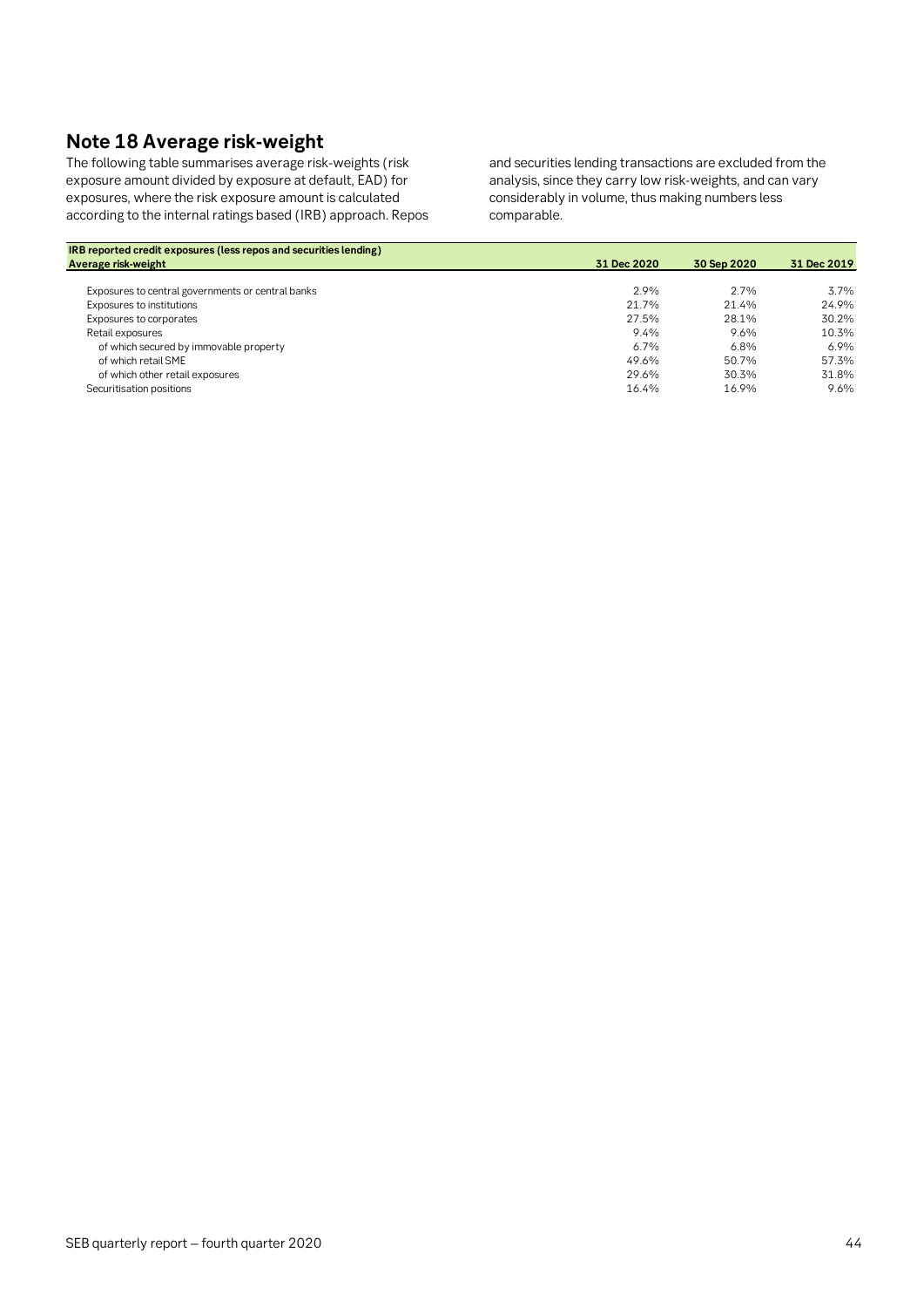## Note 18 Average risk-weight

The following table summarises average risk-weights (risk exposure amount divided by exposure at default, EAD) for exposures, where the risk exposure amount is calculated according to the internal ratings based (IRB) approach. Repos and securities lending transactions are excluded from the analysis, since they carry low risk-weights, and can vary considerably in volume, thus making numbers less comparable.

| **IRB reported credit exposures (less repos and securities lending)** | | | |
|---|---|---|---|
| **Average risk-weight** | **31 Dec 2020** | **30 Sep 2020** | **31 Dec 2019** |
| Exposures to central governments or central banks | 2.9% | 2.7% | 3.7% |
| Exposures to institutions | 21.7% | 21.4% | 24.9% |
| Exposures to corporates | 27.5% | 28.1% | 30.2% |
| Retail exposures | 9.4% | 9.6% | 10.3% |
| of which secured by immovable property | 6.7% | 6.8% | 6.9% |
| of which retail SME | 49.6% | 50.7% | 57.3% |
| of which other retail exposures | 29.6% | 30.3% | 31.8% |
| Securitisation positions | 16.4% | 16.9% | 9.6% |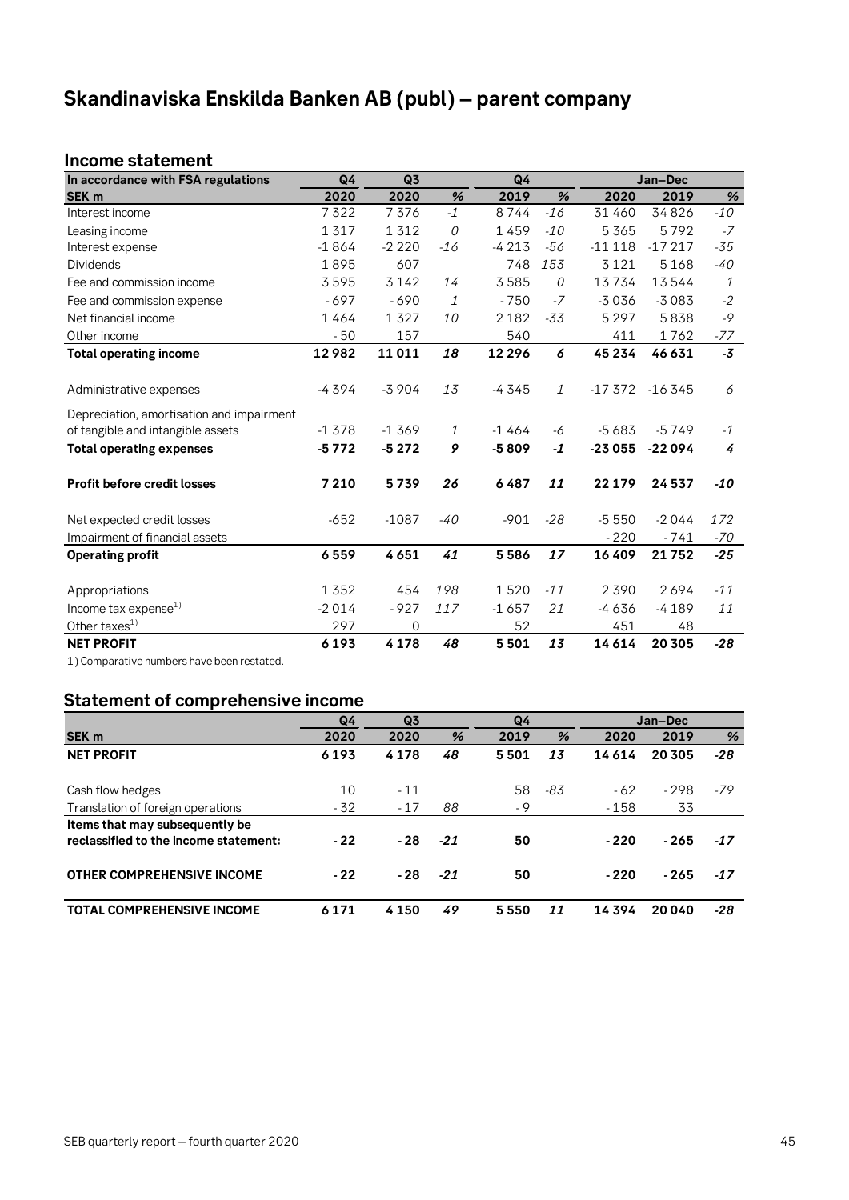# Skandinaviska Enskilda Banken AB (publ) – parent company

## Income statement

| In accordance with FSA regulations | Q4 | Q3 | | Q4 | | Jan–Dec | | |
|---|---|---|---|---|---|---|---|---|
| **SEK m** | **2020** | **2020** | **%** | **2019** | **%** | **2020** | **2019** | **%** |
| Interest income | 7 322 | 7 376 | *-1* | 8 744 | *-16* | 31 460 | 34 826 | *-10* |
| Leasing income | 1 317 | 1 312 | *0* | 1 459 | *-10* | 5 365 | 5 792 | *-7* |
| Interest expense | -1 864 | -2 220 | *-16* | -4 213 | *-56* | -11 118 | -17 217 | *-35* |
| Dividends | 1 895 | 607 | | 748 | *153* | 3 121 | 5 168 | *-40* |
| Fee and commission income | 3 595 | 3 142 | *14* | 3 585 | *0* | 13 734 | 13 544 | *1* |
| Fee and commission expense | - 697 | - 690 | *1* | - 750 | *-7* | -3 036 | -3 083 | *-2* |
| Net financial income | 1 464 | 1 327 | *10* | 2 182 | *-33* | 5 297 | 5 838 | *-9* |
| Other income | - 50 | 157 | | 540 | | 411 | 1 762 | *-77* |
| **Total operating income** | **12 982** | **11 011** | ***18*** | **12 296** | ***6*** | **45 234** | **46 631** | ***-3*** |
| Administrative expenses | -4 394 | -3 904 | *13* | -4 345 | *1* | -17 372 | -16 345 | *6* |
| Depreciation, amortisation and impairment of tangible and intangible assets | -1 378 | -1 369 | *1* | -1 464 | *-6* | -5 683 | -5 749 | *-1* |
| **Total operating expenses** | **-5 772** | **-5 272** | ***9*** | **-5 809** | ***-1*** | **-23 055** | **-22 094** | ***4*** |
| **Profit before credit losses** | **7 210** | **5 739** | ***26*** | **6 487** | ***11*** | **22 179** | **24 537** | ***-10*** |
| Net expected credit losses | -652 | -1087 | *-40* | -901 | *-28* | -5 550 | -2 044 | *172* |
| Impairment of financial assets | | | | | | - 220 | - 741 | *-70* |
| **Operating profit** | **6 559** | **4 651** | ***41*** | **5 586** | ***17*** | **16 409** | **21 752** | ***-25*** |
| Appropriations | 1 352 | 454 | *198* | 1 520 | *-11* | 2 390 | 2 694 | *-11* |
| Income tax expense[1)] | -2 014 | - 927 | *117* | -1 657 | *21* | -4 636 | -4 189 | *11* |
| Other taxes[1)] | 297 | 0 | | 52 | | 451 | 48 | |
| **NET PROFIT** | **6 193** | **4 178** | ***48*** | **5 501** | ***13*** | **14 614** | **20 305** | ***-28*** |

1) Comparative numbers have been restated.

## Statement of comprehensive income

| | Q4 | Q3 | | Q4 | | Jan–Dec | | |
|---|---|---|---|---|---|---|---|---|
| **SEK m** | **2020** | **2020** | **%** | **2019** | **%** | **2020** | **2019** | **%** |
| **NET PROFIT** | **6 193** | **4 178** | ***48*** | **5 501** | ***13*** | **14 614** | **20 305** | ***-28*** |
| Cash flow hedges | 10 | - 11 | | 58 | *-83* | - 62 | - 298 | *-79* |
| Translation of foreign operations | - 32 | - 17 | *88* | - 9 | | - 158 | 33 | |
| **Items that may subsequently be reclassified to the income statement:** | **- 22** | **- 28** | ***-21*** | **50** | | **- 220** | **- 265** | ***-17*** |
| **OTHER COMPREHENSIVE INCOME** | **- 22** | **- 28** | ***-21*** | **50** | | **- 220** | **- 265** | ***-17*** |
| **TOTAL COMPREHENSIVE INCOME** | **6 171** | **4 150** | ***49*** | **5 550** | ***11*** | **14 394** | **20 040** | ***-28*** |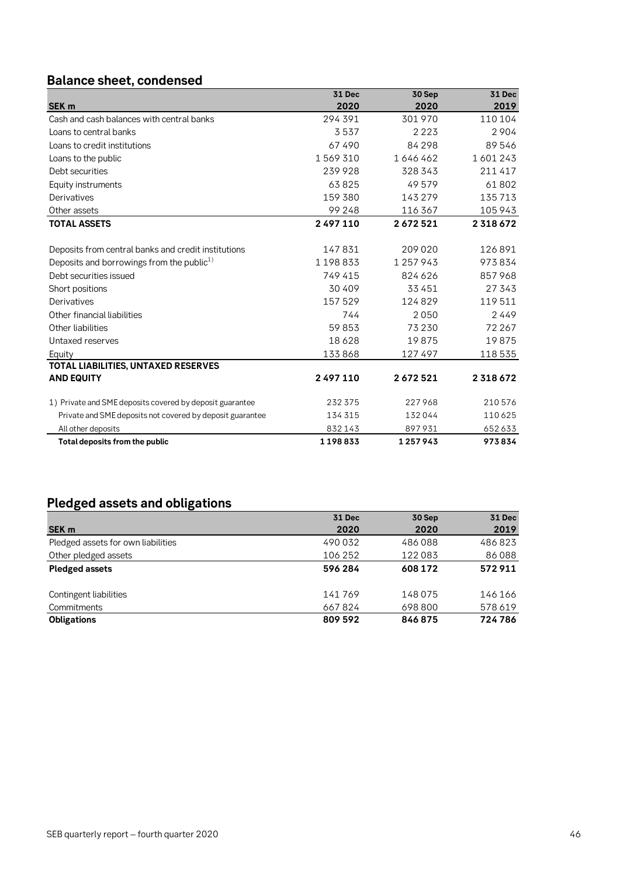## Balance sheet, condensed

| SEK m | 31 Dec 2020 | 30 Sep 2020 | 31 Dec 2019 |
|---|---|---|---|
| Cash and cash balances with central banks | 294 391 | 301 970 | 110 104 |
| Loans to central banks | 3 537 | 2 223 | 2 904 |
| Loans to credit institutions | 67 490 | 84 298 | 89 546 |
| Loans to the public | 1 569 310 | 1 646 462 | 1 601 243 |
| Debt securities | 239 928 | 328 343 | 211 417 |
| Equity instruments | 63 825 | 49 579 | 61 802 |
| Derivatives | 159 380 | 143 279 | 135 713 |
| Other assets | 99 248 | 116 367 | 105 943 |
| **TOTAL ASSETS** | **2 497 110** | **2 672 521** | **2 318 672** |
| | | | |
| Deposits from central banks and credit institutions | 147 831 | 209 020 | 126 891 |
| Deposits and borrowings from the public[1)] | 1 198 833 | 1 257 943 | 973 834 |
| Debt securities issued | 749 415 | 824 626 | 857 968 |
| Short positions | 30 409 | 33 451 | 27 343 |
| Derivatives | 157 529 | 124 829 | 119 511 |
| Other financial liabilities | 744 | 2 050 | 2 449 |
| Other liabilities | 59 853 | 73 230 | 72 267 |
| Untaxed reserves | 18 628 | 19 875 | 19 875 |
| Equity | 133 868 | 127 497 | 118 535 |
| **TOTAL LIABILITIES, UNTAXED RESERVES AND EQUITY** | **2 497 110** | **2 672 521** | **2 318 672** |
| | | | |
| 1) Private and SME deposits covered by deposit guarantee | 232 375 | 227 968 | 210 576 |
| Private and SME deposits not covered by deposit guarantee | 134 315 | 132 044 | 110 625 |
| All other deposits | 832 143 | 897 931 | 652 633 |
| **Total deposits from the public** | **1 198 833** | **1 257 943** | **973 834** |

## Pledged assets and obligations

| SEK m | 31 Dec 2020 | 30 Sep 2020 | 31 Dec 2019 |
|---|---|---|---|
| Pledged assets for own liabilities | 490 032 | 486 088 | 486 823 |
| Other pledged assets | 106 252 | 122 083 | 86 088 |
| **Pledged assets** | **596 284** | **608 172** | **572 911** |
| | | | |
| Contingent liabilities | 141 769 | 148 075 | 146 166 |
| Commitments | 667 824 | 698 800 | 578 619 |
| **Obligations** | **809 592** | **846 875** | **724 786** |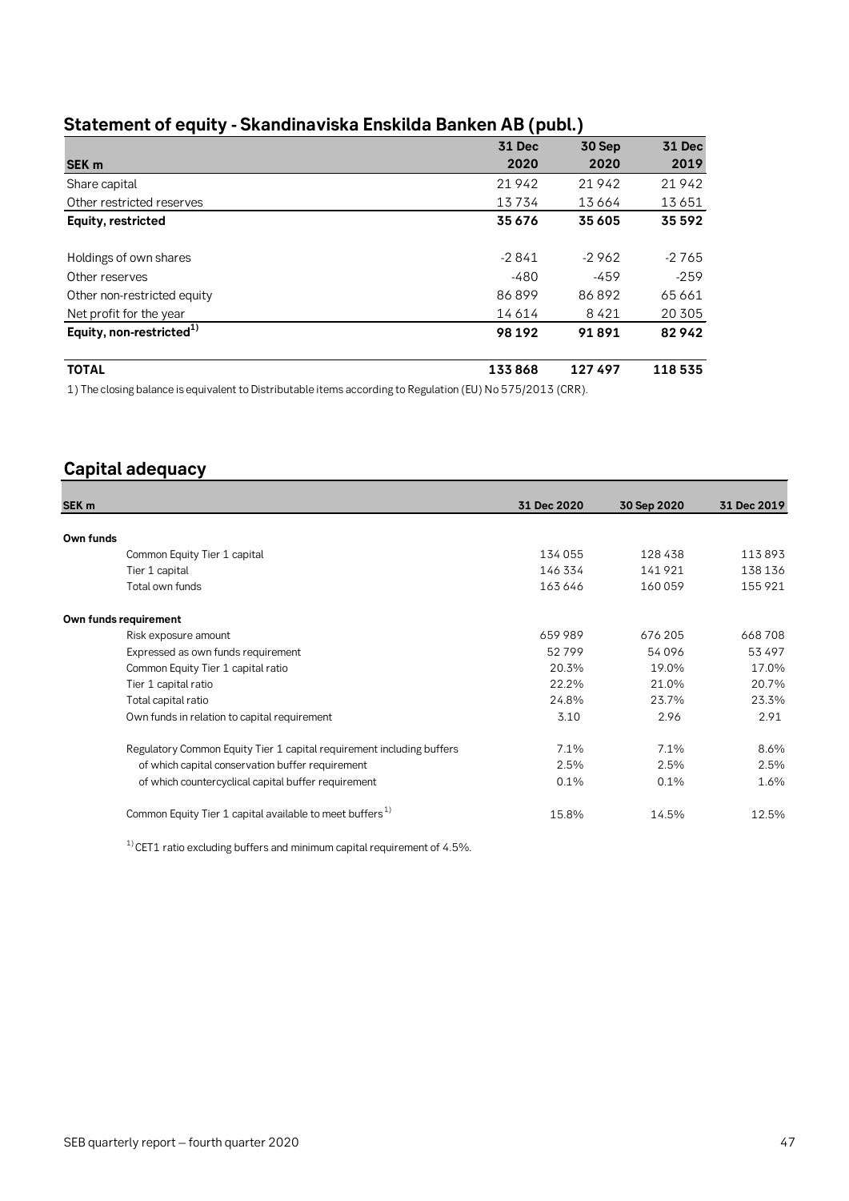## Statement of equity - Skandinaviska Enskilda Banken AB (publ.)

| SEK m | 31 Dec 2020 | 30 Sep 2020 | 31 Dec 2019 |
|---|---|---|---|
| Share capital | 21 942 | 21 942 | 21 942 |
| Other restricted reserves | 13 734 | 13 664 | 13 651 |
| **Equity, restricted** | **35 676** | **35 605** | **35 592** |
| | | | |
| Holdings of own shares | -2 841 | -2 962 | -2 765 |
| Other reserves | -480 | -459 | -259 |
| Other non-restricted equity | 86 899 | 86 892 | 65 661 |
| Net profit for the year | 14 614 | 8 421 | 20 305 |
| **Equity, non-restricted**[1] | **98 192** | **91 891** | **82 942** |
| | | | |
| **TOTAL** | **133 868** | **127 497** | **118 535** |

1) The closing balance is equivalent to Distributable items according to Regulation (EU) No 575/2013 (CRR).

## Capital adequacy

| SEK m | 31 Dec 2020 | 30 Sep 2020 | 31 Dec 2019 |
|---|---|---|---|
| **Own funds** | | | |
| Common Equity Tier 1 capital | 134 055 | 128 438 | 113 893 |
| Tier 1 capital | 146 334 | 141 921 | 138 136 |
| Total own funds | 163 646 | 160 059 | 155 921 |
| **Own funds requirement** | | | |
| Risk exposure amount | 659 989 | 676 205 | 668 708 |
| Expressed as own funds requirement | 52 799 | 54 096 | 53 497 |
| Common Equity Tier 1 capital ratio | 20.3% | 19.0% | 17.0% |
| Tier 1 capital ratio | 22.2% | 21.0% | 20.7% |
| Total capital ratio | 24.8% | 23.7% | 23.3% |
| Own funds in relation to capital requirement | 3.10 | 2.96 | 2.91 |
| | | | |
| Regulatory Common Equity Tier 1 capital requirement including buffers | 7.1% | 7.1% | 8.6% |
| of which capital conservation buffer requirement | 2.5% | 2.5% | 2.5% |
| of which countercyclical capital buffer requirement | 0.1% | 0.1% | 1.6% |
| | | | |
| Common Equity Tier 1 capital available to meet buffers[1] | 15.8% | 14.5% | 12.5% |

1) CET1 ratio excluding buffers and minimum capital requirement of 4.5%.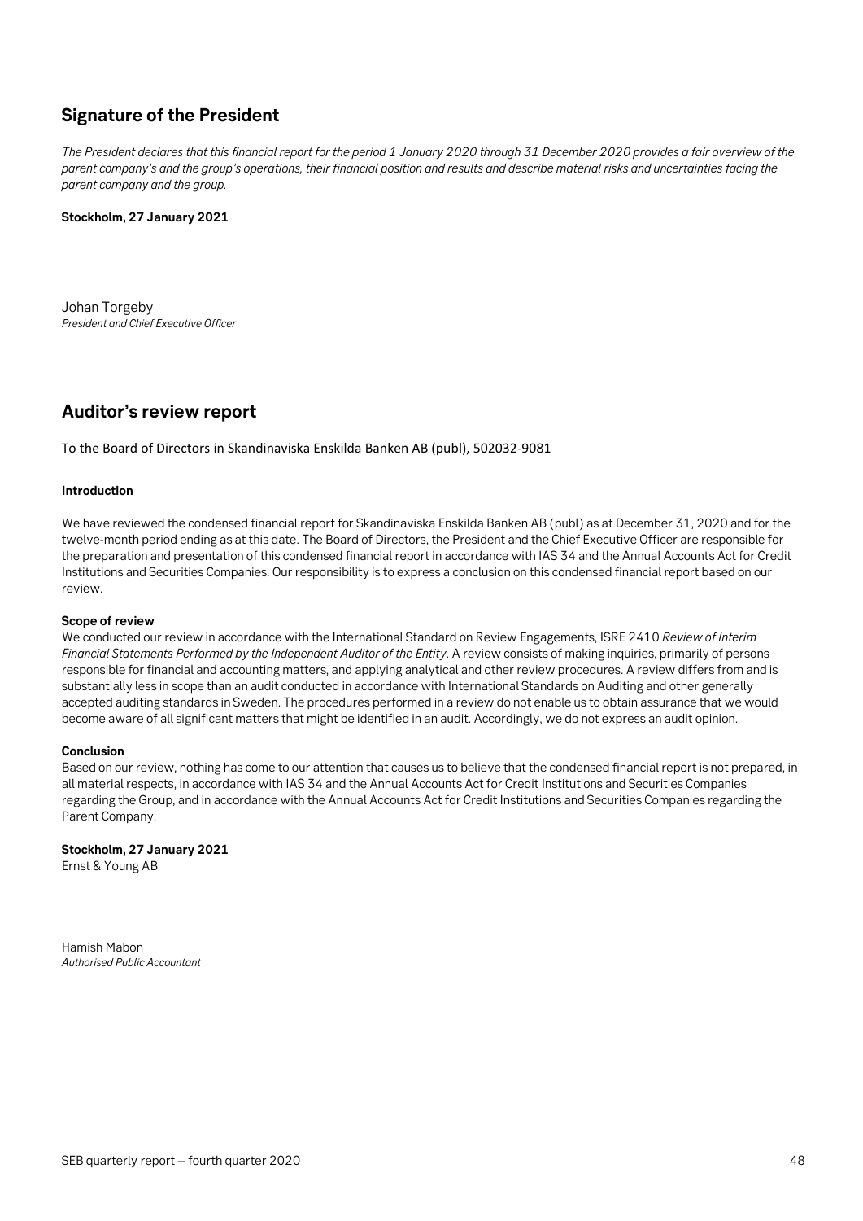## Signature of the President

*The President declares that this financial report for the period 1 January 2020 through 31 December 2020 provides a fair overview of the parent company's and the group's operations, their financial position and results and describe material risks and uncertainties facing the parent company and the group.*

**Stockholm, 27 January 2021**

Johan Torgeby
*President and Chief Executive Officer*

## Auditor's review report

To the Board of Directors in Skandinaviska Enskilda Banken AB (publ), 502032-9081

**Introduction**

We have reviewed the condensed financial report for Skandinaviska Enskilda Banken AB (publ) as at December 31, 2020 and for the twelve-month period ending as at this date. The Board of Directors, the President and the Chief Executive Officer are responsible for the preparation and presentation of this condensed financial report in accordance with IAS 34 and the Annual Accounts Act for Credit Institutions and Securities Companies. Our responsibility is to express a conclusion on this condensed financial report based on our review.

**Scope of review**

We conducted our review in accordance with the International Standard on Review Engagements, ISRE 2410 *Review of Interim Financial Statements Performed by the Independent Auditor of the Entity*. A review consists of making inquiries, primarily of persons responsible for financial and accounting matters, and applying analytical and other review procedures. A review differs from and is substantially less in scope than an audit conducted in accordance with International Standards on Auditing and other generally accepted auditing standards in Sweden. The procedures performed in a review do not enable us to obtain assurance that we would become aware of all significant matters that might be identified in an audit. Accordingly, we do not express an audit opinion.

**Conclusion**

Based on our review, nothing has come to our attention that causes us to believe that the condensed financial report is not prepared, in all material respects, in accordance with IAS 34 and the Annual Accounts Act for Credit Institutions and Securities Companies regarding the Group, and in accordance with the Annual Accounts Act for Credit Institutions and Securities Companies regarding the Parent Company.

**Stockholm, 27 January 2021**
Ernst & Young AB

Hamish Mabon
*Authorised Public Accountant*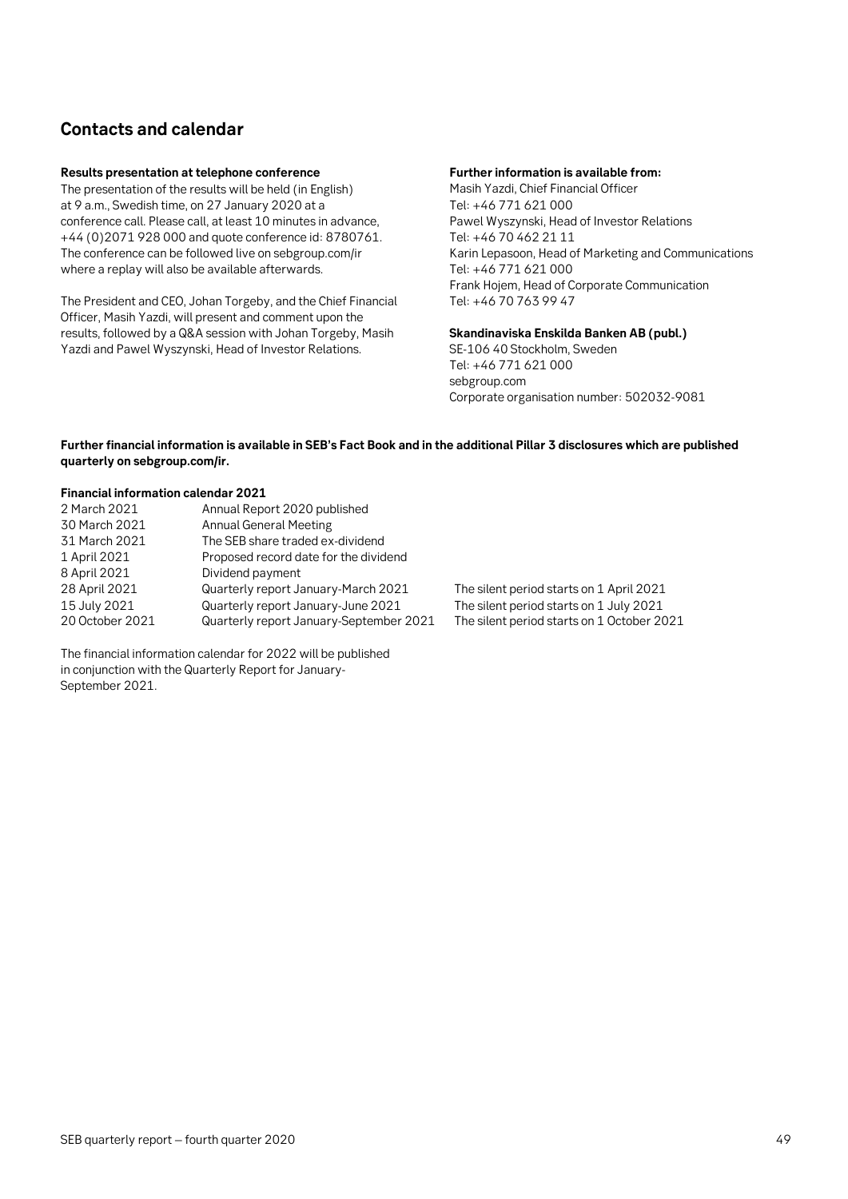## Contacts and calendar

**Results presentation at telephone conference**

The presentation of the results will be held (in English) at 9 a.m., Swedish time, on 27 January 2020 at a conference call. Please call, at least 10 minutes in advance, +44 (0)2071 928 000 and quote conference id: 8780761. The conference can be followed live on sebgroup.com/ir where a replay will also be available afterwards.

The President and CEO, Johan Torgeby, and the Chief Financial Officer, Masih Yazdi, will present and comment upon the results, followed by a Q&A session with Johan Torgeby, Masih Yazdi and Pawel Wyszynski, Head of Investor Relations.

**Further information is available from:**

Masih Yazdi, Chief Financial Officer
Tel: +46 771 621 000
Pawel Wyszynski, Head of Investor Relations
Tel: +46 70 462 21 11
Karin Lepasoon, Head of Marketing and Communications
Tel: +46 771 621 000
Frank Hojem, Head of Corporate Communication
Tel: +46 70 763 99 47

**Skandinaviska Enskilda Banken AB (publ.)**

SE-106 40 Stockholm, Sweden
Tel: +46 771 621 000
sebgroup.com
Corporate organisation number: 502032-9081

**Further financial information is available in SEB's Fact Book and in the additional Pillar 3 disclosures which are published quarterly on sebgroup.com/ir.**

**Financial information calendar 2021**

| | | |
|---|---|---|
| 2 March 2021 | Annual Report 2020 published | |
| 30 March 2021 | Annual General Meeting | |
| 31 March 2021 | The SEB share traded ex-dividend | |
| 1 April 2021 | Proposed record date for the dividend | |
| 8 April 2021 | Dividend payment | |
| 28 April 2021 | Quarterly report January-March 2021 | The silent period starts on 1 April 2021 |
| 15 July 2021 | Quarterly report January-June 2021 | The silent period starts on 1 July 2021 |
| 20 October 2021 | Quarterly report January-September 2021 | The silent period starts on 1 October 2021 |

The financial information calendar for 2022 will be published in conjunction with the Quarterly Report for January-September 2021.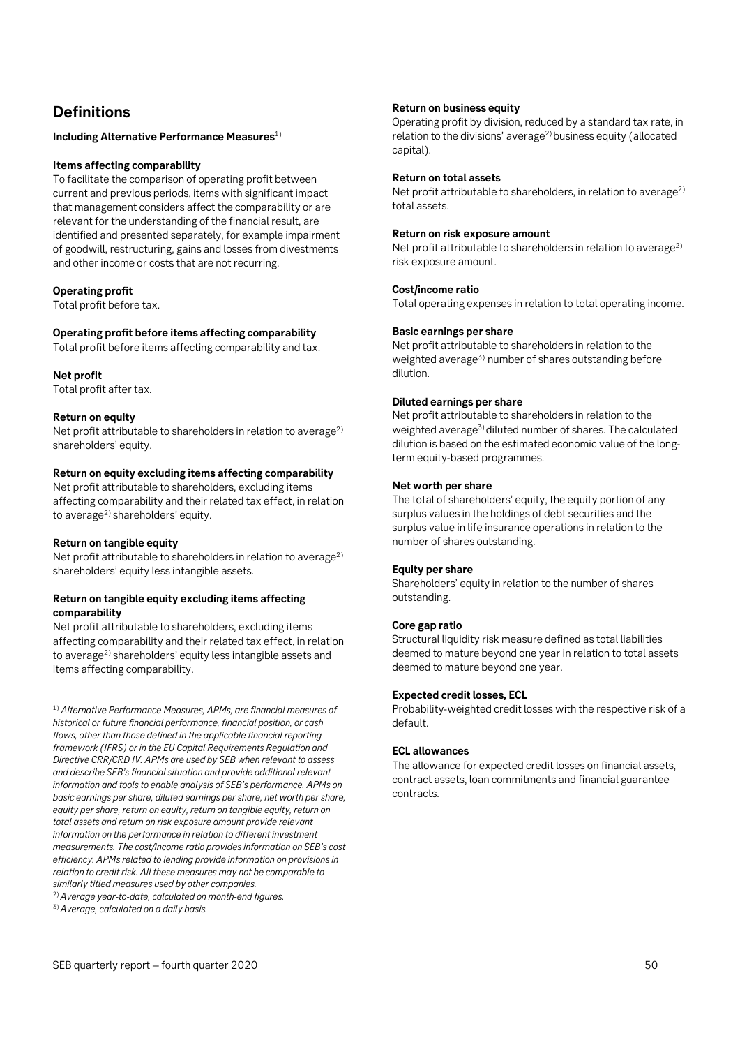## Definitions

**Including Alternative Performance Measures**[1]

**Items affecting comparability**

To facilitate the comparison of operating profit between current and previous periods, items with significant impact that management considers affect the comparability or are relevant for the understanding of the financial result, are identified and presented separately, for example impairment of goodwill, restructuring, gains and losses from divestments and other income or costs that are not recurring.

**Operating profit**

Total profit before tax.

**Operating profit before items affecting comparability**

Total profit before items affecting comparability and tax.

**Net profit**

Total profit after tax.

**Return on equity**

Net profit attributable to shareholders in relation to average[2] shareholders' equity.

**Return on equity excluding items affecting comparability**

Net profit attributable to shareholders, excluding items affecting comparability and their related tax effect, in relation to average[2] shareholders' equity.

**Return on tangible equity**

Net profit attributable to shareholders in relation to average[2] shareholders' equity less intangible assets.

**Return on tangible equity excluding items affecting comparability**

Net profit attributable to shareholders, excluding items affecting comparability and their related tax effect, in relation to average[2] shareholders' equity less intangible assets and items affecting comparability.

[1] *Alternative Performance Measures, APMs, are financial measures of historical or future financial performance, financial position, or cash flows, other than those defined in the applicable financial reporting framework (IFRS) or in the EU Capital Requirements Regulation and Directive CRR/CRD IV. APMs are used by SEB when relevant to assess and describe SEB's financial situation and provide additional relevant information and tools to enable analysis of SEB's performance. APMs on basic earnings per share, diluted earnings per share, net worth per share, equity per share, return on equity, return on tangible equity, return on total assets and return on risk exposure amount provide relevant information on the performance in relation to different investment measurements. The cost/income ratio provides information on SEB's cost efficiency. APMs related to lending provide information on provisions in relation to credit risk. All these measures may not be comparable to similarly titled measures used by other companies.*

[2] *Average year-to-date, calculated on month-end figures.*

[3] *Average, calculated on a daily basis.*

**Return on business equity**

Operating profit by division, reduced by a standard tax rate, in relation to the divisions' average[2] business equity (allocated capital).

**Return on total assets**

Net profit attributable to shareholders, in relation to average[2] total assets.

**Return on risk exposure amount**

Net profit attributable to shareholders in relation to average[2] risk exposure amount.

**Cost/income ratio**

Total operating expenses in relation to total operating income.

**Basic earnings per share**

Net profit attributable to shareholders in relation to the weighted average[3] number of shares outstanding before dilution.

**Diluted earnings per share**

Net profit attributable to shareholders in relation to the weighted average[3] diluted number of shares. The calculated dilution is based on the estimated economic value of the long-term equity-based programmes.

**Net worth per share**

The total of shareholders' equity, the equity portion of any surplus values in the holdings of debt securities and the surplus value in life insurance operations in relation to the number of shares outstanding.

**Equity per share**

Shareholders' equity in relation to the number of shares outstanding.

**Core gap ratio**

Structural liquidity risk measure defined as total liabilities deemed to mature beyond one year in relation to total assets deemed to mature beyond one year.

**Expected credit losses, ECL**

Probability-weighted credit losses with the respective risk of a default.

**ECL allowances**

The allowance for expected credit losses on financial assets, contract assets, loan commitments and financial guarantee contracts.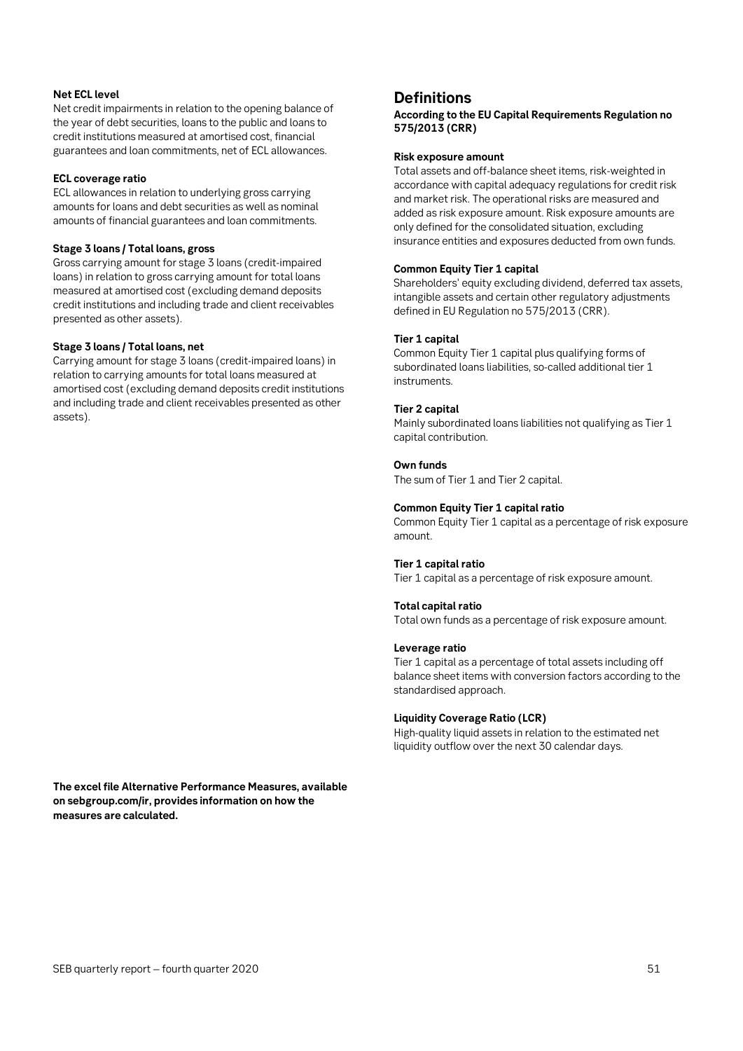**Net ECL level**

Net credit impairments in relation to the opening balance of the year of debt securities, loans to the public and loans to credit institutions measured at amortised cost, financial guarantees and loan commitments, net of ECL allowances.

**ECL coverage ratio**

ECL allowances in relation to underlying gross carrying amounts for loans and debt securities as well as nominal amounts of financial guarantees and loan commitments.

**Stage 3 loans / Total loans, gross**

Gross carrying amount for stage 3 loans (credit-impaired loans) in relation to gross carrying amount for total loans measured at amortised cost (excluding demand deposits credit institutions and including trade and client receivables presented as other assets).

**Stage 3 loans / Total loans, net**

Carrying amount for stage 3 loans (credit-impaired loans) in relation to carrying amounts for total loans measured at amortised cost (excluding demand deposits credit institutions and including trade and client receivables presented as other assets).

**The excel file Alternative Performance Measures, available on sebgroup.com/ir, provides information on how the measures are calculated.**

# Definitions

**According to the EU Capital Requirements Regulation no 575/2013 (CRR)**

**Risk exposure amount**

Total assets and off-balance sheet items, risk-weighted in accordance with capital adequacy regulations for credit risk and market risk. The operational risks are measured and added as risk exposure amount. Risk exposure amounts are only defined for the consolidated situation, excluding insurance entities and exposures deducted from own funds.

**Common Equity Tier 1 capital**

Shareholders' equity excluding dividend, deferred tax assets, intangible assets and certain other regulatory adjustments defined in EU Regulation no 575/2013 (CRR).

**Tier 1 capital**

Common Equity Tier 1 capital plus qualifying forms of subordinated loans liabilities, so-called additional tier 1 instruments.

**Tier 2 capital**

Mainly subordinated loans liabilities not qualifying as Tier 1 capital contribution.

**Own funds**

The sum of Tier 1 and Tier 2 capital.

**Common Equity Tier 1 capital ratio**

Common Equity Tier 1 capital as a percentage of risk exposure amount.

**Tier 1 capital ratio**

Tier 1 capital as a percentage of risk exposure amount.

**Total capital ratio**

Total own funds as a percentage of risk exposure amount.

**Leverage ratio**

Tier 1 capital as a percentage of total assets including off balance sheet items with conversion factors according to the standardised approach.

**Liquidity Coverage Ratio (LCR)**

High-quality liquid assets in relation to the estimated net liquidity outflow over the next 30 calendar days.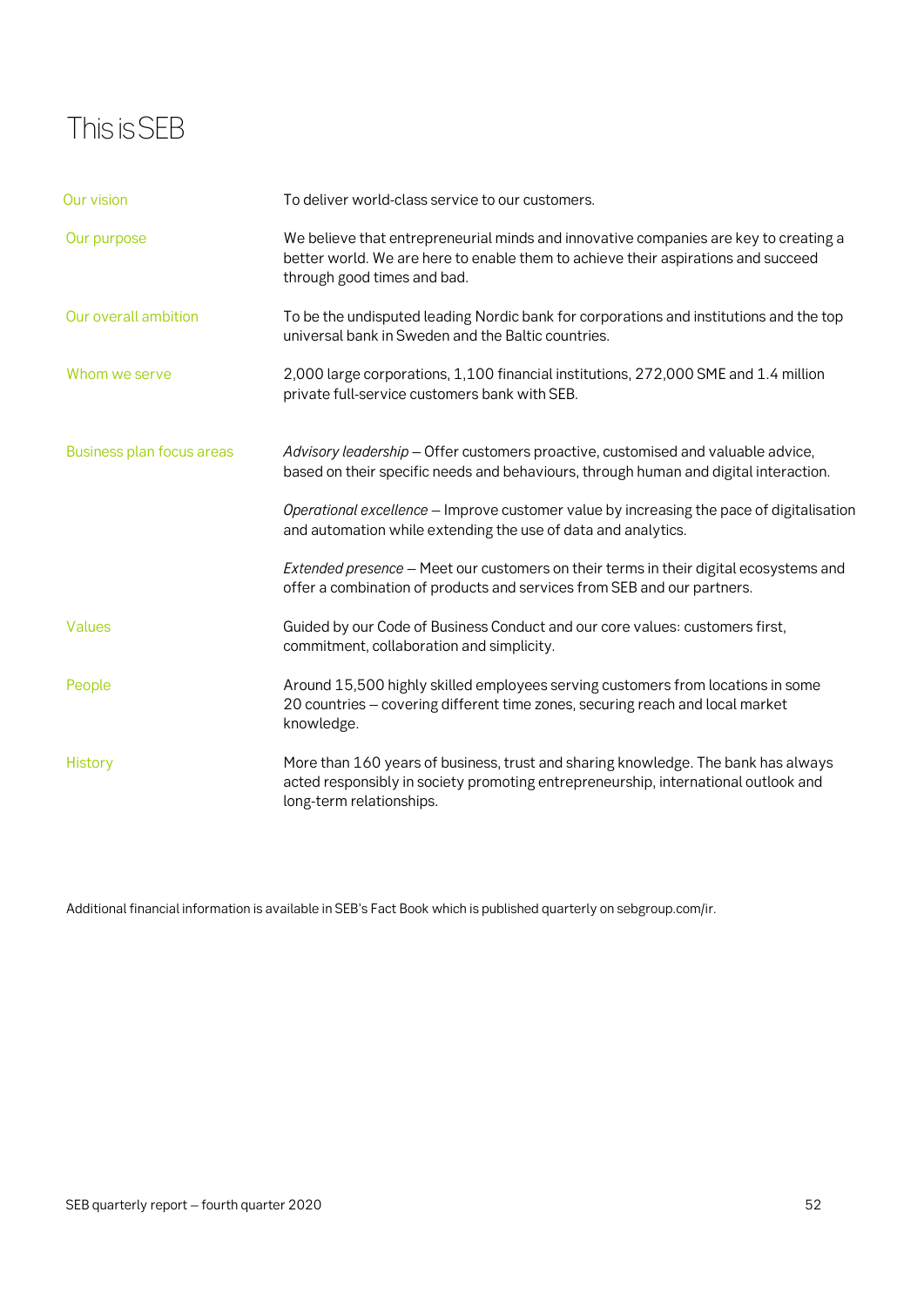# This is SEB

| | |
|---|---|
| Our vision | To deliver world-class service to our customers. |
| Our purpose | We believe that entrepreneurial minds and innovative companies are key to creating a better world. We are here to enable them to achieve their aspirations and succeed through good times and bad. |
| Our overall ambition | To be the undisputed leading Nordic bank for corporations and institutions and the top universal bank in Sweden and the Baltic countries. |
| Whom we serve | 2,000 large corporations, 1,100 financial institutions, 272,000 SME and 1.4 million private full-service customers bank with SEB. |
| Business plan focus areas | *Advisory leadership* – Offer customers proactive, customised and valuable advice, based on their specific needs and behaviours, through human and digital interaction.<br><br>*Operational excellence* – Improve customer value by increasing the pace of digitalisation and automation while extending the use of data and analytics.<br><br>*Extended presence* – Meet our customers on their terms in their digital ecosystems and offer a combination of products and services from SEB and our partners. |
| Values | Guided by our Code of Business Conduct and our core values: customers first, commitment, collaboration and simplicity. |
| People | Around 15,500 highly skilled employees serving customers from locations in some 20 countries – covering different time zones, securing reach and local market knowledge. |
| History | More than 160 years of business, trust and sharing knowledge. The bank has always acted responsibly in society promoting entrepreneurship, international outlook and long-term relationships. |

Additional financial information is available in SEB's Fact Book which is published quarterly on sebgroup.com/ir.